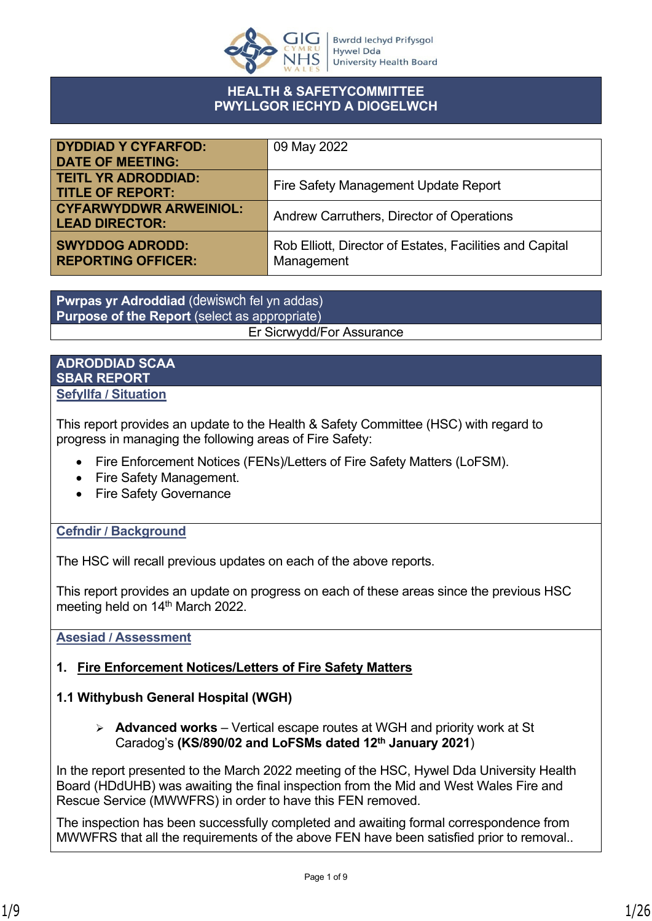# HEALTH & SAFETYCOMMITTEE
# PWYLLGOR IECHYD A DIOGELWCH

| | |
|---|---|
| **DYDDIAD Y CYFARFOD: DATE OF MEETING:** | 09 May 2022 |
| **TEITL YR ADRODDIAD: TITLE OF REPORT:** | Fire Safety Management Update Report |
| **CYFARWYDDWR ARWEINIOL: LEAD DIRECTOR:** | Andrew Carruthers, Director of Operations |
| **SWYDDOG ADRODD: REPORTING OFFICER:** | Rob Elliott, Director of Estates, Facilities and Capital Management |

| **Pwrpas yr Adroddiad** (dewiswch fel yn addas) **Purpose of the Report** (select as appropriate) |
|---|
| Er Sicrwydd/For Assurance |

## ADRODDIAD SCAA SBAR REPORT

### Sefyllfa / Situation

This report provides an update to the Health & Safety Committee (HSC) with regard to progress in managing the following areas of Fire Safety:

- Fire Enforcement Notices (FENs)/Letters of Fire Safety Matters (LoFSM).
- Fire Safety Management.
- Fire Safety Governance

### Cefndir / Background

The HSC will recall previous updates on each of the above reports.

This report provides an update on progress on each of these areas since the previous HSC meeting held on 14th March 2022.

### Asesiad / Assessment

**1. Fire Enforcement Notices/Letters of Fire Safety Matters**

**1.1 Withybush General Hospital (WGH)**

- **Advanced works** – Vertical escape routes at WGH and priority work at St Caradog's **(KS/890/02 and LoFSMs dated 12th January 2021**)

In the report presented to the March 2022 meeting of the HSC, Hywel Dda University Health Board (HDdUHB) was awaiting the final inspection from the Mid and West Wales Fire and Rescue Service (MWWFRS) in order to have this FEN removed.

The inspection has been successfully completed and awaiting formal correspondence from MWWFRS that all the requirements of the above FEN have been satisfied prior to removal..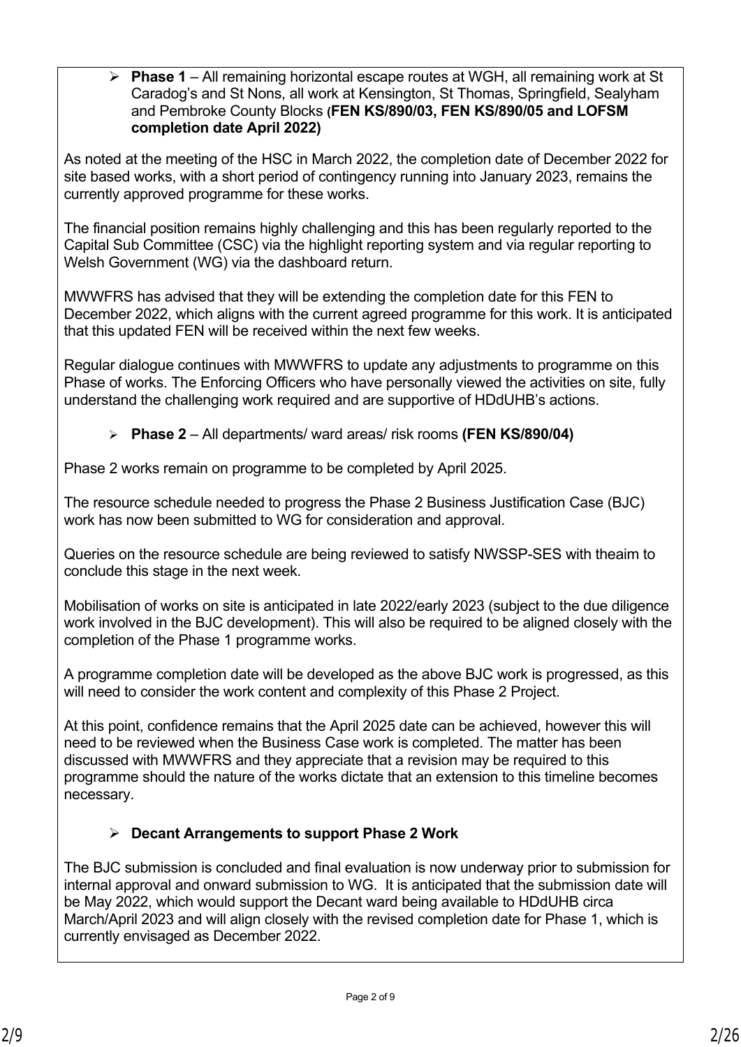- **Phase 1** – All remaining horizontal escape routes at WGH, all remaining work at St Caradog's and St Nons, all work at Kensington, St Thomas, Springfield, Sealyham and Pembroke County Blocks (**FEN KS/890/03, FEN KS/890/05 and LOFSM completion date April 2022)**

As noted at the meeting of the HSC in March 2022, the completion date of December 2022 for site based works, with a short period of contingency running into January 2023, remains the currently approved programme for these works.

The financial position remains highly challenging and this has been regularly reported to the Capital Sub Committee (CSC) via the highlight reporting system and via regular reporting to Welsh Government (WG) via the dashboard return.

MWWFRS has advised that they will be extending the completion date for this FEN to December 2022, which aligns with the current agreed programme for this work. It is anticipated that this updated FEN will be received within the next few weeks.

Regular dialogue continues with MWWFRS to update any adjustments to programme on this Phase of works. The Enforcing Officers who have personally viewed the activities on site, fully understand the challenging work required and are supportive of HDdUHB's actions.

- **Phase 2** – All departments/ ward areas/ risk rooms **(FEN KS/890/04)**

Phase 2 works remain on programme to be completed by April 2025.

The resource schedule needed to progress the Phase 2 Business Justification Case (BJC) work has now been submitted to WG for consideration and approval.

Queries on the resource schedule are being reviewed to satisfy NWSSP-SES with theaim to conclude this stage in the next week.

Mobilisation of works on site is anticipated in late 2022/early 2023 (subject to the due diligence work involved in the BJC development). This will also be required to be aligned closely with the completion of the Phase 1 programme works.

A programme completion date will be developed as the above BJC work is progressed, as this will need to consider the work content and complexity of this Phase 2 Project.

At this point, confidence remains that the April 2025 date can be achieved, however this will need to be reviewed when the Business Case work is completed. The matter has been discussed with MWWFRS and they appreciate that a revision may be required to this programme should the nature of the works dictate that an extension to this timeline becomes necessary.

- **Decant Arrangements to support Phase 2 Work**

The BJC submission is concluded and final evaluation is now underway prior to submission for internal approval and onward submission to WG. It is anticipated that the submission date will be May 2022, which would support the Decant ward being available to HDdUHB circa March/April 2023 and will align closely with the revised completion date for Phase 1, which is currently envisaged as December 2022.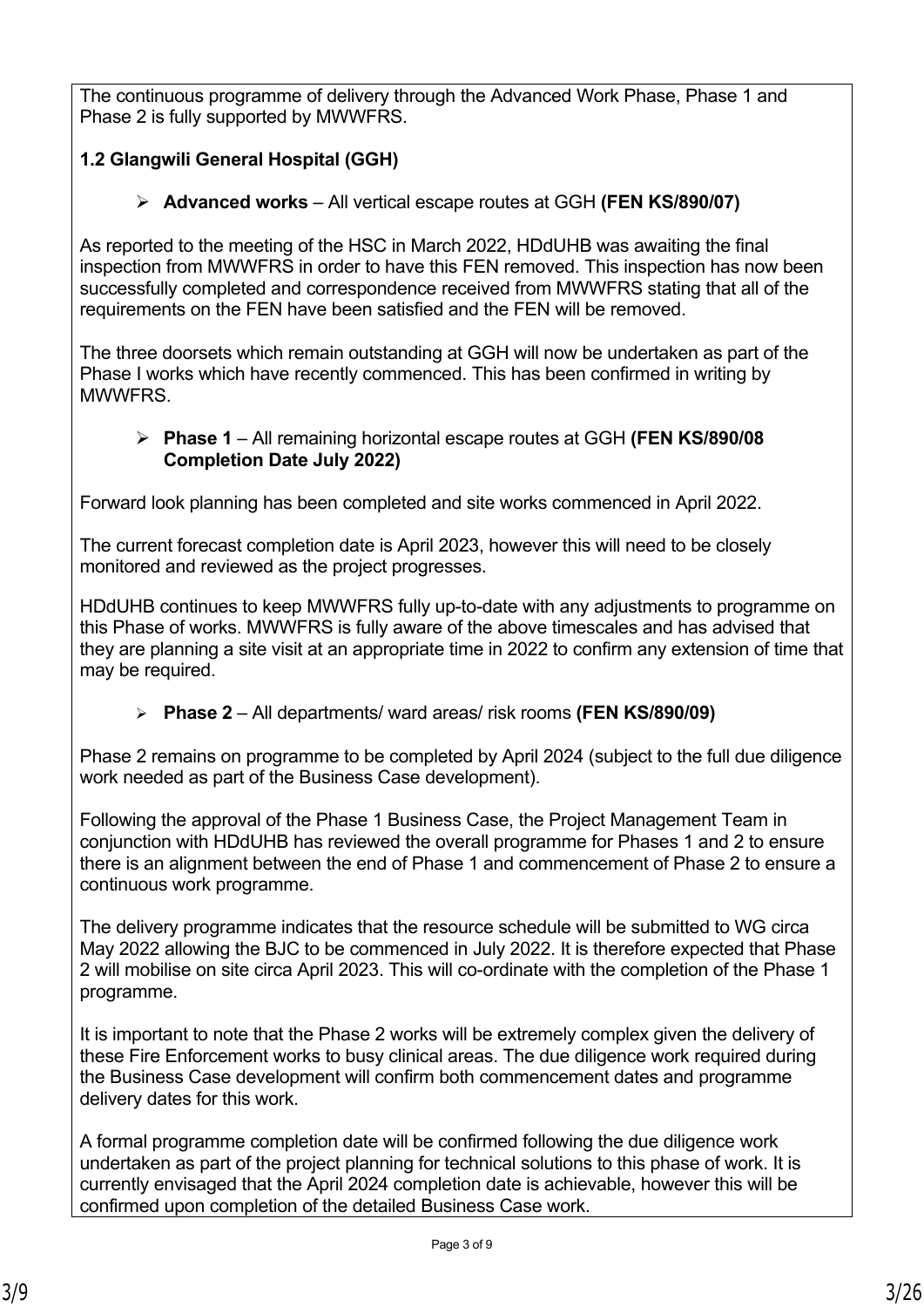The continuous programme of delivery through the Advanced Work Phase, Phase 1 and Phase 2 is fully supported by MWWFRS.

**1.2 Glangwili General Hospital (GGH)**

- **Advanced works** – All vertical escape routes at GGH **(FEN KS/890/07)**

As reported to the meeting of the HSC in March 2022, HDdUHB was awaiting the final inspection from MWWFRS in order to have this FEN removed. This inspection has now been successfully completed and correspondence received from MWWFRS stating that all of the requirements on the FEN have been satisfied and the FEN will be removed.

The three doorsets which remain outstanding at GGH will now be undertaken as part of the Phase I works which have recently commenced. This has been confirmed in writing by MWWFRS.

- **Phase 1** – All remaining horizontal escape routes at GGH **(FEN KS/890/08 Completion Date July 2022)**

Forward look planning has been completed and site works commenced in April 2022.

The current forecast completion date is April 2023, however this will need to be closely monitored and reviewed as the project progresses.

HDdUHB continues to keep MWWFRS fully up-to-date with any adjustments to programme on this Phase of works. MWWFRS is fully aware of the above timescales and has advised that they are planning a site visit at an appropriate time in 2022 to confirm any extension of time that may be required.

- **Phase 2** – All departments/ ward areas/ risk rooms **(FEN KS/890/09)**

Phase 2 remains on programme to be completed by April 2024 (subject to the full due diligence work needed as part of the Business Case development).

Following the approval of the Phase 1 Business Case, the Project Management Team in conjunction with HDdUHB has reviewed the overall programme for Phases 1 and 2 to ensure there is an alignment between the end of Phase 1 and commencement of Phase 2 to ensure a continuous work programme.

The delivery programme indicates that the resource schedule will be submitted to WG circa May 2022 allowing the BJC to be commenced in July 2022. It is therefore expected that Phase 2 will mobilise on site circa April 2023. This will co-ordinate with the completion of the Phase 1 programme.

It is important to note that the Phase 2 works will be extremely complex given the delivery of these Fire Enforcement works to busy clinical areas. The due diligence work required during the Business Case development will confirm both commencement dates and programme delivery dates for this work.

A formal programme completion date will be confirmed following the due diligence work undertaken as part of the project planning for technical solutions to this phase of work. It is currently envisaged that the April 2024 completion date is achievable, however this will be confirmed upon completion of the detailed Business Case work.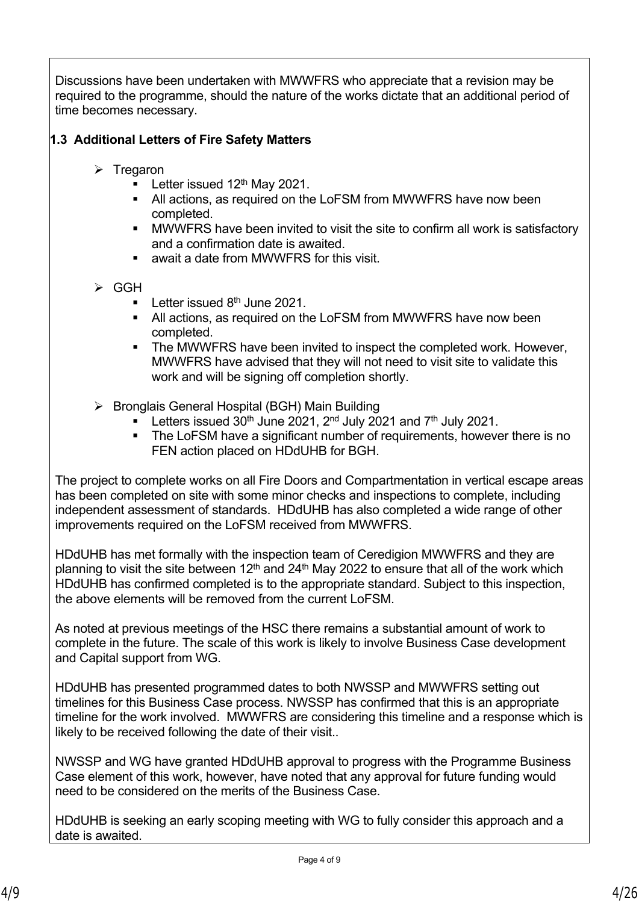Discussions have been undertaken with MWWFRS who appreciate that a revision may be required to the programme, should the nature of the works dictate that an additional period of time becomes necessary.

### 1.3 Additional Letters of Fire Safety Matters

- Tregaron
  - Letter issued 12th May 2021.
  - All actions, as required on the LoFSM from MWWFRS have now been completed.
  - MWWFRS have been invited to visit the site to confirm all work is satisfactory and a confirmation date is awaited.
  - await a date from MWWFRS for this visit.

- GGH
  - Letter issued 8th June 2021.
  - All actions, as required on the LoFSM from MWWFRS have now been completed.
  - The MWWFRS have been invited to inspect the completed work. However, MWWFRS have advised that they will not need to visit site to validate this work and will be signing off completion shortly.

- Bronglais General Hospital (BGH) Main Building
  - Letters issued 30th June 2021, 2nd July 2021 and 7th July 2021.
  - The LoFSM have a significant number of requirements, however there is no FEN action placed on HDdUHB for BGH.

The project to complete works on all Fire Doors and Compartmentation in vertical escape areas has been completed on site with some minor checks and inspections to complete, including independent assessment of standards. HDdUHB has also completed a wide range of other improvements required on the LoFSM received from MWWFRS.

HDdUHB has met formally with the inspection team of Ceredigion MWWFRS and they are planning to visit the site between 12th and 24th May 2022 to ensure that all of the work which HDdUHB has confirmed completed is to the appropriate standard. Subject to this inspection, the above elements will be removed from the current LoFSM.

As noted at previous meetings of the HSC there remains a substantial amount of work to complete in the future. The scale of this work is likely to involve Business Case development and Capital support from WG.

HDdUHB has presented programmed dates to both NWSSP and MWWFRS setting out timelines for this Business Case process. NWSSP has confirmed that this is an appropriate timeline for the work involved. MWWFRS are considering this timeline and a response which is likely to be received following the date of their visit..

NWSSP and WG have granted HDdUHB approval to progress with the Programme Business Case element of this work, however, have noted that any approval for future funding would need to be considered on the merits of the Business Case.

HDdUHB is seeking an early scoping meeting with WG to fully consider this approach and a date is awaited.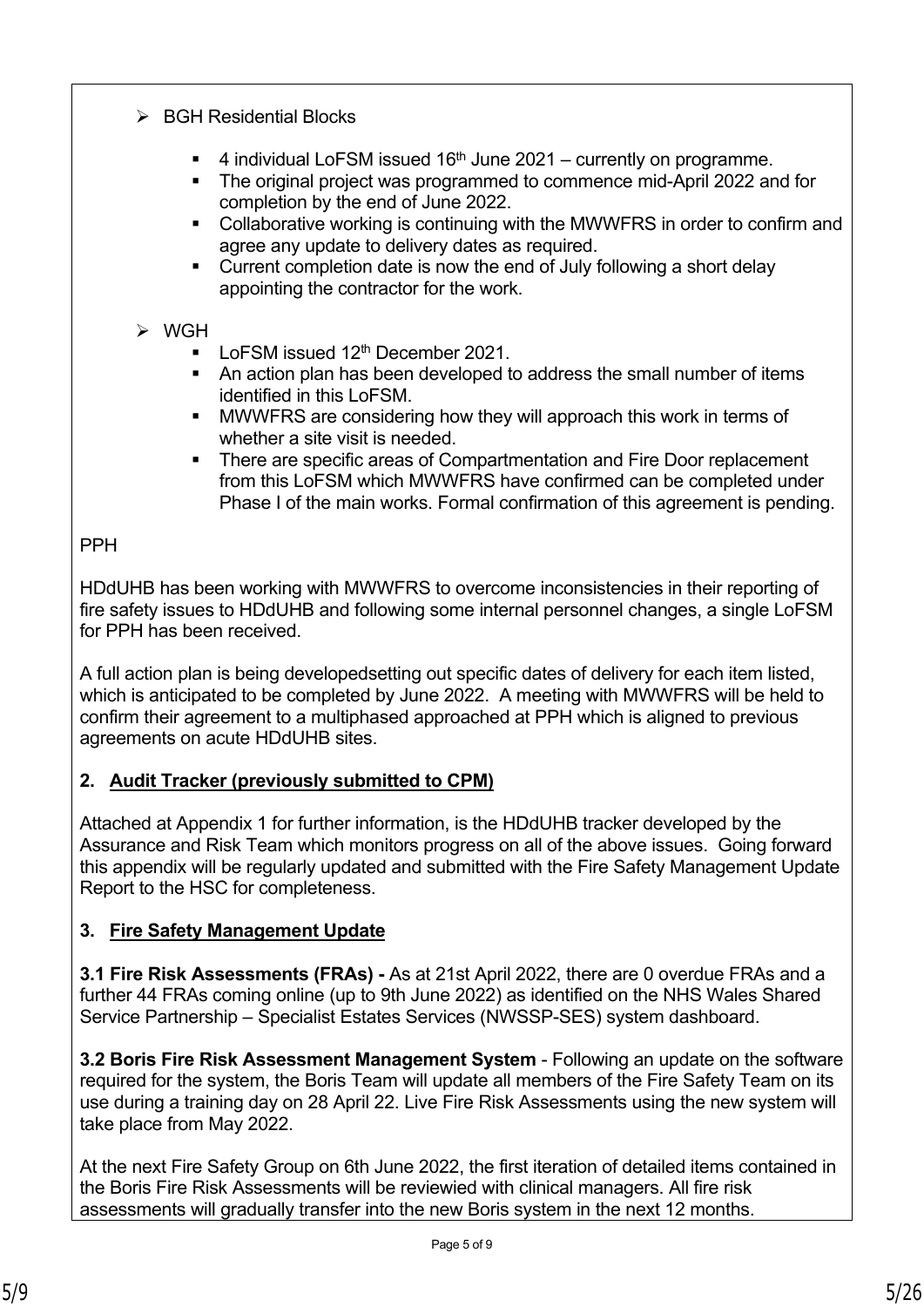- BGH Residential Blocks
  - 4 individual LoFSM issued 16th June 2021 – currently on programme.
  - The original project was programmed to commence mid-April 2022 and for completion by the end of June 2022.
  - Collaborative working is continuing with the MWWFRS in order to confirm and agree any update to delivery dates as required.
  - Current completion date is now the end of July following a short delay appointing the contractor for the work.

- WGH
  - LoFSM issued 12th December 2021.
  - An action plan has been developed to address the small number of items identified in this LoFSM.
  - MWWFRS are considering how they will approach this work in terms of whether a site visit is needed.
  - There are specific areas of Compartmentation and Fire Door replacement from this LoFSM which MWWFRS have confirmed can be completed under Phase I of the main works. Formal confirmation of this agreement is pending.

PPH

HDdUHB has been working with MWWFRS to overcome inconsistencies in their reporting of fire safety issues to HDdUHB and following some internal personnel changes, a single LoFSM for PPH has been received.

A full action plan is being developedsetting out specific dates of delivery for each item listed, which is anticipated to be completed by June 2022. A meeting with MWWFRS will be held to confirm their agreement to a multiphased approached at PPH which is aligned to previous agreements on acute HDdUHB sites.

## 2. Audit Tracker (previously submitted to CPM)

Attached at Appendix 1 for further information, is the HDdUHB tracker developed by the Assurance and Risk Team which monitors progress on all of the above issues. Going forward this appendix will be regularly updated and submitted with the Fire Safety Management Update Report to the HSC for completeness.

## 3. Fire Safety Management Update

**3.1 Fire Risk Assessments (FRAs) -** As at 21st April 2022, there are 0 overdue FRAs and a further 44 FRAs coming online (up to 9th June 2022) as identified on the NHS Wales Shared Service Partnership – Specialist Estates Services (NWSSP-SES) system dashboard.

**3.2 Boris Fire Risk Assessment Management System** - Following an update on the software required for the system, the Boris Team will update all members of the Fire Safety Team on its use during a training day on 28 April 22. Live Fire Risk Assessments using the new system will take place from May 2022.

At the next Fire Safety Group on 6th June 2022, the first iteration of detailed items contained in the Boris Fire Risk Assessments will be reviewied with clinical managers. All fire risk assessments will gradually transfer into the new Boris system in the next 12 months.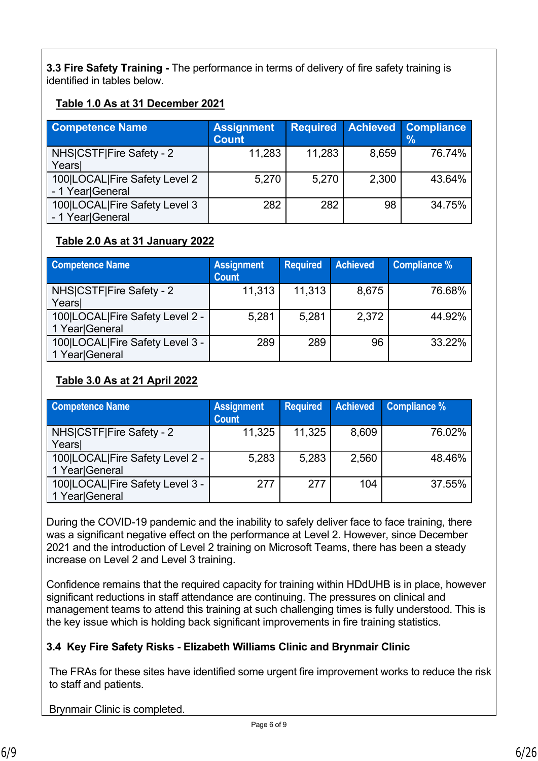**3.3 Fire Safety Training -** The performance in terms of delivery of fire safety training is identified in tables below.

**Table 1.0 As at 31 December 2021**

| Competence Name | Assignment Count | Required | Achieved | Compliance % |
|---|---|---|---|---|
| NHS\|CSTF\|Fire Safety - 2 Years\| | 11,283 | 11,283 | 8,659 | 76.74% |
| 100\|LOCAL\|Fire Safety Level 2 - 1 Year\|General | 5,270 | 5,270 | 2,300 | 43.64% |
| 100\|LOCAL\|Fire Safety Level 3 - 1 Year\|General | 282 | 282 | 98 | 34.75% |

**Table 2.0 As at 31 January 2022**

| Competence Name | Assignment Count | Required | Achieved | Compliance % |
|---|---|---|---|---|
| NHS\|CSTF\|Fire Safety - 2 Years\| | 11,313 | 11,313 | 8,675 | 76.68% |
| 100\|LOCAL\|Fire Safety Level 2 - 1 Year\|General | 5,281 | 5,281 | 2,372 | 44.92% |
| 100\|LOCAL\|Fire Safety Level 3 - 1 Year\|General | 289 | 289 | 96 | 33.22% |

**Table 3.0 As at 21 April 2022**

| Competence Name | Assignment Count | Required | Achieved | Compliance % |
|---|---|---|---|---|
| NHS\|CSTF\|Fire Safety - 2 Years\| | 11,325 | 11,325 | 8,609 | 76.02% |
| 100\|LOCAL\|Fire Safety Level 2 - 1 Year\|General | 5,283 | 5,283 | 2,560 | 48.46% |
| 100\|LOCAL\|Fire Safety Level 3 - 1 Year\|General | 277 | 277 | 104 | 37.55% |

During the COVID-19 pandemic and the inability to safely deliver face to face training, there was a significant negative effect on the performance at Level 2. However, since December 2021 and the introduction of Level 2 training on Microsoft Teams, there has been a steady increase on Level 2 and Level 3 training.

Confidence remains that the required capacity for training within HDdUHB is in place, however significant reductions in staff attendance are continuing. The pressures on clinical and management teams to attend this training at such challenging times is fully understood. This is the key issue which is holding back significant improvements in fire training statistics.

**3.4 Key Fire Safety Risks - Elizabeth Williams Clinic and Brynmair Clinic**

The FRAs for these sites have identified some urgent fire improvement works to reduce the risk to staff and patients.

Brynmair Clinic is completed.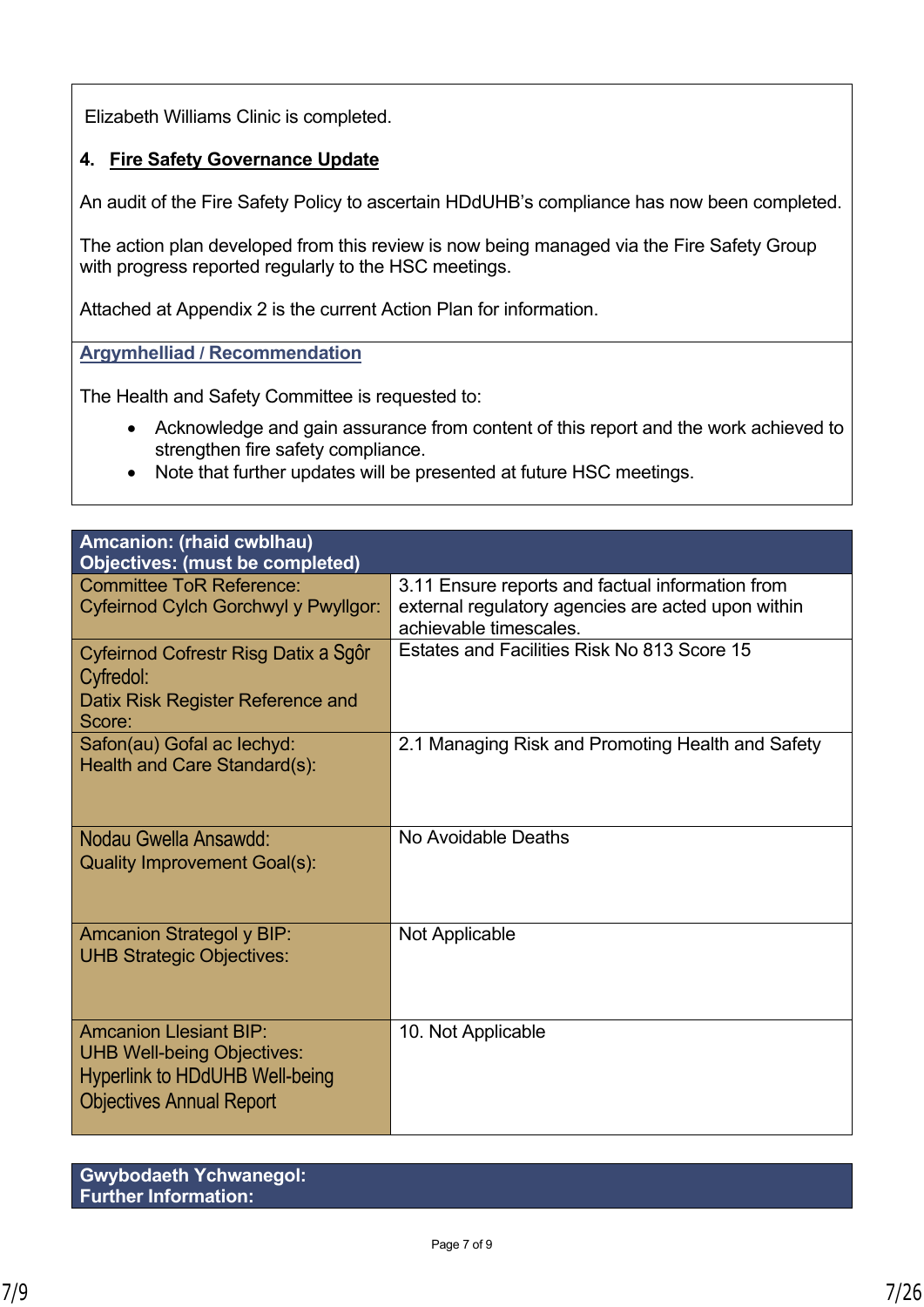Elizabeth Williams Clinic is completed.

**4. Fire Safety Governance Update**

An audit of the Fire Safety Policy to ascertain HDdUHB's compliance has now been completed.

The action plan developed from this review is now being managed via the Fire Safety Group with progress reported regularly to the HSC meetings.

Attached at Appendix 2 is the current Action Plan for information.

**Argymhelliad / Recommendation**

The Health and Safety Committee is requested to:

- Acknowledge and gain assurance from content of this report and the work achieved to strengthen fire safety compliance.
- Note that further updates will be presented at future HSC meetings.

| Amcanion: (rhaid cwblhau) Objectives: (must be completed) | |
|---|---|
| Committee ToR Reference: Cyfeirnod Cylch Gorchwyl y Pwyllgor: | 3.11 Ensure reports and factual information from external regulatory agencies are acted upon within achievable timescales. |
| Cyfeirnod Cofrestr Risg Datix a Sgôr Cyfredol: Datix Risk Register Reference and Score: | Estates and Facilities Risk No 813 Score 15 |
| Safon(au) Gofal ac Iechyd: Health and Care Standard(s): | 2.1 Managing Risk and Promoting Health and Safety |
| Nodau Gwella Ansawdd: Quality Improvement Goal(s): | No Avoidable Deaths |
| Amcanion Strategol y BIP: UHB Strategic Objectives: | Not Applicable |
| Amcanion Llesiant BIP: UHB Well-being Objectives: Hyperlink to HDdUHB Well-being Objectives Annual Report | 10. Not Applicable |

| Gwybodaeth Ychwanegol: Further Information: |
|---|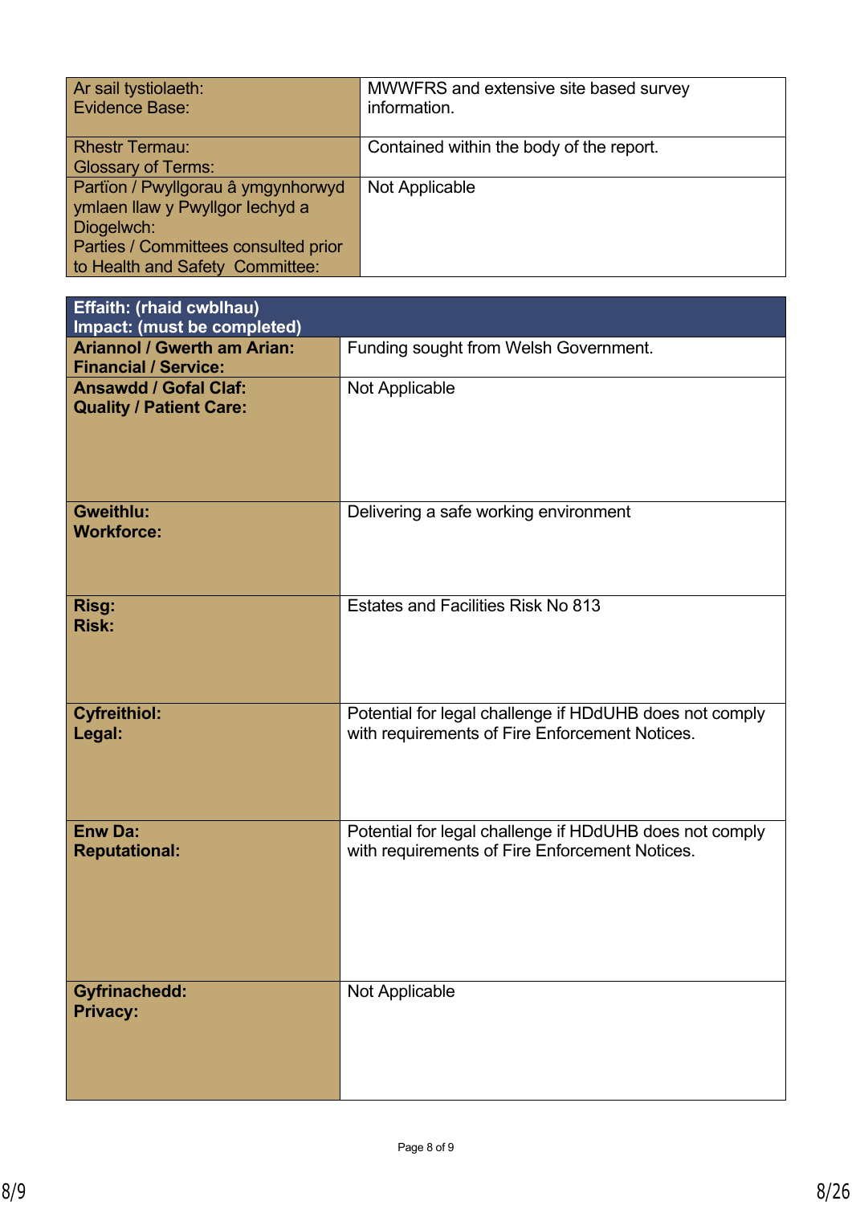| | |
|---|---|
| Ar sail tystiolaeth:<br>Evidence Base: | MWWFRS and extensive site based survey information. |
| Rhestr Termau:<br>Glossary of Terms: | Contained within the body of the report. |
| Partïon / Pwyllgorau â ymgynhorwyd ymlaen llaw y Pwyllgor Iechyd a Diogelwch:<br>Parties / Committees consulted prior to Health and Safety Committee: | Not Applicable |

| **Effaith: (rhaid cwblhau)<br>Impact: (must be completed)** | |
|---|---|
| **Ariannol / Gwerth am Arian:<br>Financial / Service:** | Funding sought from Welsh Government. |
| **Ansawdd / Gofal Claf:<br>Quality / Patient Care:** | Not Applicable |
| **Gweithlu:<br>Workforce:** | Delivering a safe working environment |
| **Risg:<br>Risk:** | Estates and Facilities Risk No 813 |
| **Cyfreithiol:<br>Legal:** | Potential for legal challenge if HDdUHB does not comply with requirements of Fire Enforcement Notices. |
| **Enw Da:<br>Reputational:** | Potential for legal challenge if HDdUHB does not comply with requirements of Fire Enforcement Notices. |
| **Gyfrinachedd:<br>Privacy:** | Not Applicable |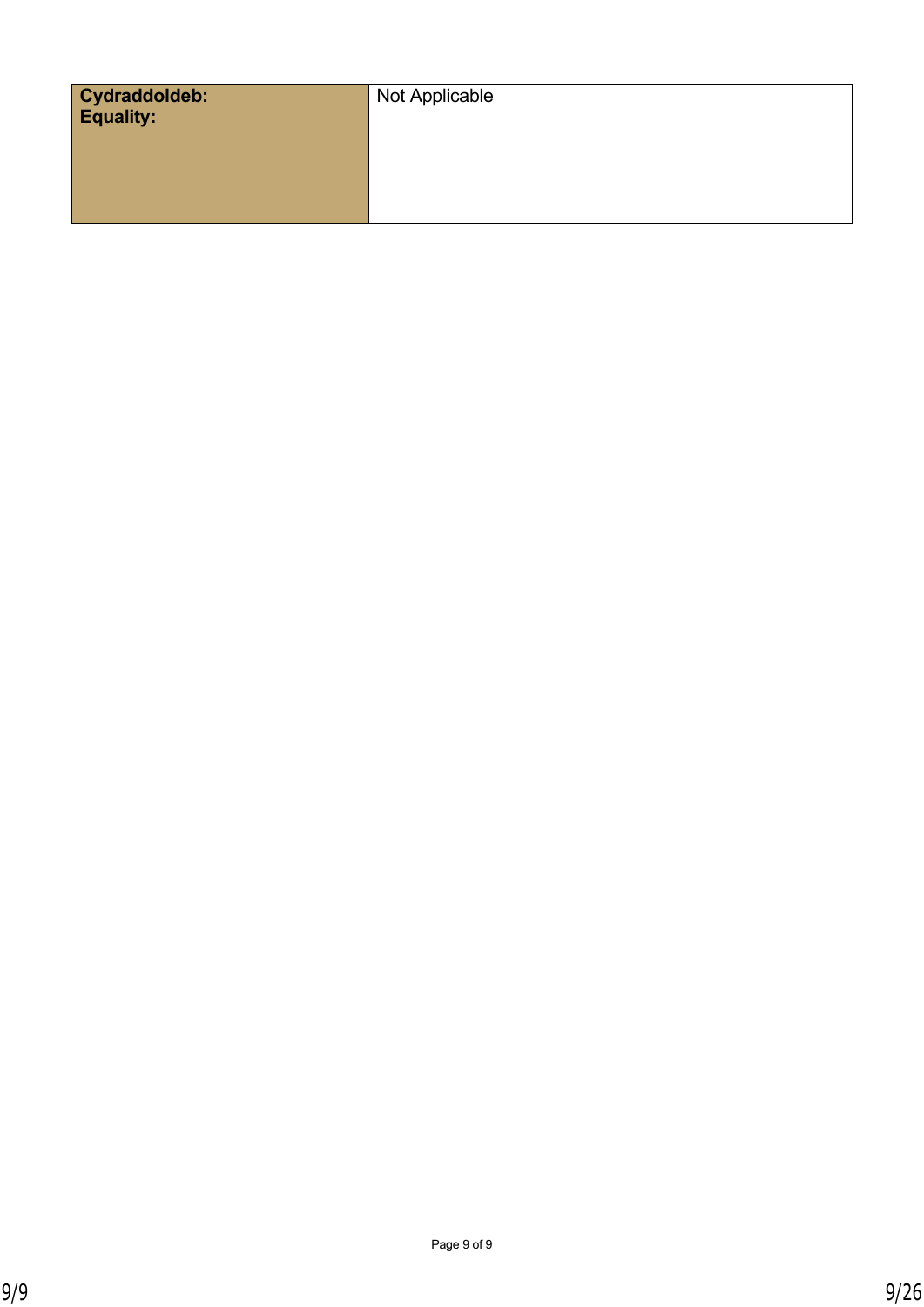| **Cydraddoldeb:**<br>**Equality:** | Not Applicable |
|---|---|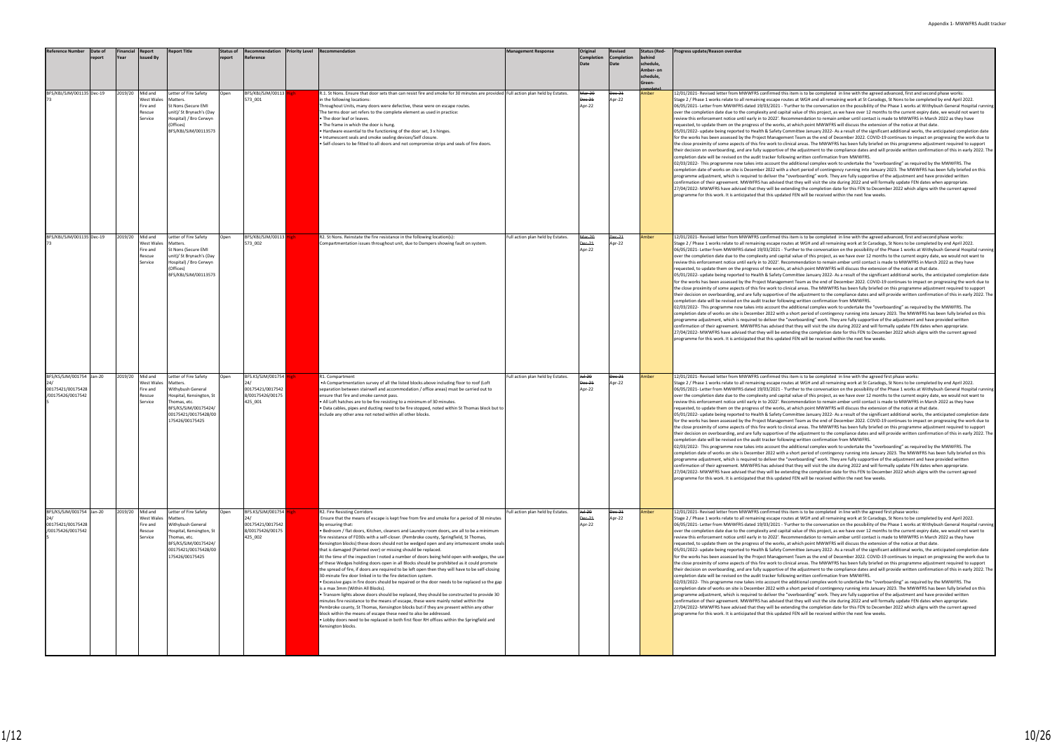Appendix 1- MWWFRS Audit tracker

| Reference Number | Date of report | Financial Year | Report Issued By | Report Title | Status of report | Recommendation Reference | Priority Level | Recommendation | Management Response | Original Completion Date | Revised Completion Date | Status (Red- behind schedule, Amber- on schedule, Green- complete) | Progress update/Reason overdue |
|---|---|---|---|---|---|---|---|---|---|---|---|---|---|
| BFS/KB/SJM/001135 73 | Dec-19 | 2019/20 | Mid and West Wales Fire and Rescue Service | Letter of Fire Safety Matters. St Nons (Secure EMI unit)/ St Brynach's (Day Hospital) / Bro Cerwyn (Offices) BFS/KB/SJM/00113573 | Open | BFS/KB/SJM/00113 573_001 | High | R.1. St Nons. Ensure that door sets than can resist fire and smoke for 30 minutes are provided in the following locations: Throughout Units, many doors were defective, these were on escape routes. The terms door set refers to the complete element as used in practice: • The door leaf or leaves. • The frame in which the door is hung. • Hardware essential to the functioning of the door set, 3 x hinges. • Intumescent seals and smoke sealing devices/Self closure. • Self-closers to be fitted to all doors and not compromise strips and seals of fire doors. | Full action plan held by Estates. | ~~Mar-20~~ ~~Dec-21~~ Apr-22 | ~~Dec-21~~ Apr-22 | Amber | 12/01/2021- Revised letter from MWWFRS confirmed this item is to be completed in line with the agreed advanced, first and second phase works: Stage 2 / Phase 1 works relate to all remaining escape routes at WGH and all remaining work at St Caradogs, St Nons to be completed by end April 2022. 06/05/2021- Letter from MWWFRS dated 19/03/2021 - 'Further to the conversation on the possibility of the Phase 1 works at Withybush General Hospital running over the completion date due to the complexity and capital value of this project, as we have over 12 months to the current expiry date, we would not want to review this enforcement notice until early in to 2022'. Recommendation to remain amber until contact is made to MWWFRS in March 2022 as they have requested, to update them on the progress of the works, at which point MWWFRS will discuss the extension of the notice at that date. 05/01/2022- update being reported to Health & Safety Committee January 2022- As a result of the significant additional works, the anticipated completion date for the works has been assessed by the Project Management Team as the end of December 2022. COVID-19 continues to impact on progressing the work due to the close proximity of some aspects of this fire work to clinical areas. The MWWFRS has been fully briefed on this programme adjustment required to support their decision on overboarding, and are fully supportive of the adjustment to the compliance dates and will provide written confirmation of this in early 2022. The completion date will be revised on the audit tracker following written confirmation from MWWFRS. 02/03/2022- This programme now takes into account the additional complex work to undertake the "overboarding" as required by the MWWFRS. The completion date of works on site is December 2022 with a short period of contingency running into January 2023. The MWWFRS has been fully briefed on this programme adjustment, which is required to deliver the "overboarding" work. They are fully supportive of the adjustment and have provided written confirmation of their agreement. MWWFRS has advised that they will visit the site during 2022 and will formally update FEN dates when appropriate. 27/04/2022- MWWFRS have advised that they will be extending the completion date for this FEN to December 2022 which aligns with the current agreed programme for this work. It is anticipated that this updated FEN will be received within the next few weeks. |
| BFS/KB/SJM/001135 73 | Dec-19 | 2019/20 | Mid and West Wales Fire and Rescue Service | Letter of Fire Safety Matters. St Nons (Secure EMI unit)/ St Brynach's (Day Hospital) / Bro Cerwyn (Offices) BFS/KB/SJM/00113573 | Open | BFS/KB/SJM/00113 573_002 | High | R2. St Nons. Reinstate the fire resistance in the following location(s): Compartmentation issues throughout unit, due to Dampers showing fault on system. | Full action plan held by Estates. | ~~Mar-20~~ ~~Dec-21~~ Apr-22 | ~~Dec-21~~ Apr-22 | Amber | 12/01/2021- Revised letter from MWWFRS confirmed this item is to be completed in line with the agreed advanced, first and second phase works: Stage 2 / Phase 1 works relate to all remaining escape routes at WGH and all remaining work at St Caradogs, St Nons to be completed by end April 2022. 06/05/2021- Letter from MWWFRS dated 19/03/2021 - 'Further to the conversation on the possibility of the Phase 1 works at Withybush General Hospital running over the completion date due to the complexity and capital value of this project, as we have over 12 months to the current expiry date, we would not want to review this enforcement notice until early in to 2022'. Recommendation to remain amber until contact is made to MWWFRS in March 2022 as they have requested, to update them on the progress of the works, at which point MWWFRS will discuss the extension of the notice at that date. 05/01/2022- update being reported to Health & Safety Committee January 2022- As a result of the significant additional works, the anticipated completion date for the works has been assessed by the Project Management Team as the end of December 2022. COVID-19 continues to impact on progressing the work due to the close proximity of some aspects of this fire work to clinical areas. The MWWFRS has been fully briefed on this programme adjustment required to support their decision on overboarding, and are fully supportive of the adjustment to the compliance dates and will provide written confirmation of this in early 2022. The completion date will be revised on the audit tracker following written confirmation from MWWFRS. 02/03/2022- This programme now takes into account the additional complex work to undertake the "overboarding" as required by the MWWFRS. The completion date of works on site is December 2022 with a short period of contingency running into January 2023. The MWWFRS has been fully briefed on this programme adjustment, which is required to deliver the "overboarding" work. They are fully supportive of the adjustment and have provided written confirmation of their agreement. MWWFRS has advised that they will visit the site during 2022 and will formally update FEN dates when appropriate. 27/04/2022- MWWFRS have advised that they will be extending the completion date for this FEN to December 2022 which aligns with the current agreed programme for this work. It is anticipated that this updated FEN will be received within the next few weeks. |
| BFS/KS/SJM/001754 24/ 00175421/00175428 /00175426/0017542 5 | Jan-20 | 2019/20 | Mid and West Wales Fire and Rescue Service | Letter of Fire Safety Matters. Withybush General Hospital, Kensington, St Thomas, etc. BFS/KS/SJM/00175424/ 00175421/00175428/00 175426/00175425 | Open | BFS.KS/SJM/001754 24/ 00175421/0017542 8/00175426/00175 425_001 | High | R1. Compartment •A Compartmentation survey of all the listed blocks above including floor to roof (Loft separation between stairwell and accommodation / office areas) must be carried out to ensure that fire and smoke cannot pass. • All Loft hatches are to be fire resisting to a minimum of 30 minutes. • Data cables, pipes and ducting need to be fire stopped, noted within St Thomas block but to include any other area not noted within all other blocks. | Full action plan held by Estates. | ~~Jul-20~~ ~~Dec-21~~ Apr-22 | ~~Dec-21~~ Apr-22 | Amber | 12/01/2021- Revised letter from MWWFRS confirmed this item is to be completed in line with the agreed first phase works: Stage 2 / Phase 1 works relate to all remaining escape routes at WGH and all remaining work at St Caradogs, St Nons to be completed by end April 2022. 06/05/2021- Letter from MWWFRS dated 19/03/2021 - 'Further to the conversation on the possibility of the Phase 1 works at Withybush General Hospital running over the completion date due to the complexity and capital value of this project, as we have over 12 months to the current expiry date, we would not want to review this enforcement notice until early in to 2022'. Recommendation to remain amber until contact is made to MWWFRS in March 2022 as they have requested, to update them on the progress of the works, at which point MWWFRS will discuss the extension of the notice at that date. 05/01/2022- update being reported to Health & Safety Committee January 2022- As a result of the significant additional works, the anticipated completion date for the works has been assessed by the Project Management Team as the end of December 2022. COVID-19 continues to impact on progressing the work due to the close proximity of some aspects of this fire work to clinical areas. The MWWFRS has been fully briefed on this programme adjustment required to support their decision on overboarding, and are fully supportive of the adjustment to the compliance dates and will provide written confirmation of this in early 2022. The completion date will be revised on the audit tracker following written confirmation from MWWFRS. 02/03/2022- This programme now takes into account the additional complex work to undertake the "overboarding" as required by the MWWFRS. The completion date of works on site is December 2022 with a short period of contingency running into January 2023. The MWWFRS has been fully briefed on this programme adjustment, which is required to deliver the "overboarding" work. They are fully supportive of the adjustment and have provided written confirmation of their agreement. MWWFRS has advised that they will visit the site during 2022 and will formally update FEN dates when appropriate. 27/04/2022- MWWFRS have advised that they will be extending the completion date for this FEN to December 2022 which aligns with the current agreed programme for this work. It is anticipated that this updated FEN will be received within the next few weeks. |
| BFS/KS/SJM/001754 24/ 00175421/00175428 /00175426/0017542 5 | Jan-20 | 2019/20 | Mid and West Wales Fire and Rescue Service | Letter of Fire Safety Matters. Withybush General Hospital, Kensington, St Thomas, etc. BFS/KS/SJM/00175424/ 00175421/00175428/00 175426/00175425 | Open | BFS.KS/SJM/001754 24/ 00175421/0017542 8/00175426/00175 425_002 | High | R2. Fire Resisting Corridors Ensure that the means of escape is kept free from fire and smoke for a period of 30 minutes by ensuring that: • Bedroom / flat doors, Kitchen, cleaners and Laundry room doors, are all to be a minimum fire resistance of FD30s with a self-closer. (Pembroke county, Springfield, St Thomas, Kensington blocks) these doors should not be wedged open and any intumescent smoke seals that is damaged (Painted over) or missing should be replaced. At the time of the inspection I noted a number of doors being held open with wedges, the use of these Wedges holding doors open in all Blocks should be prohibited as it could promote the spread of fire, if doors are required to be left open then they will have to be self-closing 30-minute fire door linked in to the fire detection system. • Excessive gaps in fire doors should be repaired or the door needs to be replaced so the gap is a max 3mm (Within All Blocks). • Transom lights above doors should be replaced, they should be constructed to provide 30 minutes fire resistance to the means of escape, these were mainly noted within the Pembroke county, St Thomas, Kensington blocks but if they are present within any other block within the means of escape these need to also be addressed. • Lobby doors need to be replaced in both first floor RH offices within the Springfield and Kensington blocks. | Full action plan held by Estates. | ~~Jul-20~~ ~~Dec-21~~ Apr-22 | ~~Dec-21~~ Apr-22 | Amber | 12/01/2021- Revised letter from MWWFRS confirmed this item is to be completed in line with the agreed first phase works: Stage 2 / Phase 1 works relate to all remaining escape routes at WGH and all remaining work at St Caradogs, St Nons to be completed by end April 2022. 06/05/2021- Letter from MWWFRS dated 19/03/2021 - 'Further to the conversation on the possibility of the Phase 1 works at Withybush General Hospital running over the completion date due to the complexity and capital value of this project, as we have over 12 months to the current expiry date, we would not want to review this enforcement notice until early in to 2022'. Recommendation to remain amber until contact is made to MWWFRS in March 2022 as they have requested, to update them on the progress of the works, at which point MWWFRS will discuss the extension of the notice at that date. 05/01/2022- update being reported to Health & Safety Committee January 2022- As a result of the significant additional works, the anticipated completion date for the works has been assessed by the Project Management Team as the end of December 2022. COVID-19 continues to impact on progressing the work due to the close proximity of some aspects of this fire work to clinical areas. The MWWFRS has been fully briefed on this programme adjustment required to support their decision on overboarding, and are fully supportive of the adjustment to the compliance dates and will provide written confirmation of this in early 2022. The completion date will be revised on the audit tracker following written confirmation from MWWFRS. 02/03/2022- This programme now takes into account the additional complex work to undertake the "overboarding" as required by the MWWFRS. The completion date of works on site is December 2022 with a short period of contingency running into January 2023. The MWWFRS has been fully briefed on this programme adjustment, which is required to deliver the "overboarding" work. They are fully supportive of the adjustment and have provided written confirmation of their agreement. MWWFRS has advised that they will visit the site during 2022 and will formally update FEN dates when appropriate. 27/04/2022- MWWFRS have advised that they will be extending the completion date for this FEN to December 2022 which aligns with the current agreed programme for this work. It is anticipated that this updated FEN will be received within the next few weeks. |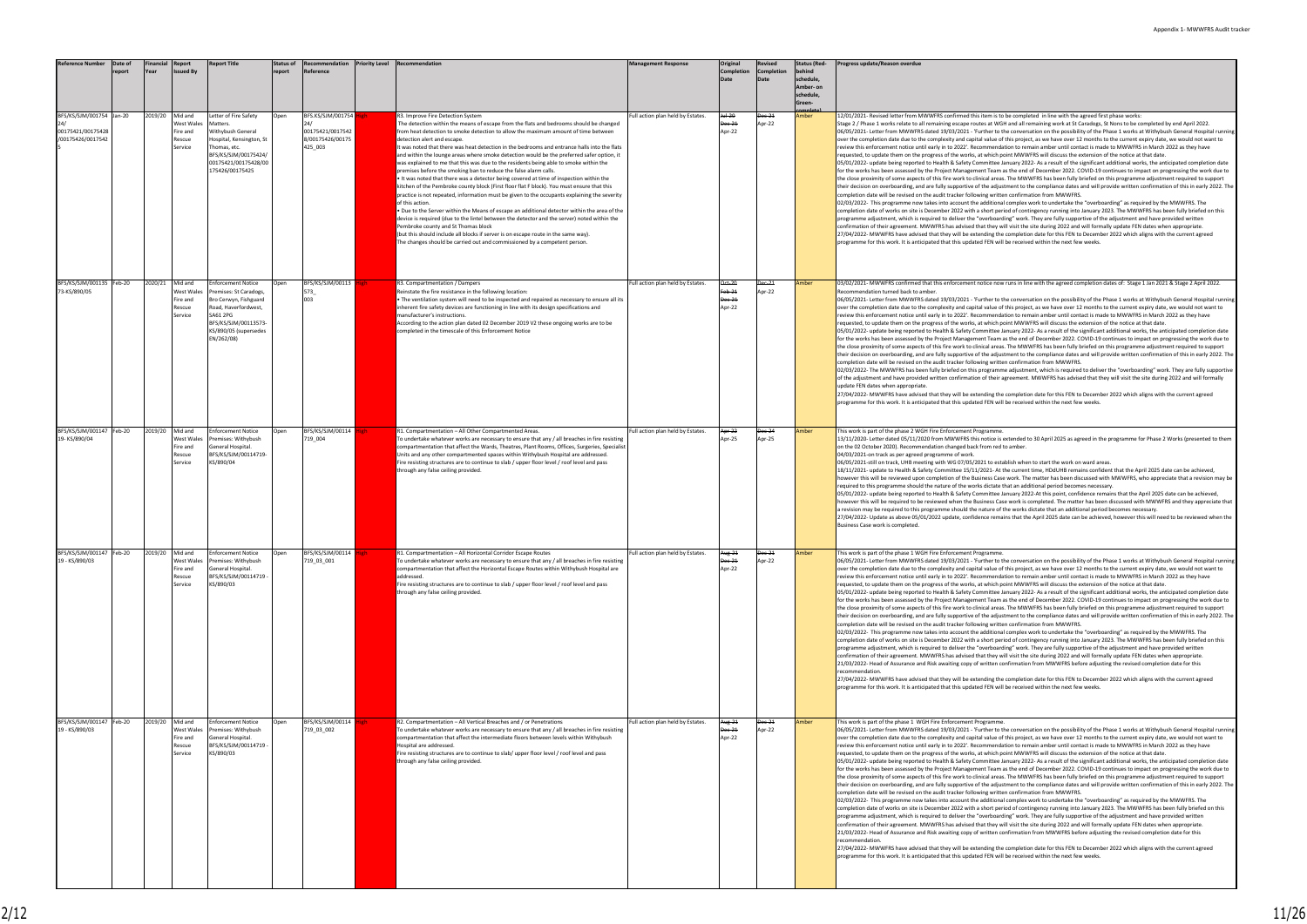| Reference Number | Date of report | Financial Year | Report Issued By | Report Title | Status of report | Recommendation Reference | Priority Level | Recommendation | Management Response | Original Completion Date | Revised Completion Date | Status (Red- behind schedule, Amber- on schedule, Green- complete) | Progress update/Reason overdue |
|---|---|---|---|---|---|---|---|---|---|---|---|---|---|
| BFS/KS/SJM/001754 24/ 00175421/00175428 /00175426/00174542 5 | Jan-20 | 2019/20 | Mid and West Wales Fire and Rescue Service | Letter of Fire Safety Matters. Withybush General Hospital, Kensington, St Thomas, etc. BFS/KS/SJM/00175424/ 00175421/00175428/00 175426/00175425 | Open | BFS/KS/SJM/001754 24/ 00175421/0017542 8/00175426/00175 425_003 | High | R3. Improve Fire Detection System<br>The detection within the means of escape from the flats and bedrooms should be changed from heat detection to smoke detection to allow the maximum amount of time between detection alert and escape.<br>It was noted that there was heat detection in the bedrooms and entrance halls into the flats and within the lounge areas where smoke detection would be the preferred safer option, it was explained to me that this was due to the residents being able to smoke within the premises before the smoking ban to reduce the false alarm calls.<br>• It was noted that there was a detector being covered at time of inspection within the kitchen of the Pembroke county block (First floor flat F block). You must ensure that this practice is not repeated, information must be given to the occupants explaining the severity of this action.<br>• Due to the Server within the Means of escape an additional detector within the area of the device is required (due to the lintel between the detector and the server) noted within the Pembroke county and St Thomas block<br>(but this should include all blocks if server is on escape route in the same way).<br>The changes should be carried out and commissioned by a competent person. | Full action plan held by Estates. | ~~Jul-20~~<br>~~Dec-21~~ | ~~Dec-21~~<br>Apr-22 | Amber | 12/01/2021- Revised letter from MWWFRS confirmed this item is to be completed in line with the agreed first phase works:<br>Stage 2 / Phase 1 works relate to all remaining escape routes at WGH and all remaining work at St Caradogs, St Nons to be completed by end April 2022.<br>06/05/2021- Letter from MWWFRS dated 19/03/2021 - 'Further to the conversation on the possibility of the Phase 1 works at Withybush General Hospital running over the completion date due to the complexity and capital value of this project, as we have over 12 months to the current expiry date, we would not want to review this enforcement notice until early in to 2022'. Recommendation to remain amber until contact is made to MWWFRS in March 2022 as they have requested, to update them on the progress of the works, at which point MWWFRS will discuss the extension of the notice at that date.<br>05/01/2022- update being reported to Health & Safety Committee January 2022- As a result of the significant additional works, the anticipated completion date for the works has been assessed by the Project Management Team as the end of December 2022. COVID-19 continues to impact on progressing the work due to the close proximity of some aspects of this fire work to clinical areas. The MWWFRS has been fully briefed on this programme adjustment required to support their decision on overboarding, and are fully supportive of the adjustment to the compliance dates and will provide written confirmation of this in early 2022. The completion date will be revised on the audit tracker following written confirmation from MWWFRS.<br>02/03/2022- This programme now takes into account the additional complex work to undertake the "overboarding" as required by the MWWFRS. The completion date of works on site is December 2022 with a short period of contingency running into January 2023. The MWWFRS has been fully briefed on this programme adjustment, which is required to deliver the "overboarding" work. They are fully supportive of the adjustment and have provided written confirmation of their agreement. MWWFRS has advised that they will visit the site during 2022 and will formally update FEN dates when appropriate.<br>27/04/2022- MWWFRS have advised that they will be extending the completion date for this FEN to December 2022 which aligns with the current agreed programme for this work. It is anticipated that this updated FEN will be received within the next few weeks. |
| BFS/KS/SJM/001135 73-KS/890/05 | Feb-20 | 2020/21 | Mid and West Wales Fire and Rescue Service | Enforcement Notice Premises: St Caradogs, Bro Cerwyn, Fishguard Road, Haverfordwest, SA61 2PG BFS/KS/SJM/00113573-KS/890/05 (supersedes EN/262/08) | Open | BFS/KS/SJM/00113 573_ 003 | High | R3. Compartmentation / Dampers<br>Reinstate the fire resistance in the following location:<br>• The ventilation system will need to be inspected and repaired as necessary to ensure all its inherent fire safety devices are functioning in line with its design specifications and manufacturer's instructions.<br>According to the action plan dated 02 December 2019 V2 these ongoing works are to be completed in the timescale of this Enforcement Notice | Full action plan held by Estates. | ~~Oct-20~~<br>~~Feb-21~~<br>~~Dec-21~~<br>Apr-22 | ~~Dec-21~~<br>Apr-22 | Amber | 03/02/2021- MWWFRS confirmed that this enforcement notice now runs in line with the agreed completion dates of: Stage 1 Jan 2021 & Stage 2 April 2022. Recommendation turned back to amber.<br>06/05/2021- Letter from MWWFRS dated 19/03/2021 - 'Further to the conversation on the possibility of the Phase 1 works at Withybush General Hospital running over the completion date due to the complexity and capital value of this project, as we have over 12 months to the current expiry date, we would not want to review this enforcement notice until early in to 2022'. Recommendation to remain amber until contact is made to MWWFRS in March 2022 as they have requested, to update them on the progress of the works, at which point MWWFRS will discuss the extension of the notice at that date.<br>05/01/2022- update being reported to Health & Safety Committee January 2022- As a result of the significant additional works, the anticipated completion date for the works has been assessed by the Project Management Team as the end of December 2022. COVID-19 continues to impact on progressing the work due to the close proximity of some aspects of this fire work to clinical areas. The MWWFRS has been fully briefed on this programme adjustment required to support their decision on overboarding, and are fully supportive of the adjustment to the compliance dates and will provide written confirmation of this in early 2022. The completion date will be revised on the audit tracker following written confirmation from MWWFRS.<br>02/03/2022- The MWWFRS has been fully briefed on this programme adjustment, which is required to deliver the "overboarding" work. They are fully supportive of the adjustment and have provided written confirmation of their agreement. MWWFRS has advised that they will visit the site during 2022 and will formally update FEN dates when appropriate.<br>27/04/2022- MWWFRS have advised that they will be extending the completion date for this FEN to December 2022 which aligns with the current agreed programme for this work. It is anticipated that this updated FEN will be received within the next few weeks. |
| BFS/KS/SJM/001147 19- KS/890/04 | Feb-20 | 2019/20 | Mid and West Wales Fire and Rescue Service | Enforcement Notice Premises: Withybush General Hospital. BFS/KS/SJM/00114719-KS/890/04 | Open | BFS/KS/SJM/00114 719_004 | High | R1. Compartmentation – All Other Compartmented Areas.<br>To undertake whatever works are necessary to ensure that any / all breaches in fire resisting compartmentation that affect the Wards, Theatres, Plant Rooms, Offices, Surgeries, Specialist Units and any other compartmented spaces within Withybush Hospital are addressed.<br>Fire resisting structures are to continue to slab / upper floor level / roof level and pass through any false ceiling provided. | Full action plan held by Estates. | ~~Apr-22~~<br>Apr-25 | ~~Dec-24~~<br>Apr-25 | Amber | This work is part of the phase 2 WGH Fire Enforcement Programme.<br>13/11/2020- Letter dated 05/11/2020 from MWWFRS this notice is extended to 30 April 2025 as agreed in the programme for Phase 2 Works (presented to them on the 02 October 2020). Recommendation changed back from red to amber.<br>04/03/2021-on track as per agreed programme of work.<br>06/05/2021-still on track, UHB meeting with WG 07/05/2021 to establish when to start the work on ward areas.<br>18/11/2021- update to Health & Safety Committee 15/11/2021- At the current time, HDdUHB remains confident that the April 2025 date can be achieved, however this will be reviewed upon completion of the Business Case work. The matter has been discussed with MWWFRS, who appreciate that a revision may be required to this programme should the nature of the works dictate that an additional period becomes necessary.<br>05/01/2022- update being reported to Health & Safety Committee January 2022-At this point, confidence remains that the April 2025 date can be achieved, however this will be required to be reviewed when the Business Case work is completed. The matter has been discussed with MWWFRS and they appreciate that a revision may be required to this programme should the nature of the works dictate that an additional period becomes necessary.<br>27/04/2022- Update as above 05/01/2022 update, confidence remains that the April 2025 date can be achieved, however this will need to be reviewed when the Business Case work is completed. |
| BFS/KS/SJM/001147 19 - KS/890/03 | Feb-20 | 2019/20 | Mid and West Wales Fire and Rescue Service | Enforcement Notice Premises: Withybush General Hospital. BFS/KS/SJM/00114719 - KS/890/03 | Open | BFS/KS/SJM/00114 719_03_001 | High | R1. Compartmentation – All Horizontal Corridor Escape Routes<br>To undertake whatever works are necessary to ensure that any / all breaches in fire resisting compartmentation that affect the Horizontal Escape Routes within Withybush Hospital are addressed.<br>Fire resisting structures are to continue to slab / upper floor level / roof level and pass through any false ceiling provided. | Full action plan held by Estates. | ~~Aug-21~~<br>~~Dec-21~~<br>Apr-22 | ~~Dec-21~~<br>Apr-22 | Amber | This work is part of the phase 1 WGH Fire Enforcement Programme.<br>06/05/2021- Letter from MWWFRS dated 19/03/2021 - 'Further to the conversation on the possibility of the Phase 1 works at Withybush General Hospital running over the completion date due to the complexity and capital value of this project, as we have over 12 months to the current expiry date, we would not want to review this enforcement notice until early in to 2022'. Recommendation to remain amber until contact is made to MWWFRS in March 2022 as they have requested, to update them on the progress of the works, at which point MWWFRS will discuss the extension of the notice at that date.<br>05/01/2022- update being reported to Health & Safety Committee January 2022- As a result of the significant additional works, the anticipated completion date for the works has been assessed by the Project Management Team as the end of December 2022. COVID-19 continues to impact on progressing the work due to the close proximity of some aspects of this fire work to clinical areas. The MWWFRS has been fully briefed on this programme adjustment required to support their decision on overboarding, and are fully supportive of the adjustment to the compliance dates and will provide written confirmation of this in early 2022. The completion date will be revised on the audit tracker following written confirmation from MWWFRS.<br>02/03/2022- This programme now takes into account the additional complex work to undertake the "overboarding" as required by the MWWFRS. The completion date of works on site is December 2022 with a short period of contingency running into January 2023. The MWWFRS has been fully briefed on this programme adjustment, which is required to deliver the "overboarding" work. They are fully supportive of the adjustment and have provided written confirmation of their agreement. MWWFRS has advised that they will visit the site during 2022 and will formally update FEN dates when appropriate.<br>21/03/2022- Head of Assurance and Risk awaiting copy of written confirmation from MWWFRS before adjusting the revised completion date for this recommendation.<br>27/04/2022- MWWFRS have advised that they will be extending the completion date for this FEN to December 2022 which aligns with the current agreed programme for this work. It is anticipated that this updated FEN will be received within the next few weeks. |
| BFS/KS/SJM/001147 19 - KS/890/03 | Feb-20 | 2019/20 | Mid and West Wales Fire and Rescue Service | Enforcement Notice Premises: Withybush General Hospital. BFS/KS/SJM/00114719 - KS/890/03 | Open | BFS/KS/SJM/00114 719_03_002 | High | R2. Compartmentation – All Vertical Breaches and / or Penetrations<br>To undertake whatever works are necessary to ensure that any / all breaches in fire resisting compartmentation that affect the intermediate floors between levels within Withybush Hospital are addressed.<br>Fire resisting structures are to continue to slab/ upper floor level / roof level and pass through any false ceiling provided. | Full action plan held by Estates. | ~~Aug-21~~<br>~~Dec-21~~<br>Apr-22 | ~~Dec-21~~<br>Apr-22 | Amber | This work is part of the phase 1 WGH Fire Enforcement Programme.<br>06/05/2021- Letter from MWWFRS dated 19/03/2021 - 'Further to the conversation on the possibility of the Phase 1 works at Withybush General Hospital running over the completion date due to the complexity and capital value of this project, as we have over 12 months to the current expiry date, we would not want to review this enforcement notice until early in to 2022'. Recommendation to remain amber until contact is made to MWWFRS in March 2022 as they have requested, to update them on the progress of the works, at which point MWWFRS will discuss the extension of the notice at that date.<br>05/01/2022- update being reported to Health & Safety Committee January 2022- As a result of the significant additional works, the anticipated completion date for the works has been assessed by the Project Management Team as the end of December 2022. COVID-19 continues to impact on progressing the work due to the close proximity of some aspects of this fire work to clinical areas. The MWWFRS has been fully briefed on this programme adjustment required to support their decision on overboarding, and are fully supportive of the adjustment to the compliance dates and will provide written confirmation of this in early 2022. The completion date will be revised on the audit tracker following written confirmation from MWWFRS.<br>02/03/2022- This programme now takes into account the additional complex work to undertake the "overboarding" as required by the MWWFRS. The completion date of works on site is December 2022 with a short period of contingency running into January 2023. The MWWFRS has been fully briefed on this programme adjustment, which is required to deliver the "overboarding" work. They are fully supportive of the adjustment and have provided written confirmation of their agreement. MWWFRS has advised that they will visit the site during 2022 and will formally update FEN dates when appropriate.<br>21/03/2022- Head of Assurance and Risk awaiting copy of written confirmation from MWWFRS before adjusting the revised completion date for this recommendation.<br>27/04/2022- MWWFRS have advised that they will be extending the completion date for this FEN to December 2022 which aligns with the current agreed programme for this work. It is anticipated that this updated FEN will be received within the next few weeks. |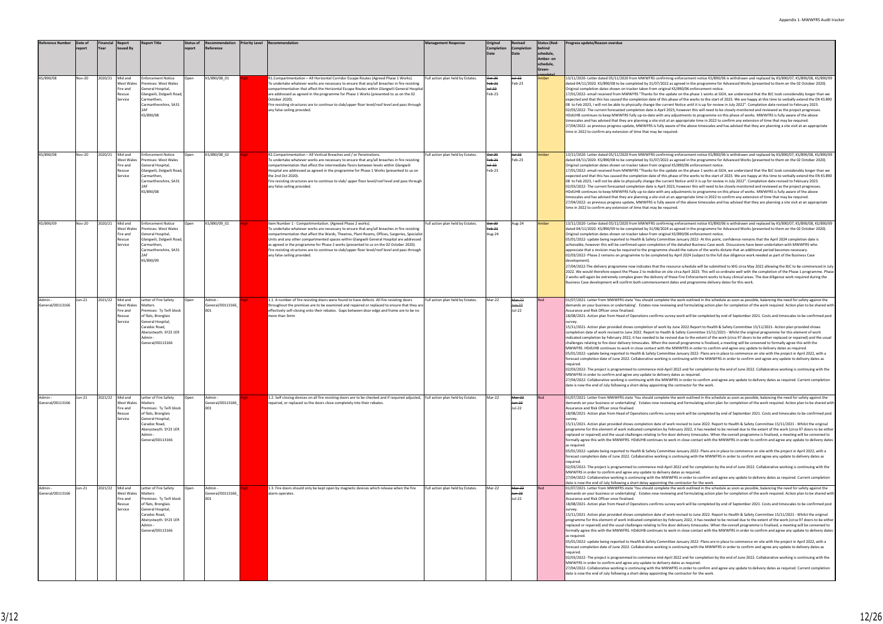Appendix 1- MWWFRS Audit tracker

| Reference Number | Date of report | Financial Year | Report Issued By | Report Title | Status of report | Recommendation Reference | Priority Level | Recommendation | Management Response | Original Completion Date | Revised Completion Date | Status (Red- behind schedule, Amber- on schedule, Green- complete) | Progress update/Reason overdue |
|---|---|---|---|---|---|---|---|---|---|---|---|---|---|
| KS/890/08 | Nov-20 | 2020/21 | Mid and West Wales Fire and Rescue Service | Enforcement Notice Premises: West Wales General Hospital, Glangwili, Dolgwili Road, Carmarthen, Carmarthenshire, SA31 2AF KS/890/08 | Open | KS/890/08_01 | High | R1.Compartmentation – All Horizontal Corridor Escape Routes (Agreed Phase 1 Works). To undertake whatever works are necessary to ensure that any/all breaches in fire resisting compartmentation that affect the Horizontal Escape Routes within Glangwili General Hospital are addressed as agreed in the programme for Phase 1 Works (presented to us on the 02 October 2020). Fire resisting structures are to continue to slab/upper floor level/roof level and pass through any false ceiling provided. | Full action plan held by Estates. | ~~Oct-20~~ ~~Feb-21~~ ~~Jul-22~~ Feb-23 | ~~Jul-22~~ Feb-23 | Amber | 13/11/2020- Letter dated 05/11/2020 from MWWFRS confirming enforcement notice KS/890/06 is withdrawn and replaced by KS/890/07, KS/890/08, KS/890/09 dated 04/11/2020. KS/890/08 to be completed by 31/07/2022 as agreed in the programme for Advanced Works (presented to them on the 02 October 2020). Original completion dates shown on tracker taken from original KS/890/06 enforcement notice. 17/01/2022- email received from MWWFRS "Thanks for the update on the phase 1 works at GGH, we understand that the BJC took considerably longer than we expected and that this has caused the completion date of this phase of the works to the start of 2023. We are happy at this time to verbally extend the EN KS 890 08 to Feb 2023, I will not be able to physically change the current Notice until it is up for review in July 2022". Completion date revised to February 2023. 02/03/2022- The current forecasted completion date is April 2023, however this will need to be closely monitored and reviewed as the project progresses. HDdUHB continues to keep MWWFRS fully up-to-date with any adjustments to programme on this phase of works. MWWFRS is fully aware of the above timescales and has advised that they are planning a site visit at an appropriate time in 2022 to confirm any extension of time that may be required. 27/04/2022- as previous progress update, MWWFRS is fully aware of the above timescales and has advised that they are planning a site visit at an appropriate time in 2022 to confirm any extension of time that may be required. |
| KS/890/08 | Nov-20 | 2020/21 | Mid and West Wales Fire and Rescue Service | Enforcement Notice Premises: West Wales General Hospital, Glangwili, Dolgwili Road, Carmarthen, Carmarthenshire, SA31 2AF KS/890/08 | Open | KS/890/08_02 | High | R2.Compartmentation – All Vertical Breaches and / or Penetrations. To undertake whatever works are necessary to ensure that any/all breaches in fire resisting compartmentation that affect the intermediate floors between levels within Glangwili Hospital are addressed as agreed in the programme for Phase 1 Works (presented to us on the 2nd Oct 2020). Fire resisting structures are to continue to slab/ upper floor level/roof level and pass through any false ceiling provided. | Full action plan held by Estates. | ~~Oct-20~~ ~~Feb-21~~ ~~Jul-22~~ Feb-23 | ~~Jul-22~~ Feb-23 | Amber | 13/11/2020- Letter dated 05/11/2020 from MWWFRS confirming enforcement notice KS/890/06 is withdrawn and replaced by KS/890/07, KS/890/08, KS/890/09 dated 04/11/2020. KS/890/08 to be completed by 31/07/2022 as agreed in the programme for Advanced Works (presented to them on the 02 October 2020). Original completion dates shown on tracker taken from original KS/890/06 enforcement notice. 17/01/2022- email received from MWWFRS "Thanks for the update on the phase 1 works at GGH, we understand that the BJC took considerably longer than we expected and that this has caused the completion date of this phase of the works to the start of 2023. We are happy at this time to verbally extend the EN KS 890 08 to Feb 2023, I will not be able to physically change the current Notice until it is up for review in July 2022". Completion date revised to February 2023. 02/03/2022- The current forecasted completion date is April 2023, however this will need to be closely monitored and reviewed as the project progresses. HDdUHB continues to keep MWWFRS fully up-to-date with any adjustments to programme on this phase of works. MWWFRS is fully aware of the above timescales and has advised that they are planning a site visit at an appropriate time in 2022 to confirm any extension of time that may be required. 27/04/2022- as previous progress update, MWWFRS is fully aware of the above timescales and has advised that they are planning a site visit at an appropriate time in 2022 to confirm any extension of time that may be required. |
| KS/890/09 | Nov-20 | 2020/21 | Mid and West Wales Fire and Rescue Service | Enforcement Notice Premises: West Wales General Hospital, Glangwili, Dolgwili Road, Carmarthen, Carmarthenshire, SA31 2AF KS/890/09 | Open | KS/890/09_01 | High | Item Number 1 - Compartmentation. (Agreed Phase 2 works). To undertake whatever works are necessary to ensure that any/all breaches in fire resisting compartmentation that affect the Wards, Theatres, Plant Rooms, Offices, Surgeries, Specialist Units and any other compartmented spaces within Glangwili General Hospital are addressed as agreed in the programme for Phase 2 works (presented to us on the 02 October 2020). Fire resisting structures are to continue to slab/upper floor level/roof level and pass through any false ceiling provided. | Full action plan held by Estates. | ~~Oct-20~~ ~~Feb-21~~ Aug-24 | Aug-24 | Amber | 13/11/2020- Letter dated 05/11/2020 from MWWFRS confirming enforcement notice KS/890/06 is withdrawn and replaced by KS/890/07, KS/890/08, KS/890/09 dated 04/11/2020. KS/890/09 to be completed by 31/08/2024 as agreed in the programme for Advanced Works (presented to them on the 02 October 2020). Original completion dates shown on tracker taken from original KS/890/06 enforcement notice. 05/01/2022- update being reported to Health & Safety Committee January 2022- At this point, confidence remains that the April 2024 completion date is achievable, however this will be confirmed upon completion of the detailed Business Case work. Discussions have been undertaken with MWWFRS who appreciate that a revision may be required to the programme should the nature of the works dictate that an additional period becomes necessary. 02/03/2022- Phase 2 remains on programme to be completed by April 2024 (subject to the full due diligence work needed as part of the Business Case development). 27/04/2022-The delivery programme now indicates that the resource schedule will be submitted to WG circa May 2022 allowing the BJC to be commenced in July 2022. We would therefore expect the Phase 2 to mobilise on site circa April 2023. This will co-ordinate well with the completion of the Phase 1 programme. Phase 2 works will again be extremely complex given the delivery of these Fire Enforcement works to busy clinical areas. The due diligence work required during the Business Case development will confirm both commencement dates and programme delivery dates for this work. |
| Admin - General/00113166 | Jun-21 | 2021/22 | Mid and West Wales Fire and Rescue Service | Letter of Fire Safety Matters Premises: Ty Teifi block of flats, Bronglais General Hospital, Caradoc Road, Aberystwyth. SY23 1ER Admin - General/00113166 | Open | Admin - General/00113166_001 | High | 1.1. A number of fire resisting doors were found to have defects. All fire resisting doors throughout the premises are to be examined and repaired or replaced to ensure that they are effectively self-closing onto their rebates. Gaps between door edge and frame are to be no more than 3mm | Full action plan held by Estates. | Mar-22 | ~~Mar-22~~ ~~Jun-22~~ Jul-22 | Red | 01/07/2021- Letter from MWWFRS state 'You should complete the work outlined in the schedule as soon as possible, balancing the need for safety against the demands on your business or undertaking'. Estates now reviewing and formulating action plan for completion of the work required. Action plan to be shared with Assurance and Risk Officer once finalised. 18/08/2021- Action plan from Head of Operations confirms survey work will be completed by end of September 2021. Costs and timescales to be confirmed post survey. 15/11/2021- Action plan provided shows completion of work by June 2022.Report to Health & Safety Committee 15/11/2021- Action plan provided shows completion date of work revised to June 2022. Report to Health & Safety Committee 15/11/2021 - Whilst the original programme for this element of work indicated completion by February 2022, it has needed to be revised due to the extent of the work (circa 97 doors to be either replaced or repaired) and the usual challenges relating to fire door delivery timescales. When the overall programme is finalised, a meeting will be convened to formally agree this with the MWWFRS. HDdUHB continues to work in close contact with the MWWFRS in order to confirm and agree any update to delivery dates as required. 05/01/2022- update being reported to Health & Safety Committee January 2022- Plans are in place to commence on site with the project in April 2022, with a forecast completion date of June 2022. Collaborative working is continuing with the MWWFRS in order to confirm and agree any update to delivery dates as required. 02/03/2022- The project is programmed to commence mid-April 2022 and for completion by the end of June 2022. Collaborative working is continuing with the MWWFRS in order to confirm and agree any update to delivery dates as required. 27/04/2022- Collaborative working is continuing with the MWWFRS in order to confirm and agree any update to delivery dates as required. Current completion date is now the end of July following a short delay appointing the contractor for the work. |
| Admin - General/00113166 | Jun-21 | 2021/22 | Mid and West Wales Fire and Rescue Service | Letter of Fire Safety Matters Premises: Ty Teifi block of flats, Bronglais General Hospital, Caradoc Road, Aberystwyth. SY23 1ER Admin - General/00113166 | Open | Admin - General/00113166_001 | High | 1.2. Self-closing devices on all fire resisting doors are to be checked and if required adjusted, repaired, or replaced so the doors close completely into their rebates. | Full action plan held by Estates. | Mar-22 | ~~Mar-22~~ ~~Jun-22~~ Jul-22 | Red | 01/07/2021- Letter from MWWFRS state 'You should complete the work outlined in the schedule as soon as possible, balancing the need for safety against the demands on your business or undertaking'. Estates now reviewing and formulating action plan for completion of the work required. Action plan to be shared with Assurance and Risk Officer once finalised. 18/08/2021- Action plan from Head of Operations confirms survey work will be completed by end of September 2021. Costs and timescales to be confirmed post survey. 15/11/2021- Action plan provided shows completion date of work revised to June 2022. Report to Health & Safety Committee 15/11/2021 - Whilst the original programme for this element of work indicated completion by February 2022, it has needed to be revised due to the extent of the work (circa 97 doors to be either replaced or repaired) and the usual challenges relating to fire door delivery timescales. When the overall programme is finalised, a meeting will be convened to formally agree this with the MWWFRS. HDdUHB continues to work in close contact with the MWWFRS in order to confirm and agree any update to delivery dates as required. 05/01/2022- update being reported to Health & Safety Committee January 2022- Plans are in place to commence on site with the project in April 2022, with a forecast completion date of June 2022. Collaborative working is continuing with the MWWFRS in order to confirm and agree any update to delivery dates as required. 02/03/2022- The project is programmed to commence mid-April 2022 and for completion by the end of June 2022. Collaborative working is continuing with the MWWFRS in order to confirm and agree any update to delivery dates as required. 27/04/2022- Collaborative working is continuing with the MWWFRS in order to confirm and agree any update to delivery dates as required. Current completion date is now the end of July following a short delay appointing the contractor for the work. |
| Admin - General/00113166 | Jun-21 | 2021/22 | Mid and West Wales Fire and Rescue Service | Letter of Fire Safety Matters Premises: Ty Teifi block of flats, Bronglais General Hospital, Caradoc Road, Aberystwyth. SY23 1ER Admin - General/00113166 | Open | Admin - General/00113166_001 | High | 1.3. Fire doors should only be kept open by magnetic devices which release when the fire alarm operates. | Full action plan held by Estates. | Mar-22 | ~~Mar-22~~ ~~Jun-22~~ Jul-22 | Red | 01/07/2021- Letter from MWWFRS state 'You should complete the work outlined in the schedule as soon as possible, balancing the need for safety against the demands on your business or undertaking'. Estates now reviewing and formulating action plan for completion of the work required. Action plan to be shared with Assurance and Risk Officer once finalised. 18/08/2021- Action plan from Head of Operations confirms survey work will be completed by end of September 2021. Costs and timescales to be confirmed post survey. 15/11/2021- Action plan provided shows completion date of work revised to June 2022. Report to Health & Safety Committee 15/11/2021 - Whilst the original programme for this element of work indicated completion by February 2022, it has needed to be revised due to the extent of the work (circa 97 doors to be either replaced or repaired) and the usual challenges relating to fire door delivery timescales. When the overall programme is finalised, a meeting will be convened to formally agree this with the MWWFRS. HDdUHB continues to work in close contact with the MWWFRS in order to confirm and agree any update to delivery dates as required. 05/01/2022- update being reported to Health & Safety Committee January 2022- Plans are in place to commence on site with the project in April 2022, with a forecast completion date of June 2022. Collaborative working is continuing with the MWWFRS in order to confirm and agree any update to delivery dates as required. 02/03/2022- The project is programmed to commence mid-April 2022 and for completion by the end of June 2022. Collaborative working is continuing with the MWWFRS in order to confirm and agree any update to delivery dates as required. 27/04/2022- Collaborative working is continuing with the MWWFRS in order to confirm and agree any update to delivery dates as required. Current completion date is now the end of July following a short delay appointing the contractor for the work. |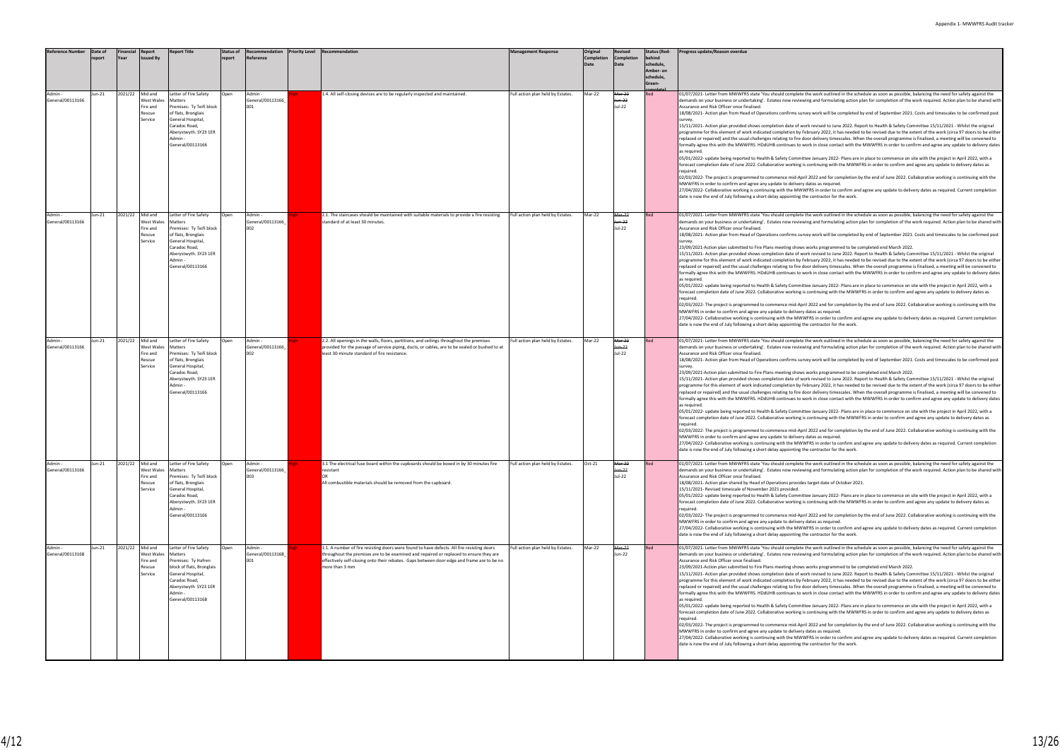| Reference Number | Date of report | Financial Year | Report Issued By | Report Title | Status of report | Recommendation Reference | Priority Level | Recommendation | Management Response | Original Completion Date | Revised Completion Date | Status (Red- behind schedule, Amber- on schedule, Green- complete) | Progress update/Reason overdue |
|---|---|---|---|---|---|---|---|---|---|---|---|---|---|
| Admin - General/00113166 | Jun-21 | 2021/22 | Mid and West Wales Fire and Rescue Service | Letter of Fire Safety Matters Premises: Ty Teifi block of flats, Bronglais General Hospital, Caradoc Road, Aberystwyth. SY23 1ER Admin - General/00113166 | Open | Admin - General/00113166_001 | High | 1.4. All self-closing devices are to be regularly inspected and maintained. | Full action plan held by Estates. | Mar-22 | ~~Mar-22~~ ~~Jun-22~~ Jul-22 | Red | 01/07/2021- Letter from MWWFRS state 'You should complete the work outlined in the schedule as soon as possible, balancing the need for safety against the demands on your business or undertaking'. Estates now reviewing and formulating action plan for completion of the work required. Action plan to be shared with Assurance and Risk Officer once finalised.<br>18/08/2021- Action plan from Head of Operations confirms survey work will be completed by end of September 2021. Costs and timescales to be confirmed post survey.<br>15/11/2021- Action plan provided shows completion date of work revised to June 2022. Report to Health & Safety Committee 15/11/2021 - Whilst the original programme for this element of work indicated completion by February 2022, it has needed to be revised due to the extent of the work (circa 97 doors to be either replaced or repaired) and the usual challenges relating to fire door delivery timescales. When the overall programme is finalised, a meeting will be convened to formally agree this with the MWWFRS. HDdUHB continues to work in close contact with the MWWFRS in order to confirm and agree any update to delivery dates as required.<br>05/01/2022- update being reported to Health & Safety Committee January 2022- Plans are in place to commence on site with the project in April 2022, with a forecast completion date of June 2022. Collaborative working is continuing with the MWWFRS in order to confirm and agree any update to delivery dates as required.<br>02/03/2022- The project is programmed to commence mid-April 2022 and for completion by the end of June 2022. Collaborative working is continuing with the MWWFRS in order to confirm and agree any update to delivery dates as required.<br>27/04/2022- Collaborative working is continuing with the MWWFRS in order to confirm and agree any update to delivery dates as required. Current completion date is now the end of July following a short delay appointing the contractor for the work. |
| Admin - General/00113166 | Jun-21 | 2021/22 | Mid and West Wales Fire and Rescue Service | Letter of Fire Safety Matters Premises: Ty Teifi block of flats, Bronglais General Hospital, Caradoc Road, Aberystwyth. SY23 1ER Admin - General/00113166 | Open | Admin - General/00113166_002 | High | 2.1. The staircases should be maintained with suitable materials to provide a fire resisting standard of at least 30 minutes. | Full action plan held by Estates. | Mar-22 | ~~Mar-22~~ ~~Jun-22~~ Jul-22 | Red | 01/07/2021- Letter from MWWFRS state 'You should complete the work outlined in the schedule as soon as possible, balancing the need for safety against the demands on your business or undertaking'. Estates now reviewing and formulating action plan for completion of the work required. Action plan to be shared with Assurance and Risk Officer once finalised.<br>18/08/2021- Action plan from Head of Operations confirms survey work will be completed by end of September 2021. Costs and timescales to be confirmed post survey.<br>23/09/2021-Action plan submitted to Fire Plans meeting shows works programmed to be completed end March 2022.<br>15/11/2021- Action plan provided shows completion date of work revised to June 2022. Report to Health & Safety Committee 15/11/2021 - Whilst the original programme for this element of work indicated completion by February 2022, it has needed to be revised due to the extent of the work (circa 97 doors to be either replaced or repaired) and the usual challenges relating to fire door delivery timescales. When the overall programme is finalised, a meeting will be convened to formally agree this with the MWWFRS. HDdUHB continues to work in close contact with the MWWFRS in order to confirm and agree any update to delivery dates as required.<br>05/01/2022- update being reported to Health & Safety Committee January 2022- Plans are in place to commence on site with the project in April 2022, with a forecast completion date of June 2022. Collaborative working is continuing with the MWWFRS in order to confirm and agree any update to delivery dates as required.<br>02/03/2022- The project is programmed to commence mid-April 2022 and for completion by the end of June 2022. Collaborative working is continuing with the MWWFRS in order to confirm and agree any update to delivery dates as required.<br>27/04/2022- Collaborative working is continuing with the MWWFRS in order to confirm and agree any update to delivery dates as required. Current completion date is now the end of July following a short delay appointing the contractor for the work. |
| Admin - General/00113166 | Jun-21 | 2021/22 | Mid and West Wales Fire and Rescue Service | Letter of Fire Safety Matters Premises: Ty Teifi block of flats, Bronglais General Hospital, Caradoc Road, Aberystwyth. SY23 1ER Admin - General/00113166 | Open | Admin - General/00113166_002 | High | 2.2. All openings in the walls, floors, partitions, and ceilings throughout the premises provided for the passage of service piping, ducts, or cables, are to be sealed or bushed to at least 30-minute standard of fire resistance. | Full action plan held by Estates. | Mar-22 | ~~Mar-22~~ ~~Jun-22~~ Jul-22 | Red | 01/07/2021- Letter from MWWFRS state 'You should complete the work outlined in the schedule as soon as possible, balancing the need for safety against the demands on your business or undertaking'. Estates now reviewing and formulating action plan for completion of the work required. Action plan to be shared with Assurance and Risk Officer once finalised.<br>18/08/2021- Action plan from Head of Operations confirms survey work will be completed by end of September 2021. Costs and timescales to be confirmed post survey.<br>23/09/2021-Action plan submitted to Fire Plans meeting shows works programmed to be completed end March 2022.<br>15/11/2021- Action plan provided shows completion date of work revised to June 2022. Report to Health & Safety Committee 15/11/2021 - Whilst the original programme for this element of work indicated completion by February 2022, it has needed to be revised due to the extent of the work (circa 97 doors to be either replaced or repaired) and the usual challenges relating to fire door delivery timescales. When the overall programme is finalised, a meeting will be convened to formally agree this with the MWWFRS. HDdUHB continues to work in close contact with the MWWFRS in order to confirm and agree any update to delivery dates as required.<br>05/01/2022- update being reported to Health & Safety Committee January 2022- Plans are in place to commence on site with the project in April 2022, with a forecast completion date of June 2022. Collaborative working is continuing with the MWWFRS in order to confirm and agree any update to delivery dates as required.<br>02/03/2022- The project is programmed to commence mid-April 2022 and for completion by the end of June 2022. Collaborative working is continuing with the MWWFRS in order to confirm and agree any update to delivery dates as required.<br>27/04/2022- Collaborative working is continuing with the MWWFRS in order to confirm and agree any update to delivery dates as required. Current completion date is now the end of July following a short delay appointing the contractor for the work. |
| Admin - General/00113166 | Jun-21 | 2021/22 | Mid and West Wales Fire and Rescue Service | Letter of Fire Safety Matters Premises: Ty Teifi block of flats, Bronglais General Hospital, Caradoc Road, Aberystwyth. SY23 1ER Admin - General/00113166 | Open | Admin - General/00113166_003 | High | 3.1 The electrical fuse board within the cupboards should be boxed in by 30 minutes fire resistant<br>OR<br>All combustible materials should be removed from the cupboard. | Full action plan held by Estates. | Oct-21 | ~~Mar-22~~ ~~Jun-22~~ Jul-22 | Red | 01/07/2021- Letter from MWWFRS state 'You should complete the work outlined in the schedule as soon as possible, balancing the need for safety against the demands on your business or undertaking'. Estates now reviewing and formulating action plan for completion of the work required. Action plan to be shared with Assurance and Risk Officer once finalised.<br>18/08/2021- Action plan shared by Head of Operations provides target date of October 2021.<br>15/11/2021- Revised timescale of November 2021 provided.<br>05/01/2022- update being reported to Health & Safety Committee January 2022- Plans are in place to commence on site with the project in April 2022, with a forecast completion date of June 2022. Collaborative working is continuing with the MWWFRS in order to confirm and agree any update to delivery dates as required.<br>02/03/2022- The project is programmed to commence mid-April 2022 and for completion by the end of June 2022. Collaborative working is continuing with the MWWFRS in order to confirm and agree any update to delivery dates as required.<br>27/04/2022- Collaborative working is continuing with the MWWFRS in order to confirm and agree any update to delivery dates as required. Current completion date is now the end of July following a short delay appointing the contractor for the work. |
| Admin - General/00113168 | Jun-21 | 2021/22 | Mid and West Wales Fire and Rescue Service | Letter of Fire Safety Matters Premises: Ty Hafren block of flats, Bronglais General Hospital, Caradoc Road, Aberystwyth SY23 1ER Admin - General/00113168 | Open | Admin - General/00113168_001 | High | 1.1. A number of fire resisting doors were found to have defects. All fire resisting doors throughout the premises are to be examined and repaired or replaced to ensure they are effectively self-closing onto their rebates. Gaps between door edge and frame are to be no more than 3 mm | Full action plan held by Estates. | Mar-22 | ~~Mar-22~~ Jun-22 | Red | 01/07/2021- Letter from MWWFRS state 'You should complete the work outlined in the schedule as soon as possible, balancing the need for safety against the demands on your business or undertaking'. Estates now reviewing and formulating action plan for completion of the work required. Action plan to be shared with Assurance and Risk Officer once finalised.<br>23/09/2021-Action plan submitted to Fire Plans meeting shows works programmed to be completed end March 2022.<br>15/11/2021- Action plan provided shows completion date of work revised to June 2022. Report to Health & Safety Committee 15/11/2021 - Whilst the original programme for this element of work indicated completion by February 2022, it has needed to be revised due to the extent of the work (circa 97 doors to be either replaced or repaired) and the usual challenges relating to fire door delivery timescales. When the overall programme is finalised, a meeting will be convened to formally agree this with the MWWFRS. HDdUHB continues to work in close contact with the MWWFRS in order to confirm and agree any update to delivery dates as required.<br>05/01/2022- update being reported to Health & Safety Committee January 2022- Plans are in place to commence on site with the project in April 2022, with a forecast completion date of June 2022. Collaborative working is continuing with the MWWFRS in order to confirm and agree any update to delivery dates as required.<br>02/03/2022- The project is programmed to commence mid-April 2022 and for completion by the end of June 2022. Collaborative working is continuing with the MWWFRS in order to confirm and agree any update to delivery dates as required.<br>27/04/2022- Collaborative working is continuing with the MWWFRS in order to confirm and agree any update to delivery dates as required. Current completion date is now the end of July following a short delay appointing the contractor for the work. |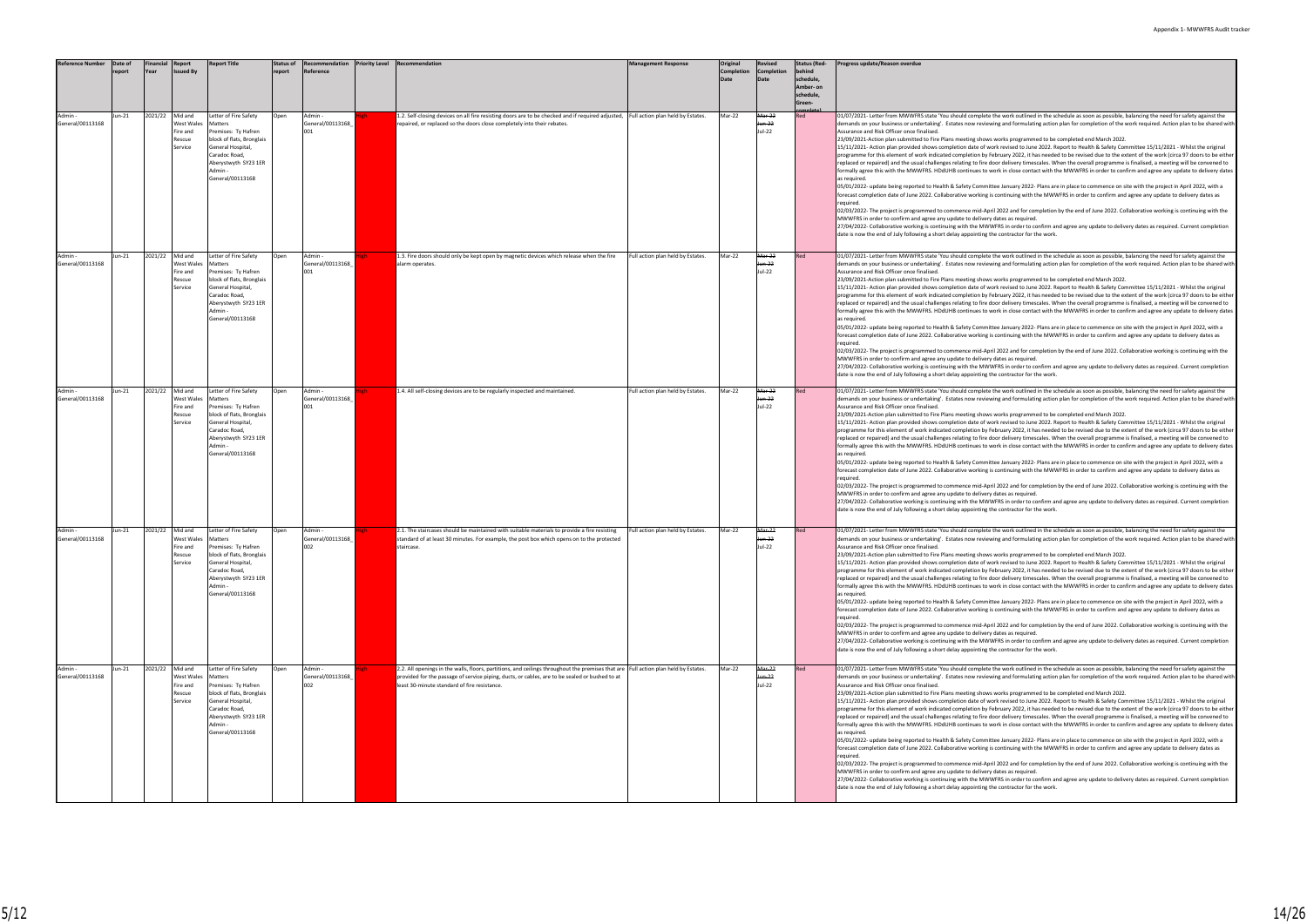| Reference Number | Date of report | Financial Year | Report Issued By | Report Title | Status of report | Recommendation Reference | Priority Level | Recommendation | Management Response | Original Completion Date | Revised Completion Date | Status (Red- behind schedule, Amber- on schedule, Green- complete) | Progress update/Reason overdue |
|---|---|---|---|---|---|---|---|---|---|---|---|---|---|
| Admin - General/00113168 | Jun-21 | 2021/22 | Mid and West Wales Fire and Rescue Service | Letter of Fire Safety Matters Premises: Ty Hafren block of flats, Bronglais General Hospital, Caradoc Road, Aberystwyth SY23 1ER Admin - General/00113168 | Open | Admin - General/00113168_001 | High | 1.2. Self-closing devices on all fire resisting doors are to be checked and if required adjusted, repaired, or replaced so the doors close completely into their rebates. | Full action plan held by Estates. | Mar-22 | ~~Mar-22~~ ~~Jun-22~~ Jul-22 | Red | 01/07/2021- Letter from MWWFRS state 'You should complete the work outlined in the schedule as soon as possible, balancing the need for safety against the demands on your business or undertaking'. Estates now reviewing and formulating action plan for completion of the work required. Action plan to be shared with Assurance and Risk Officer once finalised.<br>23/09/2021-Action plan submitted to Fire Plans meeting shows works programmed to be completed end March 2022.<br>15/11/2021- Action plan provided shows completion date of work revised to June 2022. Report to Health & Safety Committee 15/11/2021 - Whilst the original programme for this element of work indicated completion by February 2022, it has needed to be revised due to the extent of the work (circa 97 doors to be either replaced or repaired) and the usual challenges relating to fire door delivery timescales. When the overall programme is finalised, a meeting will be convened to formally agree this with the MWWFRS. HDdUHB continues to work in close contact with the MWWFRS in order to confirm and agree any update to delivery dates as required.<br>05/01/2022- update being reported to Health & Safety Committee January 2022- Plans are in place to commence on site with the project in April 2022, with a forecast completion date of June 2022. Collaborative working is continuing with the MWWFRS in order to confirm and agree any update to delivery dates as required.<br>02/03/2022- The project is programmed to commence mid-April 2022 and for completion by the end of June 2022. Collaborative working is continuing with the MWWFRS in order to confirm and agree any update to delivery dates as required.<br>27/04/2022- Collaborative working is continuing with the MWWFRS in order to confirm and agree any update to delivery dates as required. Current completion date is now the end of July following a short delay appointing the contractor for the work. |
| Admin - General/00113168 | Jun-21 | 2021/22 | Mid and West Wales Fire and Rescue Service | Letter of Fire Safety Matters Premises: Ty Hafren block of flats, Bronglais General Hospital, Caradoc Road, Aberystwyth SY23 1ER Admin - General/00113168 | Open | Admin - General/00113168_001 | High | 1.3. Fire doors should only be kept open by magnetic devices which release when the fire alarm operates. | Full action plan held by Estates. | Mar-22 | ~~Mar-22~~ ~~Jun-22~~ Jul-22 | Red | 01/07/2021- Letter from MWWFRS state 'You should complete the work outlined in the schedule as soon as possible, balancing the need for safety against the demands on your business or undertaking'. Estates now reviewing and formulating action plan for completion of the work required. Action plan to be shared with Assurance and Risk Officer once finalised.<br>23/09/2021-Action plan submitted to Fire Plans meeting shows works programmed to be completed end March 2022.<br>15/11/2021- Action plan provided shows completion date of work revised to June 2022. Report to Health & Safety Committee 15/11/2021 - Whilst the original programme for this element of work indicated completion by February 2022, it has needed to be revised due to the extent of the work (circa 97 doors to be either replaced or repaired) and the usual challenges relating to fire door delivery timescales. When the overall programme is finalised, a meeting will be convened to formally agree this with the MWWFRS. HDdUHB continues to work in close contact with the MWWFRS in order to confirm and agree any update to delivery dates as required.<br>05/01/2022- update being reported to Health & Safety Committee January 2022- Plans are in place to commence on site with the project in April 2022, with a forecast completion date of June 2022. Collaborative working is continuing with the MWWFRS in order to confirm and agree any update to delivery dates as required.<br>02/03/2022- The project is programmed to commence mid-April 2022 and for completion by the end of June 2022. Collaborative working is continuing with the MWWFRS in order to confirm and agree any update to delivery dates as required.<br>27/04/2022- Collaborative working is continuing with the MWWFRS in order to confirm and agree any update to delivery dates as required. Current completion date is now the end of July following a short delay appointing the contractor for the work. |
| Admin - General/00113168 | Jun-21 | 2021/22 | Mid and West Wales Fire and Rescue Service | Letter of Fire Safety Matters Premises: Ty Hafren block of flats, Bronglais General Hospital, Caradoc Road, Aberystwyth SY23 1ER Admin - General/00113168 | Open | Admin - General/00113168_001 | High | 1.4. All self-closing devices are to be regularly inspected and maintained. | Full action plan held by Estates. | Mar-22 | ~~Mar-22~~ ~~Jun-22~~ Jul-22 | Red | 01/07/2021- Letter from MWWFRS state 'You should complete the work outlined in the schedule as soon as possible, balancing the need for safety against the demands on your business or undertaking'. Estates now reviewing and formulating action plan for completion of the work required. Action plan to be shared with Assurance and Risk Officer once finalised.<br>23/09/2021-Action plan submitted to Fire Plans meeting shows works programmed to be completed end March 2022.<br>15/11/2021- Action plan provided shows completion date of work revised to June 2022. Report to Health & Safety Committee 15/11/2021 - Whilst the original programme for this element of work indicated completion by February 2022, it has needed to be revised due to the extent of the work (circa 97 doors to be either replaced or repaired) and the usual challenges relating to fire door delivery timescales. When the overall programme is finalised, a meeting will be convened to formally agree this with the MWWFRS. HDdUHB continues to work in close contact with the MWWFRS in order to confirm and agree any update to delivery dates as required.<br>05/01/2022- update being reported to Health & Safety Committee January 2022- Plans are in place to commence on site with the project in April 2022, with a forecast completion date of June 2022. Collaborative working is continuing with the MWWFRS in order to confirm and agree any update to delivery dates as required.<br>02/03/2022- The project is programmed to commence mid-April 2022 and for completion by the end of June 2022. Collaborative working is continuing with the MWWFRS in order to confirm and agree any update to delivery dates as required.<br>27/04/2022- Collaborative working is continuing with the MWWFRS in order to confirm and agree any update to delivery dates as required. Current completion date is now the end of July following a short delay appointing the contractor for the work. |
| Admin - General/00113168 | Jun-21 | 2021/22 | Mid and West Wales Fire and Rescue Service | Letter of Fire Safety Matters Premises: Ty Hafren block of flats, Bronglais General Hospital, Caradoc Road, Aberystwyth SY23 1ER Admin - General/00113168 | Open | Admin - General/00113168_002 | High | 2.1. The staircases should be maintained with suitable materials to provide a fire resisting standard of at least 30 minutes. For example, the post box which opens on to the protected staircase. | Full action plan held by Estates. | Mar-22 | ~~Mar-22~~ ~~Jun-22~~ Jul-22 | Red | 01/07/2021- Letter from MWWFRS state 'You should complete the work outlined in the schedule as soon as possible, balancing the need for safety against the demands on your business or undertaking'. Estates now reviewing and formulating action plan for completion of the work required. Action plan to be shared with Assurance and Risk Officer once finalised.<br>23/09/2021-Action plan submitted to Fire Plans meeting shows works programmed to be completed end March 2022.<br>15/11/2021- Action plan provided shows completion date of work revised to June 2022. Report to Health & Safety Committee 15/11/2021 - Whilst the original programme for this element of work indicated completion by February 2022, it has needed to be revised due to the extent of the work (circa 97 doors to be either replaced or repaired) and the usual challenges relating to fire door delivery timescales. When the overall programme is finalised, a meeting will be convened to formally agree this with the MWWFRS. HDdUHB continues to work in close contact with the MWWFRS in order to confirm and agree any update to delivery dates as required.<br>05/01/2022- update being reported to Health & Safety Committee January 2022- Plans are in place to commence on site with the project in April 2022, with a forecast completion date of June 2022. Collaborative working is continuing with the MWWFRS in order to confirm and agree any update to delivery dates as required.<br>02/03/2022- The project is programmed to commence mid-April 2022 and for completion by the end of June 2022. Collaborative working is continuing with the MWWFRS in order to confirm and agree any update to delivery dates as required.<br>27/04/2022- Collaborative working is continuing with the MWWFRS in order to confirm and agree any update to delivery dates as required. Current completion date is now the end of July following a short delay appointing the contractor for the work. |
| Admin - General/00113168 | Jun-21 | 2021/22 | Mid and West Wales Fire and Rescue Service | Letter of Fire Safety Matters Premises: Ty Hafren block of flats, Bronglais General Hospital, Caradoc Road, Aberystwyth SY23 1ER Admin - General/00113168 | Open | Admin - General/00113168_002 | High | 2.2. All openings in the walls, floors, partitions, and ceilings throughout the premises that are provided for the passage of service piping, ducts, or cables, are to be sealed or bushed to at least 30-minute standard of fire resistance. | Full action plan held by Estates. | Mar-22 | ~~Mar-22~~ ~~Jun-22~~ Jul-22 | Red | 01/07/2021- Letter from MWWFRS state 'You should complete the work outlined in the schedule as soon as possible, balancing the need for safety against the demands on your business or undertaking'. Estates now reviewing and formulating action plan for completion of the work required. Action plan to be shared with Assurance and Risk Officer once finalised.<br>23/09/2021-Action plan submitted to Fire Plans meeting shows works programmed to be completed end March 2022.<br>15/11/2021- Action plan provided shows completion date of work revised to June 2022. Report to Health & Safety Committee 15/11/2021 - Whilst the original programme for this element of work indicated completion by February 2022, it has needed to be revised due to the extent of the work (circa 97 doors to be either replaced or repaired) and the usual challenges relating to fire door delivery timescales. When the overall programme is finalised, a meeting will be convened to formally agree this with the MWWFRS. HDdUHB continues to work in close contact with the MWWFRS in order to confirm and agree any update to delivery dates as required.<br>05/01/2022- update being reported to Health & Safety Committee January 2022- Plans are in place to commence on site with the project in April 2022, with a forecast completion date of June 2022. Collaborative working is continuing with the MWWFRS in order to confirm and agree any update to delivery dates as required.<br>02/03/2022- The project is programmed to commence mid-April 2022 and for completion by the end of June 2022. Collaborative working is continuing with the MWWFRS in order to confirm and agree any update to delivery dates as required.<br>27/04/2022- Collaborative working is continuing with the MWWFRS in order to confirm and agree any update to delivery dates as required. Current completion date is now the end of July following a short delay appointing the contractor for the work. |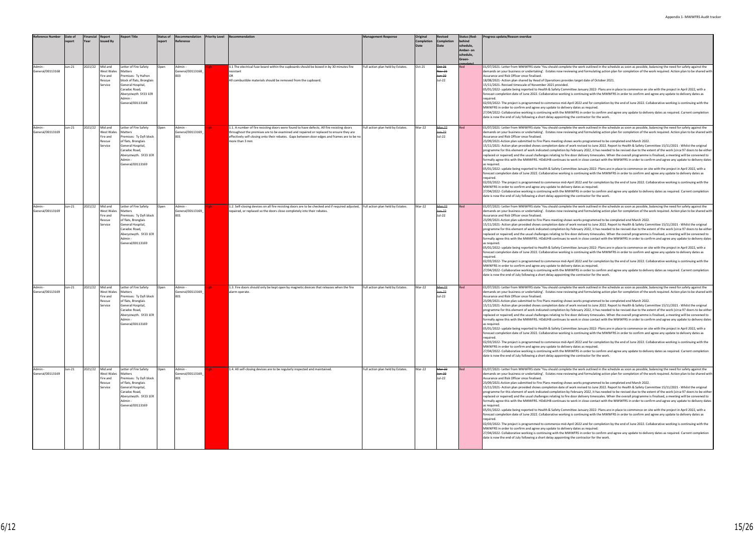| Reference Number | Date of report | Financial Year | Report Issued By | Report Title | Status of report | Recommendation Reference | Priority Level | Recommendation | Management Response | Original Completion Date | Revised Completion Date | Status (Red-behind schedule, Amber- on schedule, Green-complete) | Progress update/Reason overdue |
|---|---|---|---|---|---|---|---|---|---|---|---|---|---|
| Admin - General/00113168 | Jun-21 | 2021/22 | Mid and West Wales Fire and Rescue Service | Letter of Fire Safety Matters Premises: Ty Hafren block of flats, Bronglais General Hospital, Caradoc Road, Aberystwyth SY23 1ER Admin - General/00113168 | Open | Admin - General/00113168_003 | High | 3.1 The electrical fuse board within the cupboards should be boxed in by 30 minutes fire resistant<br>OR<br>All combustible materials should be removed from the cupboard. | Full action plan held by Estates. | Oct-21 | ~~Oct-21~~ ~~Nov-21~~ ~~Jun-22~~ Jul-22 | Red | 01/07/2021- Letter from MWWFRS state 'You should complete the work outlined in the schedule as soon as possible, balancing the need for safety against the demands on your business or undertaking'. Estates now reviewing and formulating action plan for completion of the work required. Action plan to be shared with Assurance and Risk Officer once finalised.<br>18/08/2021- Action plan shared by Head of Operations provides target date of October 2021.<br>15/11/2021- Revised timescale of November 2021 provided.<br>05/01/2022- update being reported to Health & Safety Committee January 2022- Plans are in place to commence on site with the project in April 2022, with a forecast completion date of June 2022. Collaborative working is continuing with the MWWFRS in order to confirm and agree any update to delivery dates as required.<br>02/03/2022- The project is programmed to commence mid-April 2022 and for completion by the end of June 2022. Collaborative working is continuing with the MWWFRS in order to confirm and agree any update to delivery dates as required.<br>27/04/2022- Collaborative working is continuing with the MWWFRS in order to confirm and agree any update to delivery dates as required. Current completion date is now the end of July following a short delay appointing the contractor for the work. |
| Admin - General/00113169 | Jun-21 | 2021/22 | Mid and West Wales Fire and Rescue Service | Letter of Fire Safety Matters Premises: Ty Dyfi block of flats, Bronglais General Hospital, Caradoc Road, Aberystwyth. SY23 1ER Admin - General/00113169 | Open | Admin - General/00113169_001 | High | 1.1. A number of fire resisting doors were found to have defects. All fire resisting doors throughout the premises are to be examined and repaired or replaced to ensure they are effectively self-closing onto their rebates. Gaps between door edges and frames are to be no more than 3 mm | Full action plan held by Estates. | Mar-22 | ~~Mar-22~~ ~~Jun-22~~ Jul-22 | Red | 01/07/2021- Letter from MWWFRS state 'You should complete the work outlined in the schedule as soon as possible, balancing the need for safety against the demands on your business or undertaking'. Estates now reviewing and formulating action plan for completion of the work required. Action plan to be shared with Assurance and Risk Officer once finalised.<br>23/09/2021-Action plan submitted to Fire Plans meeting shows works programmed to be completed end March 2022.<br>15/11/2021- Action plan provided shows completion date of work revised to June 2022. Report to Health & Safety Committee 15/11/2021 - Whilst the original programme for this element of work indicated completion by February 2022, it has needed to be revised due to the extent of the work (circa 97 doors to be either replaced or repaired) and the usual challenges relating to fire door delivery timescales. When the overall programme is finalised, a meeting will be convened to formally agree this with the MWWFRS. HDdUHB continues to work in close contact with the MWWFRS in order to confirm and agree any update to delivery dates as required.<br>05/01/2022- update being reported to Health & Safety Committee January 2022- Plans are in place to commence on site with the project in April 2022, with a forecast completion date of June 2022. Collaborative working is continuing with the MWWFRS in order to confirm and agree any update to delivery dates as required.<br>02/03/2022- The project is programmed to commence mid-April 2022 and for completion by the end of June 2022. Collaborative working is continuing with the MWWFRS in order to confirm and agree any update to delivery dates as required.<br>27/04/2022- Collaborative working is continuing with the MWWFRS in order to confirm and agree any update to delivery dates as required. Current completion date is now the end of July following a short delay appointing the contractor for the work. |
| Admin - General/00113169 | Jun-21 | 2021/22 | Mid and West Wales Fire and Rescue Service | Letter of Fire Safety Matters Premises: Ty Dyfi block of flats, Bronglais General Hospital, Caradoc Road, Aberystwyth. SY23 1ER Admin - General/00113169 | Open | Admin - General/00113169_001 | High | 1.2. Self-closing devices on all fire resisting doors are to be checked and if required adjusted, repaired, or replaced so the doors close completely into their rebates. | Full action plan held by Estates. | Mar-22 | ~~Mar-22~~ ~~Jun-22~~ Jul-22 | Red | 01/07/2021- Letter from MWWFRS state 'You should complete the work outlined in the schedule as soon as possible, balancing the need for safety against the demands on your business or undertaking'. Estates now reviewing and formulating action plan for completion of the work required. Action plan to be shared with Assurance and Risk Officer once finalised.<br>23/09/2021-Action plan submitted to Fire Plans meeting shows works programmed to be completed end March 2022.<br>15/11/2021- Action plan provided shows completion date of work revised to June 2022. Report to Health & Safety Committee 15/11/2021 - Whilst the original programme for this element of work indicated completion by February 2022, it has needed to be revised due to the extent of the work (circa 97 doors to be either replaced or repaired) and the usual challenges relating to fire door delivery timescales. When the overall programme is finalised, a meeting will be convened to formally agree this with the MWWFRS. HDdUHB continues to work in close contact with the MWWFRS in order to confirm and agree any update to delivery dates as required.<br>05/01/2022- update being reported to Health & Safety Committee January 2022- Plans are in place to commence on site with the project in April 2022, with a forecast completion date of June 2022. Collaborative working is continuing with the MWWFRS in order to confirm and agree any update to delivery dates as required.<br>02/03/2022- The project is programmed to commence mid-April 2022 and for completion by the end of June 2022. Collaborative working is continuing with the MWWFRS in order to confirm and agree any update to delivery dates as required.<br>27/04/2022- Collaborative working is continuing with the MWWFRS in order to confirm and agree any update to delivery dates as required. Current completion date is now the end of July following a short delay appointing the contractor for the work. |
| Admin - General/00113169 | Jun-21 | 2021/22 | Mid and West Wales Fire and Rescue Service | Letter of Fire Safety Matters Premises: Ty Dyfi block of flats, Bronglais General Hospital, Caradoc Road, Aberystwyth. SY23 1ER Admin - General/00113169 | Open | Admin - General/00113169_001 | High | 1.3. Fire doors should only be kept open by magnetic devices that releases when the fire alarm operate. | Full action plan held by Estates. | Mar-22 | ~~Mar-22~~ ~~Jun-22~~ Jul-22 | Red | 01/07/2021- Letter from MWWFRS state 'You should complete the work outlined in the schedule as soon as possible, balancing the need for safety against the demands on your business or undertaking'. Estates now reviewing and formulating action plan for completion of the work required. Action plan to be shared with Assurance and Risk Officer once finalised.<br>23/09/2021-Action plan submitted to Fire Plans meeting shows works programmed to be completed end March 2022.<br>15/11/2021- Action plan provided shows completion date of work revised to June 2022. Report to Health & Safety Committee 15/11/2021 - Whilst the original programme for this element of work indicated completion by February 2022, it has needed to be revised due to the extent of the work (circa 97 doors to be either replaced or repaired) and the usual challenges relating to fire door delivery timescales. When the overall programme is finalised, a meeting will be convened to formally agree this with the MWWFRS. HDdUHB continues to work in close contact with the MWWFRS in order to confirm and agree any update to delivery dates as required.<br>05/01/2022- update being reported to Health & Safety Committee January 2022- Plans are in place to commence on site with the project in April 2022, with a forecast completion date of June 2022. Collaborative working is continuing with the MWWFRS in order to confirm and agree any update to delivery dates as required.<br>02/03/2022- The project is programmed to commence mid-April 2022 and for completion by the end of June 2022. Collaborative working is continuing with the MWWFRS in order to confirm and agree any update to delivery dates as required.<br>27/04/2022- Collaborative working is continuing with the MWWFRS in order to confirm and agree any update to delivery dates as required. Current completion date is now the end of July following a short delay appointing the contractor for the work. |
| Admin - General/00113169 | Jun-21 | 2021/22 | Mid and West Wales Fire and Rescue Service | Letter of Fire Safety Matters Premises: Ty Dyfi block of flats, Bronglais General Hospital, Caradoc Road, Aberystwyth. SY23 1ER Admin - General/00113169 | Open | Admin - General/00113169_001 | High | 1.4. All self-closing devices are to be regularly inspected and maintained. | Full action plan held by Estates. | Mar-22 | ~~Mar-22~~ ~~Jun-22~~ Jul-22 | Red | 01/07/2021- Letter from MWWFRS state 'You should complete the work outlined in the schedule as soon as possible, balancing the need for safety against the demands on your business or undertaking'. Estates now reviewing and formulating action plan for completion of the work required. Action plan to be shared with Assurance and Risk Officer once finalised.<br>23/09/2021-Action plan submitted to Fire Plans meeting shows works programmed to be completed end March 2022.<br>15/11/2021- Action plan provided shows completion date of work revised to June 2022. Report to Health & Safety Committee 15/11/2021 - Whilst the original programme for this element of work indicated completion by February 2022, it has needed to be revised due to the extent of the work (circa 97 doors to be either replaced or repaired) and the usual challenges relating to fire door delivery timescales. When the overall programme is finalised, a meeting will be convened to formally agree this with the MWWFRS. HDdUHB continues to work in close contact with the MWWFRS in order to confirm and agree any update to delivery dates as required.<br>05/01/2022- update being reported to Health & Safety Committee January 2022- Plans are in place to commence on site with the project in April 2022, with a forecast completion date of June 2022. Collaborative working is continuing with the MWWFRS in order to confirm and agree any update to delivery dates as required.<br>02/03/2022- The project is programmed to commence mid-April 2022 and for completion by the end of June 2022. Collaborative working is continuing with the MWWFRS in order to confirm and agree any update to delivery dates as required.<br>27/04/2022- Collaborative working is continuing with the MWWFRS in order to confirm and agree any update to delivery dates as required. Current completion date is now the end of July following a short delay appointing the contractor for the work. |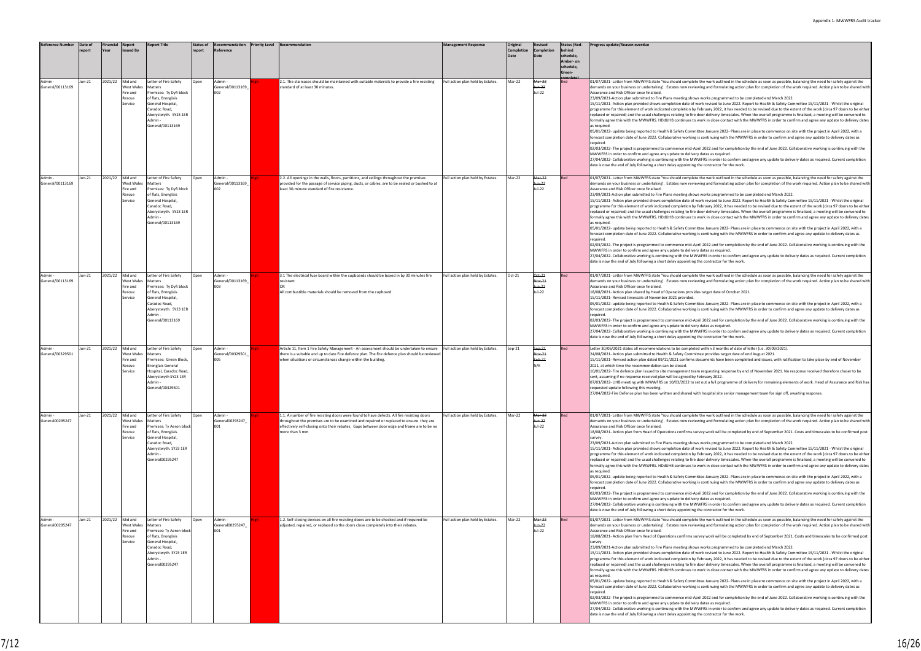| Reference Number | Date of report | Financial Year | Report Issued By | Report Title | Status of report | Recommendation Reference | Priority Level | Recommendation | Management Response | Original Completion Date | Revised Completion Date | Status (Red- behind schedule, Amber- on schedule, Green- complete) | Progress update/Reason overdue |
|---|---|---|---|---|---|---|---|---|---|---|---|---|---|
| Admin - General/00113169 | Jun-21 | 2021/22 | Mid and West Wales Fire and Rescue Service | Letter of Fire Safety Matters Premises: Ty Dyfi block of flats, Bronglais General Hospital, Caradoc Road, Aberystwyth. SY23 1ER Admin - General/00113169 | Open | Admin - General/00113169_002 | High | 2.1. The staircases should be maintained with suitable materials to provide a fire resisting standard of at least 30 minutes. | Full action plan held by Estates. | Mar-22 | ~~Mar-22~~ ~~Jun-22~~ Jul-22 | Red | 01/07/2021- Letter from MWWFRS state 'You should complete the work outlined in the schedule as soon as possible, balancing the need for safety against the demands on your business or undertaking'. Estates now reviewing and formulating action plan for completion of the work required. Action plan to be shared with Assurance and Risk Officer once finalised.<br>23/09/2021-Action plan submitted to Fire Plans meeting shows works programmed to be completed end March 2022.<br>15/11/2021- Action plan provided shows completion date of work revised to June 2022. Report to Health & Safety Committee 15/11/2021 - Whilst the original programme for this element of work indicated completion by February 2022, it has needed to be revised due to the extent of the work (circa 97 doors to be either replaced or repaired) and the usual challenges relating to fire door delivery timescales. When the overall programme is finalised, a meeting will be convened to formally agree this with the MWWFRS. HDdUHB continues to work in close contact with the MWWFRS in order to confirm and agree any update to delivery dates as required.<br>05/01/2022- update being reported to Health & Safety Committee January 2022- Plans are in place to commence on site with the project in April 2022, with a forecast completion date of June 2022. Collaborative working is continuing with the MWWFRS in order to confirm and agree any update to delivery dates as required.<br>02/03/2022- The project is programmed to commence mid-April 2022 and for completion by the end of June 2022. Collaborative working is continuing with the MWWFRS in order to confirm and agree any update to delivery dates as required.<br>27/04/2022- Collaborative working is continuing with the MWWFRS in order to confirm and agree any update to delivery dates as required. Current completion date is now the end of July following a short delay appointing the contractor for the work. |
| Admin - General/00113169 | Jun-21 | 2021/22 | Mid and West Wales Fire and Rescue Service | Letter of Fire Safety Matters Premises: Ty Dyfi block of flats, Bronglais General Hospital, Caradoc Road, Aberystwyth. SY23 1ER Admin - General/00113169 | Open | Admin - General/00113169_002 | High | 2.2. All openings in the walls, floors, partitions, and ceilings throughout the premises provided for the passage of service piping, ducts, or cables, are to be sealed or bushed to at least 30-minute standard of fire resistance. | Full action plan held by Estates. | Mar-22 | ~~Mar-22~~ ~~Jun-22~~ Jul-22 | Red | 01/07/2021- Letter from MWWFRS state 'You should complete the work outlined in the schedule as soon as possible, balancing the need for safety against the demands on your business or undertaking'. Estates now reviewing and formulating action plan for completion of the work required. Action plan to be shared with Assurance and Risk Officer once finalised.<br>23/09/2021-Action plan submitted to Fire Plans meeting shows works programmed to be completed end March 2022.<br>15/11/2021- Action plan provided shows completion date of work revised to June 2022. Report to Health & Safety Committee 15/11/2021 - Whilst the original programme for this element of work indicated completion by February 2022, it has needed to be revised due to the extent of the work (circa 97 doors to be either replaced or repaired) and the usual challenges relating to fire door delivery timescales. When the overall programme is finalised, a meeting will be convened to formally agree this with the MWWFRS. HDdUHB continues to work in close contact with the MWWFRS in order to confirm and agree any update to delivery dates as required.<br>05/01/2022- update being reported to Health & Safety Committee January 2022- Plans are in place to commence on site with the project in April 2022, with a forecast completion date of June 2022. Collaborative working is continuing with the MWWFRS in order to confirm and agree any update to delivery dates as required.<br>02/03/2022- The project is programmed to commence mid-April 2022 and for completion by the end of June 2022. Collaborative working is continuing with the MWWFRS in order to confirm and agree any update to delivery dates as required.<br>27/04/2022- Collaborative working is continuing with the MWWFRS in order to confirm and agree any update to delivery dates as required. Current completion date is now the end of July following a short delay appointing the contractor for the work. |
| Admin - General/00113169 | Jun-21 | 2021/22 | Mid and West Wales Fire and Rescue Service | Letter of Fire Safety Matters Premises: Ty Dyfi block of flats, Bronglais General Hospital, Caradoc Road, Aberystwyth. SY23 1ER Admin - General/00113169 | Open | Admin - General/00113169_003 | High | 3.1 The electrical fuse board within the cupboards should be boxed in by 30 minutes fire resistant<br>OR<br>All combustible materials should be removed from the cupboard. | Full action plan held by Estates. | Oct-21 | ~~Oct-21~~ ~~Nov-21~~ ~~Jun-22~~ Jul-22 | Red | 01/07/2021- Letter from MWWFRS state 'You should complete the work outlined in the schedule as soon as possible, balancing the need for safety against the demands on your business or undertaking'. Estates now reviewing and formulating action plan for completion of the work required. Action plan to be shared with Assurance and Risk Officer once finalised.<br>18/08/2021- Action plan shared by Head of Operations provides target date of October 2021.<br>15/11/2021- Revised timescale of November 2021 provided.<br>05/01/2022- update being reported to Health & Safety Committee January 2022- Plans are in place to commence on site with the project in April 2022, with a forecast completion date of June 2022. Collaborative working is continuing with the MWWFRS in order to confirm and agree any update to delivery dates as required.<br>02/03/2022- The project is programmed to commence mid-April 2022 and for completion by the end of June 2022. Collaborative working is continuing with the MWWFRS in order to confirm and agree any update to delivery dates as required.<br>27/04/2022- Collaborative working is continuing with the MWWFRS in order to confirm and agree any update to delivery dates as required. Current completion date is now the end of July following a short delay appointing the contractor for the work. |
| Admin - General/00329501 | Jun-21 | 2021/22 | Mid and West Wales Fire and Rescue Service | Letter of Fire Safety Matters Premises: Green Block, Bronglais General Hospital, Caradoc Road, Aberystwyth SY23 1ER Admin - General/00329501 | Open | Admin - General/00329501_005 | High | Article 11, Item 1 Fire Safety Management - An assessment should be undertaken to ensure there is a suitable and up to date Fire defence plan. The fire defence plan should be reviewed when situations or circumstances change within the building. | Full action plan held by Estates. | Sep-21 | ~~Sep-21~~ ~~Nov-21~~ ~~Feb-22~~ N/K | Red | Letter 30/06/2021 states all recommendations to be completed within 3 months of date of letter (i.e. 30/09/2021).<br>24/08/2021- Action plan submitted to Health & Safety Committee provides target date of end August 2021.<br>15/11/2021- Revised action plan dated 09/11/2021 confirms documents have been completed and issues, with ratification to take place by end of November 2021, at which time the recommendation can be closed.<br>10/01/2022- Fire defence plan issued to site management team requesting response by end of November 2021. No response received therefore chaser to be sent, assuming if no response received plan will be agreed by February 2022.<br>07/03/2022- UHB meeting with MWWFRS on 10/03/2022 to set out a full programme of delivery for remaining elements of work. Head of Assurance and Risk has requested update following this meeting.<br>27/04/2022-Fire Defence plan has been written and shared with hospital site senior management team for sign off, awaiting response. |
| Admin - General00295247 | Jun-21 | 2021/22 | Mid and West Wales Fire and Rescue Service | Letter of Fire Safety Matters Premises: Ty Aeron block of flats, Bronglais General Hospital, Caradoc Road, Aberystwyth. SY23 1ER Admin - General00295247 | Open | Admin - General00295247_001 | High | 1.1. A number of fire resisting doors were found to have defects. All fire resisting doors throughout the premises are to be examined and repaired or replaced to ensure they are effectively self-closing onto their rebates. Gaps between door edge and frame are to be no more than 3 mm | Full action plan held by Estates. | Mar-22 | ~~Mar-22~~ ~~Jun-22~~ Jul-22 | Red | 01/07/2021- Letter from MWWFRS state 'You should complete the work outlined in the schedule as soon as possible, balancing the need for safety against the demands on your business or undertaking'. Estates now reviewing and formulating action plan for completion of the work required. Action plan to be shared with Assurance and Risk Officer once finalised.<br>18/08/2021- Action plan from Head of Operations confirms survey work will be completed by end of September 2021. Costs and timescales to be confirmed post survey.<br>23/09/2021-Action plan submitted to Fire Plans meeting shows works programmed to be completed end March 2022.<br>15/11/2021- Action plan provided shows completion date of work revised to June 2022. Report to Health & Safety Committee 15/11/2021 - Whilst the original programme for this element of work indicated completion by February 2022, it has needed to be revised due to the extent of the work (circa 97 doors to be either replaced or repaired) and the usual challenges relating to fire door delivery timescales. When the overall programme is finalised, a meeting will be convened to formally agree this with the MWWFRS. HDdUHB continues to work in close contact with the MWWFRS in order to confirm and agree any update to delivery dates as required.<br>05/01/2022- update being reported to Health & Safety Committee January 2022- Plans are in place to commence on site with the project in April 2022, with a forecast completion date of June 2022. Collaborative working is continuing with the MWWFRS in order to confirm and agree any update to delivery dates as required.<br>02/03/2022- The project is programmed to commence mid-April 2022 and for completion by the end of June 2022. Collaborative working is continuing with the MWWFRS in order to confirm and agree any update to delivery dates as required.<br>27/04/2022- Collaborative working is continuing with the MWWFRS in order to confirm and agree any update to delivery dates as required. Current completion date is now the end of July following a short delay appointing the contractor for the work. |
| Admin - General00295247 | Jun-21 | 2021/22 | Mid and West Wales Fire and Rescue Service | Letter of Fire Safety Matters Premises: Ty Aeron block of flats, Bronglais General Hospital, Caradoc Road, Aberystwyth. SY23 1ER Admin - General00295247 | Open | Admin - General00295247_001 | High | 1.2. Self-closing devices on all fire resisting doors are to be checked and if required be adjusted, repaired, or replaced so the doors close completely into their rebates. | Full action plan held by Estates. | Mar-22 | ~~Mar-22~~ ~~Jun-22~~ Jul-22 | Red | 01/07/2021- Letter from MWWFRS state 'You should complete the work outlined in the schedule as soon as possible, balancing the need for safety against the demands on your business or undertaking'. Estates now reviewing and formulating action plan for completion of the work required. Action plan to be shared with Assurance and Risk Officer once finalised.<br>18/08/2021- Action plan from Head of Operations confirms survey work will be completed by end of September 2021. Costs and timescales to be confirmed post survey.<br>23/09/2021-Action plan submitted to Fire Plans meeting shows works programmed to be completed end March 2022.<br>15/11/2021- Action plan provided shows completion date of work revised to June 2022. Report to Health & Safety Committee 15/11/2021 - Whilst the original programme for this element of work indicated completion by February 2022, it has needed to be revised due to the extent of the work (circa 97 doors to be either replaced or repaired) and the usual challenges relating to fire door delivery timescales. When the overall programme is finalised, a meeting will be convened to formally agree this with the MWWFRS. HDdUHB continues to work in close contact with the MWWFRS in order to confirm and agree any update to delivery dates as required.<br>05/01/2022- update being reported to Health & Safety Committee January 2022- Plans are in place to commence on site with the project in April 2022, with a forecast completion date of June 2022. Collaborative working is continuing with the MWWFRS in order to confirm and agree any update to delivery dates as required.<br>02/03/2022- The project is programmed to commence mid-April 2022 and for completion by the end of June 2022. Collaborative working is continuing with the MWWFRS in order to confirm and agree any update to delivery dates as required.<br>27/04/2022- Collaborative working is continuing with the MWWFRS in order to confirm and agree any update to delivery dates as required. Current completion date is now the end of July following a short delay appointing the contractor for the work. |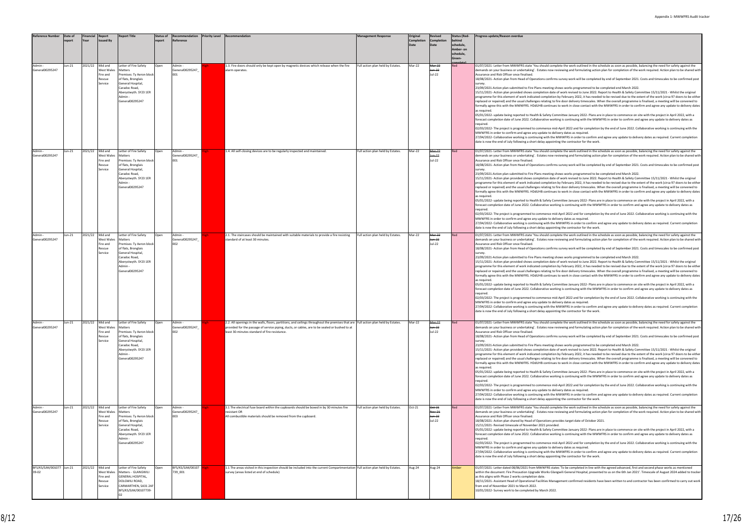| Reference Number | Date of report | Financial Year | Report Issued By | Report Title | Status of report | Recommendation Reference | Priority Level | Recommendation | Management Response | Original Completion Date | Revised Completion Date | Status (Red- behind schedule, Amber- on schedule, Green- complete) | Progress update/Reason overdue |
|---|---|---|---|---|---|---|---|---|---|---|---|---|---|
| Admin - General00295247 | Jun-21 | 2021/22 | Mid and West Wales Fire and Rescue Service | Letter of Fire Safety Matters Premises: Ty Aeron block of flats, Bronglais General Hospital, Caradoc Road, Aberystwyth. SY23 1ER Admin - General00295247 | Open | Admin - General00295247_001 | High | 1.3. Fire doors should only be kept open by magnetic devices which release when the fire alarm operates. | Full action plan held by Estates. | Mar-22 | ~~Mar-22~~ ~~Jun-22~~ Jul-22 | Red | 01/07/2021- Letter from MWWFRS state 'You should complete the work outlined in the schedule as soon as possible, balancing the need for safety against the demands on your business or undertaking'. Estates now reviewing and formulating action plan for completion of the work required. Action plan to be shared with Assurance and Risk Officer once finalised.<br>18/08/2021- Action plan from Head of Operations confirms survey work will be completed by end of September 2021. Costs and timescales to be confirmed post survey.<br>23/09/2021-Action plan submitted to Fire Plans meeting shows works programmed to be completed end March 2022.<br>15/11/2021- Action plan provided shows completion date of work revised to June 2022. Report to Health & Safety Committee 15/11/2021 - Whilst the original programme for this element of work indicated completion by February 2022, it has needed to be revised due to the extent of the work (circa 97 doors to be either replaced or repaired) and the usual challenges relating to fire door delivery timescales. When the overall programme is finalised, a meeting will be convened to formally agree this with the MWWFRS. HDdUHB continues to work in close contact with the MWWFRS in order to confirm and agree any update to delivery dates as required.<br>05/01/2022- update being reported to Health & Safety Committee January 2022- Plans are in place to commence on site with the project in April 2022, with a forecast completion date of June 2022. Collaborative working is continuing with the MWWFRS in order to confirm and agree any update to delivery dates as required.<br>02/03/2022- The project is programmed to commence mid-April 2022 and for completion by the end of June 2022. Collaborative working is continuing with the MWWFRS in order to confirm and agree any update to delivery dates as required.<br>27/04/2022- Collaborative working is continuing with the MWWFRS in order to confirm and agree any update to delivery dates as required. Current completion date is now the end of July following a short delay appointing the contractor for the work. |
| Admin - General00295247 | Jun-21 | 2021/22 | Mid and West Wales Fire and Rescue Service | Letter of Fire Safety Matters Premises: Ty Aeron block of flats, Bronglais General Hospital, Caradoc Road, Aberystwyth. SY23 1ER Admin - General00295247 | Open | Admin - General00295247_001 | High | 1.4. All self-closing devices are to be regularly inspected and maintained. | Full action plan held by Estates. | Mar-22 | ~~Mar-22~~ ~~Jun-22~~ Jul-22 | Red | 01/07/2021- Letter from MWWFRS state 'You should complete the work outlined in the schedule as soon as possible, balancing the need for safety against the demands on your business or undertaking'. Estates now reviewing and formulating action plan for completion of the work required. Action plan to be shared with Assurance and Risk Officer once finalised.<br>18/08/2021- Action plan from Head of Operations confirms survey work will be completed by end of September 2021. Costs and timescales to be confirmed post survey.<br>23/09/2021-Action plan submitted to Fire Plans meeting shows works programmed to be completed end March 2022.<br>15/11/2021- Action plan provided shows completion date of work revised to June 2022. Report to Health & Safety Committee 15/11/2021 - Whilst the original programme for this element of work indicated completion by February 2022, it has needed to be revised due to the extent of the work (circa 97 doors to be either replaced or repaired) and the usual challenges relating to fire door delivery timescales. When the overall programme is finalised, a meeting will be convened to formally agree this with the MWWFRS. HDdUHB continues to work in close contact with the MWWFRS in order to confirm and agree any update to delivery dates as required.<br>05/01/2022- update being reported to Health & Safety Committee January 2022- Plans are in place to commence on site with the project in April 2022, with a forecast completion date of June 2022. Collaborative working is continuing with the MWWFRS in order to confirm and agree any update to delivery dates as required.<br>02/03/2022- The project is programmed to commence mid-April 2022 and for completion by the end of June 2022. Collaborative working is continuing with the MWWFRS in order to confirm and agree any update to delivery dates as required.<br>27/04/2022- Collaborative working is continuing with the MWWFRS in order to confirm and agree any update to delivery dates as required. Current completion date is now the end of July following a short delay appointing the contractor for the work. |
| Admin - General00295247 | Jun-21 | 2021/22 | Mid and West Wales Fire and Rescue Service | Letter of Fire Safety Matters Premises: Ty Aeron block of flats, Bronglais General Hospital, Caradoc Road, Aberystwyth. SY23 1ER Admin - General00295247 | Open | Admin - General00295247_002 | High | 2.1. The staircases should be maintained with suitable materials to provide a fire resisting standard of at least 30 minutes. | Full action plan held by Estates. | Mar-22 | ~~Mar-22~~ ~~Jun-22~~ Jul-22 | Red | 01/07/2021- Letter from MWWFRS state 'You should complete the work outlined in the schedule as soon as possible, balancing the need for safety against the demands on your business or undertaking'. Estates now reviewing and formulating action plan for completion of the work required. Action plan to be shared with Assurance and Risk Officer once finalised.<br>18/08/2021- Action plan from Head of Operations confirms survey work will be completed by end of September 2021. Costs and timescales to be confirmed post survey.<br>23/09/2021-Action plan submitted to Fire Plans meeting shows works programmed to be completed end March 2022.<br>15/11/2021- Action plan provided shows completion date of work revised to June 2022. Report to Health & Safety Committee 15/11/2021 - Whilst the original programme for this element of work indicated completion by February 2022, it has needed to be revised due to the extent of the work (circa 97 doors to be either replaced or repaired) and the usual challenges relating to fire door delivery timescales. When the overall programme is finalised, a meeting will be convened to formally agree this with the MWWFRS. HDdUHB continues to work in close contact with the MWWFRS in order to confirm and agree any update to delivery dates as required.<br>05/01/2022- update being reported to Health & Safety Committee January 2022- Plans are in place to commence on site with the project in April 2022, with a forecast completion date of June 2022. Collaborative working is continuing with the MWWFRS in order to confirm and agree any update to delivery dates as required.<br>02/03/2022- The project is programmed to commence mid-April 2022 and for completion by the end of June 2022. Collaborative working is continuing with the MWWFRS in order to confirm and agree any update to delivery dates as required.<br>27/04/2022- Collaborative working is continuing with the MWWFRS in order to confirm and agree any update to delivery dates as required. Current completion date is now the end of July following a short delay appointing the contractor for the work. |
| Admin - General00295247 | Jun-21 | 2021/22 | Mid and West Wales Fire and Rescue Service | Letter of Fire Safety Matters Premises: Ty Aeron block of flats, Bronglais General Hospital, Caradoc Road, Aberystwyth. SY23 1ER Admin - General00295247 | Open | Admin - General00295247_002 | High | 2.2. All openings in the walls, floors, partitions, and ceilings throughout the premises that are provided for the passage of service piping, ducts, or cables, are to be sealed or bushed to at least 30-minutes standard of fire resistance. | Full action plan held by Estates. | Mar-22 | ~~Mar-22~~ ~~Jun-22~~ Jul-22 | Red | 01/07/2021- Letter from MWWFRS state 'You should complete the work outlined in the schedule as soon as possible, balancing the need for safety against the demands on your business or undertaking'. Estates now reviewing and formulating action plan for completion of the work required. Action plan to be shared with Assurance and Risk Officer once finalised.<br>18/08/2021- Action plan from Head of Operations confirms survey work will be completed by end of September 2021. Costs and timescales to be confirmed post survey.<br>23/09/2021-Action plan submitted to Fire Plans meeting shows works programmed to be completed end March 2022.<br>15/11/2021- Action plan provided shows completion date of work revised to June 2022. Report to Health & Safety Committee 15/11/2021 - Whilst the original programme for this element of work indicated completion by February 2022, it has needed to be revised due to the extent of the work (circa 97 doors to be either replaced or repaired) and the usual challenges relating to fire door delivery timescales. When the overall programme is finalised, a meeting will be convened to formally agree this with the MWWFRS. HDdUHB continues to work in close contact with the MWWFRS in order to confirm and agree any update to delivery dates as required.<br>05/01/2022- update being reported to Health & Safety Committee January 2022- Plans are in place to commence on site with the project in April 2022, with a forecast completion date of June 2022. Collaborative working is continuing with the MWWFRS in order to confirm and agree any update to delivery dates as required.<br>02/03/2022- The project is programmed to commence mid-April 2022 and for completion by the end of June 2022. Collaborative working is continuing with the MWWFRS in order to confirm and agree any update to delivery dates as required.<br>27/04/2022- Collaborative working is continuing with the MWWFRS in order to confirm and agree any update to delivery dates as required. Current completion date is now the end of July following a short delay appointing the contractor for the work. |
| Admin - General00295247 | Jun-21 | 2021/22 | Mid and West Wales Fire and Rescue Service | Letter of Fire Safety Matters Premises: Ty Aeron block of flats, Bronglais General Hospital, Caradoc Road, Aberystwyth. SY23 1ER Admin - General00295247 | Open | Admin - General00295247_003 | High | 3.1 The electrical fuse board within the cupboards should be boxed in by 30 minutes fire resistant OR<br>All combustible materials should be removed from the cupboard. | Full action plan held by Estates. | Oct-21 | ~~Oct-21~~ ~~Nov-21~~ ~~Jun-22~~ Jul-22 | Red | 01/07/2021- Letter from MWWFRS state 'You should complete the work outlined in the schedule as soon as possible, balancing the need for safety against the demands on your business or undertaking'. Estates now reviewing and formulating action plan for completion of the work required. Action plan to be shared with Assurance and Risk Officer once finalised.<br>18/08/2021- Action plan shared by Head of Operations provides target date of October 2021.<br>15/11/2021- Revised timescale of November 2021 provided.<br>05/01/2022- update being reported to Health & Safety Committee January 2022- Plans are in place to commence on site with the project in April 2022, with a forecast completion date of June 2022. Collaborative working is continuing with the MWWFRS in order to confirm and agree any update to delivery dates as required.<br>02/03/2022- The project is programmed to commence mid-April 2022 and for completion by the end of June 2022. Collaborative working is continuing with the MWWFRS in order to confirm and agree any update to delivery dates as required.<br>27/04/2022- Collaborative working is continuing with the MWWFRS in order to confirm and agree any update to delivery dates as required. Current completion date is now the end of July following a short delay appointing the contractor for the work. |
| BFS/KS/SJM/00107739-02 | Jun-21 | 2021/22 | Mid and West Wales Fire and Rescue Service | Letter of Fire Safety Matters - GLANGWILI GENERAL HOSPITAL, DOLGWILI ROAD, CARMARTHEN, SA31 2AF BFS/KS/SJM/00107739-02 | Open | BFS/KS/SJM/00107739_001 | High | 1.1 The areas visited in this inspection should be included into the current Compartmentation survey (areas listed at end of schedule) | Full action plan held by Estates. | Aug-24 | Aug-24 | Amber | 01/07/2021- Letter dated 08/06/2021 from MWWFRS states 'To be completed in line with the agreed advanced, first and second phase works as mentioned within the document: Fire Precaution Upgrade Works Glangwili General Hospital, presented to us on the 6th Jan 2021'. Timescale of August 2024 added to tracker as this aligns with Phase 2 works completion date.<br>18/11/2021- Assistant Head of Operational Facilities Management confirmed residents have been written to and contractor has been confirmed to carry out work from end of November 2021 to March 2022.<br>10/01/2022- Survey work to be completed by March 2022. |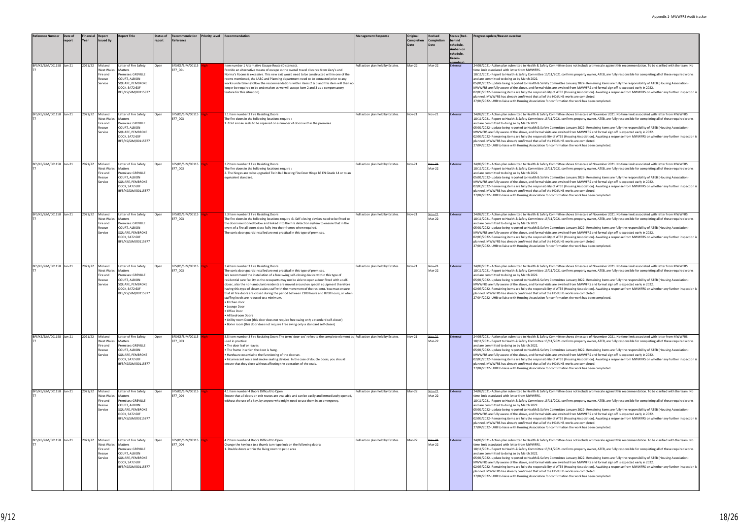| Reference Number | Date of report | Financial Year | Report Issued By | Report Title | Status of report | Recommendation Reference | Priority Level | Recommendation | Management Response | Original Completion Date | Revised Completion Date | Status (Red- behind schedule, Amber- on schedule, Green- complete) | Progress update/Reason overdue |
|---|---|---|---|---|---|---|---|---|---|---|---|---|---|
| BFS/KS/SJM/00115877 | Jun-21 | 2021/22 | Mid and West Wales Fire and Rescue Service | Letter of Fire Safety Matters Premises: GREVILLE COURT, ALBION SQUARE, PEMBROKE DOCK, SA72 6XF BFS/KS/SJM/00115877 | Open | BFS/KS/SJM/00115877_001 | High | Item number 1 Alternative Escape Route (Distances). Provide an alternative means of escape as the overall travel distance from Lizzy's and Norma's Rooms is excessive. This new exit would need to be constructed within one of the rooms mentioned, the LABC and Planning department need to be contacted prior to any works undertaken (follow the recommendations within items 2 & 3 and this item will then no longer be required to be undertaken as we will accept item 2 and 3 as a compensatory feature for this situation). | Full action plan held by Estates. | Mar-22 | Mar-22 | External | 24/08/2021- Action plan submitted to Health & Safety Committee does not include a timescale against this recommendation. To be clarified with the team. No time limit associated with letter from MWWFRS.<br>18/11/2021- Report to Health & Safety Committee 15/11/2021 confirms property owner, ATEB, are fully responsible for completing all of these required works and are committed to doing so by March 2022.<br>05/01/2022- update being reported to Health & Safety Committee January 2022- Remaining items are fully the responsibility of ATEB (Housing Association). MWWFRS are fully aware of the above, and formal visits are awaited from MWWFRS and formal sign off is expected early in 2022.<br>02/03/2022- Remaining items are fully the responsibility of ATEB (Housing Association). Awaiting a response from MWWFRS on whether any further inspection is planned. MWWFRS has already confirmed that all of the HDdUHB works are completed.<br>27/04/2022- UHB to liaise with Housing Association for confirmation the work has been completed. |
| BFS/KS/SJM/00115877 | Jun-21 | 2021/22 | Mid and West Wales Fire and Rescue Service | Letter of Fire Safety Matters Premises: GREVILLE COURT, ALBION SQUARE, PEMBROKE DOCK, SA72 6XF BFS/KS/SJM/00115877 | Open | BFS/KS/SJM/00115877_003 | High | 3.1 Item number 3 Fire Resisting Doors The fire doors in the following locations require : 1. Cold smoke seals to be repaired on a number of doors within the premises | Full action plan held by Estates. | Nov-21 | Nov-21 | External | 24/08/2021- Action plan submitted to Health & Safety Committee shows timescale of November 2021. No time limit associated with letter from MWWFRS.<br>18/11/2021- Report to Health & Safety Committee 15/11/2021 confirms property owner, ATEB, are fully responsible for completing all of these required works and are committed to doing so by March 2022.<br>05/01/2022- update being reported to Health & Safety Committee January 2022- Remaining items are fully the responsibility of ATEB (Housing Association). MWWFRS are fully aware of the above, and formal visits are awaited from MWWFRS and formal sign off is expected early in 2022.<br>02/03/2022- Remaining items are fully the responsibility of ATEB (Housing Association). Awaiting a response from MWWFRS on whether any further inspection is planned. MWWFRS has already confirmed that all of the HDdUHB works are completed.<br>27/04/2022- UHB to liaise with Housing Association for confirmation the work has been completed. |
| BFS/KS/SJM/00115877 | Jun-21 | 2021/22 | Mid and West Wales Fire and Rescue Service | Letter of Fire Safety Matters Premises: GREVILLE COURT, ALBION SQUARE, PEMBROKE DOCK, SA72 6XF BFS/KS/SJM/00115877 | Open | BFS/KS/SJM/00115877_003 | High | 3.2 Item number 3 Fire Resisting Doors The fire doors in the following locations require : 2. The hinges are to be upgraded Twin Ball Bearing Fire Door Hinge BS EN Grade 14 or to an equivalent standard. | Full action plan held by Estates. | Nov-21 | ~~Nov-21~~ Mar-22 | External | 24/08/2021- Action plan submitted to Health & Safety Committee shows timescale of November 2021. No time limit associated with letter from MWWFRS.<br>18/11/2021- Report to Health & Safety Committee 15/11/2021 confirms property owner, ATEB, are fully responsible for completing all of these required works and are committed to doing so by March 2022.<br>05/01/2022- update being reported to Health & Safety Committee January 2022- Remaining items are fully the responsibility of ATEB (Housing Association). MWWFRS are fully aware of the above, and formal visits are awaited from MWWFRS and formal sign off is expected early in 2022.<br>02/03/2022- Remaining items are fully the responsibility of ATEB (Housing Association). Awaiting a response from MWWFRS on whether any further inspection is planned. MWWFRS has already confirmed that all of the HDdUHB works are completed.<br>27/04/2022- UHB to liaise with Housing Association for confirmation the work has been completed. |
| BFS/KS/SJM/00115877 | Jun-21 | 2021/22 | Mid and West Wales Fire and Rescue Service | Letter of Fire Safety Matters Premises: GREVILLE COURT, ALBION SQUARE, PEMBROKE DOCK, SA72 6XF BFS/KS/SJM/00115877 | Open | BFS/KS/SJM/00115877_003 | High | 3.3 Item number 3 Fire Resisting Doors The fire doors in the following locations require :3. Self-closing devices need to be fitted to the doors mentioned below and linked into the fire detection system to ensure that in the event of a fire all doors close fully into their frames when required. The sonic door guards installed are not practical in this type of premises. | Full action plan held by Estates. | Nov-21 | ~~Nov-21~~ Mar-22 | External | 24/08/2021- Action plan submitted to Health & Safety Committee shows timescale of November 2021. No time limit associated with letter from MWWFRS.<br>18/11/2021- Report to Health & Safety Committee 15/11/2021 confirms property owner, ATEB, are fully responsible for completing all of these required works and are committed to doing so by March 2022.<br>05/01/2022- update being reported to Health & Safety Committee January 2022- Remaining items are fully the responsibility of ATEB (Housing Association). MWWFRS are fully aware of the above, and formal visits are awaited from MWWFRS and formal sign off is expected early in 2022.<br>02/03/2022- Remaining items are fully the responsibility of ATEB (Housing Association). Awaiting a response from MWWFRS on whether any further inspection is planned. MWWFRS has already confirmed that all of the HDdUHB works are completed.<br>27/04/2022- UHB to liaise with Housing Association for confirmation the work has been completed. |
| BFS/KS/SJM/00115877 | Jun-21 | 2021/22 | Mid and West Wales Fire and Rescue Service | Letter of Fire Safety Matters Premises: GREVILLE COURT, ALBION SQUARE, PEMBROKE DOCK, SA72 6XF BFS/KS/SJM/00115877 | Open | BFS/KS/SJM/00115877_003 | High | 3.4 Item number 3 Fire Resisting Doors The sonic door guards installed are not practical in this type of premises. We recommend the installation of a free swing self-closing device within this type of residential care facility as the occupants may not be able to open a door fitted with a self-closer, also the non-ambulant residents are moved around on special equipment therefore having this type of closer assists staff with the movement of the resident. You must ensure that all fire doors are closed during the period between 2300 hours and 0700 hours, or when staffing levels are reduced to a minimum.<br>• Kitchen door<br>• Lounge Door<br>• Office Door<br>• All bedroom Doors<br>• Utility room Door (this door does not require free swing only a standard self-closer)<br>• Boiler room (this door does not require free swing only a standard self-closer) | Full action plan held by Estates. | Nov-21 | ~~Nov-21~~ Mar-22 | External | 24/08/2021- Action plan submitted to Health & Safety Committee shows timescale of November 2021. No time limit associated with letter from MWWFRS.<br>18/11/2021- Report to Health & Safety Committee 15/11/2021 confirms property owner, ATEB, are fully responsible for completing all of these required works and are committed to doing so by March 2022.<br>05/01/2022- update being reported to Health & Safety Committee January 2022- Remaining items are fully the responsibility of ATEB (Housing Association). MWWFRS are fully aware of the above, and formal visits are awaited from MWWFRS and formal sign off is expected early in 2022.<br>02/03/2022- Remaining items are fully the responsibility of ATEB (Housing Association). Awaiting a response from MWWFRS on whether any further inspection is planned. MWWFRS has already confirmed that all of the HDdUHB works are completed.<br>27/04/2022- UHB to liaise with Housing Association for confirmation the work has been completed. |
| BFS/KS/SJM/00115877 | Jun-21 | 2021/22 | Mid and West Wales Fire and Rescue Service | Letter of Fire Safety Matters Premises: GREVILLE COURT, ALBION SQUARE, PEMBROKE DOCK, SA72 6XF BFS/KS/SJM/00115877 | Open | BFS/KS/SJM/00115877_003 | High | 3.5 Item number 3 Fire Resisting Doors The term 'door-set' refers to the complete element as used in practice:<br>• The door leaf or leaves.<br>• The frame in which the door is hung.<br>• Hardware essential to the functioning of the doorset.<br>• Intumescent seals and smoke sealing devices. In the case of double doors, you should ensure that they close without affecting the operation of the seals. | Full action plan held by Estates. | Nov-21 | ~~Nov-21~~ Mar-22 | External | 24/08/2021- Action plan submitted to Health & Safety Committee shows timescale of November 2021. No time limit associated with letter from MWWFRS.<br>18/11/2021- Report to Health & Safety Committee 15/11/2021 confirms property owner, ATEB, are fully responsible for completing all of these required works and are committed to doing so by March 2022.<br>05/01/2022- update being reported to Health & Safety Committee January 2022- Remaining items are fully the responsibility of ATEB (Housing Association). MWWFRS are fully aware of the above, and formal visits are awaited from MWWFRS and formal sign off is expected early in 2022.<br>02/03/2022- Remaining items are fully the responsibility of ATEB (Housing Association). Awaiting a response from MWWFRS on whether any further inspection is planned. MWWFRS has already confirmed that all of the HDdUHB works are completed.<br>27/04/2022- UHB to liaise with Housing Association for confirmation the work has been completed. |
| BFS/KS/SJM/00115877 | Jun-21 | 2021/22 | Mid and West Wales Fire and Rescue Service | Letter of Fire Safety Matters Premises: GREVILLE COURT, ALBION SQUARE, PEMBROKE DOCK, SA72 6XF BFS/KS/SJM/00115877 | Open | BFS/KS/SJM/00115877_004 | High | 4.1 Item number 4 Doors Difficult to Open Ensure that all doors on exit routes are available and can be easily and immediately opened, without the use of a key, by anyone who might need to use them in an emergency. | Full action plan held by Estates. | Mar-22 | ~~Nov-21~~ Mar-22 | External | 24/08/2021- Action plan submitted to Health & Safety Committee does not include a timescale against this recommendation. To be clarified with the team. No time limit associated with letter from MWWFRS.<br>18/11/2021- Report to Health & Safety Committee 15/11/2021 confirms property owner, ATEB, are fully responsible for completing all of these required works and are committed to doing so by March 2022.<br>05/01/2022- update being reported to Health & Safety Committee January 2022- Remaining items are fully the responsibility of ATEB (Housing Association). MWWFRS are fully aware of the above, and formal visits are awaited from MWWFRS and formal sign off is expected early in 2022.<br>02/03/2022- Remaining items are fully the responsibility of ATEB (Housing Association). Awaiting a response from MWWFRS on whether any further inspection is planned. MWWFRS has already confirmed that all of the HDdUHB works are completed.<br>27/04/2022- UHB to liaise with Housing Association for confirmation the work has been completed. |
| BFS/KS/SJM/00115877 | Jun-21 | 2021/22 | Mid and West Wales Fire and Rescue Service | Letter of Fire Safety Matters Premises: GREVILLE COURT, ALBION SQUARE, PEMBROKE DOCK, SA72 6XF BFS/KS/SJM/00115877 | Open | BFS/KS/SJM/00115877_004 | High | 4.2 Item number 4 Doors Difficult to Open Change the key lock to a thumb turn type lock on the following doors: 1. Double doors within the living room to patio area | Full action plan held by Estates. | Mar-22 | ~~Nov-21~~ Mar-22 | External | 24/08/2021- Action plan submitted to Health & Safety Committee does not include a timescale against this recommendation. To be clarified with the team. No time limit associated with letter from MWWFRS.<br>18/11/2021- Report to Health & Safety Committee 15/11/2021 confirms property owner, ATEB, are fully responsible for completing all of these required works and are committed to doing so by March 2022.<br>05/01/2022- update being reported to Health & Safety Committee January 2022- Remaining items are fully the responsibility of ATEB (Housing Association). MWWFRS are fully aware of the above, and formal visits are awaited from MWWFRS and formal sign off is expected early in 2022.<br>02/03/2022- Remaining items are fully the responsibility of ATEB (Housing Association). Awaiting a response from MWWFRS on whether any further inspection is planned. MWWFRS has already confirmed that all of the HDdUHB works are completed.<br>27/04/2022- UHB to liaise with Housing Association for confirmation the work has been completed. |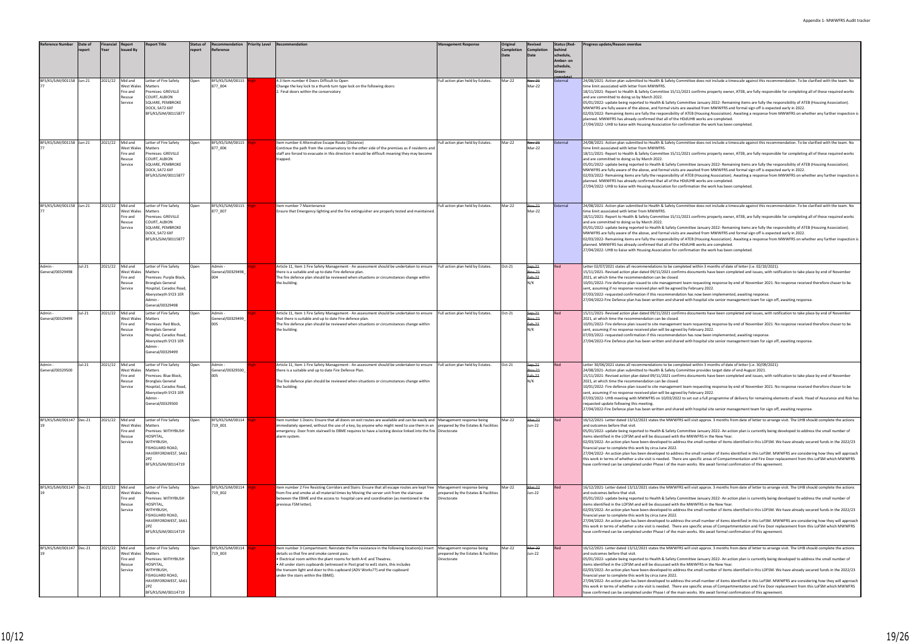| Reference Number | Date of report | Financial Year | Report issued By | Report Title | Status of report | Recommendation Reference | Priority Level | Recommendation | Management Response | Original Completion Date | Revised Completion Date | Status (Red- behind schedule, Amber- on schedule, Green- complete) | Progress update/Reason overdue |
|---|---|---|---|---|---|---|---|---|---|---|---|---|---|
| BFS/KS/SJM/00115877 | Jun-21 | 2021/22 | Mid and West Wales Fire and Rescue Service | Letter of Fire Safety Matters Premises: GREVILLE COURT, ALBION SQUARE, PEMBROKE DOCK, SA72 6XF BFS/KS/SJM/00115877 | Open | BFS/KS/SJM/00115877_004 | High | 4.3 Item number 4 Doors Difficult to Open Change the key lock to a thumb turn type lock on the following doors: 2. Final doors within the conservatory | Full action plan held by Estates. | Mar-22 | ~~Nov-21~~ Mar-22 | External | 24/08/2021- Action plan submitted to Health & Safety Committee does not include a timescale against this recommendation. To be clarified with the team. No time limit associated with letter from MWWFRS. 18/11/2021- Report to Health & Safety Committee 15/11/2021 confirms property owner, ATEB, are fully responsible for completing all of these required works and are committed to doing so by March 2022. 05/01/2022- update being reported to Health & Safety Committee January 2022- Remaining items are fully the responsibility of ATEB (Housing Association). MWWFRS are fully aware of the above, and formal visits are awaited from MWWFRS and formal sign off is expected early in 2022. 02/03/2022- Remaining items are fully the responsibility of ATEB (Housing Association). Awaiting a response from MWWFRS on whether any further inspection is planned. MWWFRS has already confirmed that all of the HDdUHB works are completed. 27/04/2022- UHB to liaise with Housing Association for confirmation the work has been completed. |
| BFS/KS/SJM/00115877 | Jun-21 | 2021/22 | Mid and West Wales Fire and Rescue Service | Letter of Fire Safety Matters Premises: GREVILLE COURT, ALBION SQUARE, PEMBROKE DOCK, SA72 6XF BFS/KS/SJM/00115877 | Open | BFS/KS/SJM/00115877_006 | High | Item number 6 Alternative Escape Route (Distance) Continue the path from the conservatory to the other side of the premises as if residents and staff are forced to evacuate in this direction it would be difficult meaning they may become trapped. | Full action plan held by Estates. | Mar-22 | ~~Nov-21~~ Mar-22 | External | 24/08/2021- Action plan submitted to Health & Safety Committee does not include a timescale against this recommendation. To be clarified with the team. No time limit associated with letter from MWWFRS. 18/11/2021- Report to Health & Safety Committee 15/11/2021 confirms property owner, ATEB, are fully responsible for completing all of these required works and are committed to doing so by March 2022. 05/01/2022- update being reported to Health & Safety Committee January 2022- Remaining items are fully the responsibility of ATEB (Housing Association). MWWFRS are fully aware of the above, and formal visits are awaited from MWWFRS and formal sign off is expected early in 2022. 02/03/2022- Remaining items are fully the responsibility of ATEB (Housing Association). Awaiting a response from MWWFRS on whether any further inspection is planned. MWWFRS has already confirmed that all of the HDdUHB works are completed. 27/04/2022- UHB to liaise with Housing Association for confirmation the work has been completed. |
| BFS/KS/SJM/00115877 | Jun-21 | 2021/22 | Mid and West Wales Fire and Rescue Service | Letter of Fire Safety Matters Premises: GREVILLE COURT, ALBION SQUARE, PEMBROKE DOCK, SA72 6XF BFS/KS/SJM/00115877 | Open | BFS/KS/SJM/00115877_007 | High | Item number 7 Maintenance Ensure that Emergency lighting and the fire extinguisher are properly tested and maintained. | Full action plan held by Estates. | Mar-22 | ~~Nov-21~~ Mar-22 | External | 24/08/2021- Action plan submitted to Health & Safety Committee does not include a timescale against this recommendation. To be clarified with the team. No time limit associated with letter from MWWFRS. 18/11/2021- Report to Health & Safety Committee 15/11/2021 confirms property owner, ATEB, are fully responsible for completing all of these required works and are committed to doing so by March 2022. 05/01/2022- update being reported to Health & Safety Committee January 2022- Remaining items are fully the responsibility of ATEB (Housing Association). MWWFRS are fully aware of the above, and formal visits are awaited from MWWFRS and formal sign off is expected early in 2022. 02/03/2022- Remaining items are fully the responsibility of ATEB (Housing Association). Awaiting a response from MWWFRS on whether any further inspection is planned. MWWFRS has already confirmed that all of the HDdUHB works are completed. 27/04/2022- UHB to liaise with Housing Association for confirmation the work has been completed. |
| Admin - General/00329498 | Jul-21 | 2021/22 | Mid and West Wales Fire and Rescue Service | Letter of Fire Safety Matters Premises: Purple Block, Bronglais General Hospital, Caradoc Road, Aberystwyth SY23 1ER Admin - General/00329498 | Open | Admin - General/00329498_004 | High | Article 11, Item 1 Fire Safety Management - An assessment should be undertaken to ensure there is a suitable and up to date Fire defence plan. The fire defence plan should be reviewed when situations or circumstances change within the building. | Full action plan held by Estates. | Oct-21 | ~~Sep-21~~ ~~Nov-21~~ ~~Feb-22~~ N/K | Red | Letter 02/07/2021 states all recommendations to be completed within 3 months of date of letter (i.e. 02/10/2021). 15/11/2021- Revised action plan dated 09/11/2021 confirms documents have been completed and issues, with ratification to take place by end of November 2021, at which time the recommendation can be closed. 10/01/2022- Fire defence plan issued to site management team requesting response by end of November 2021. No response received therefore chaser to be sent, assuming if no response received plan will be agreed by February 2022. 07/03/2022- requested confirmation if this recommendation has now been implemented, awaiting response. 27/04/2022-Fire Defence plan has been written and shared with hospital site senior management team for sign off, awaiting response. |
| Admin - General/00329499 | Jul-21 | 2021/22 | Mid and West Wales Fire and Rescue Service | Letter of Fire Safety Matters Premises: Red Block, Bronglais General Hospital, Caradoc Road, Aberystwyth SY23 1ER Admin - General/00329499 | Open | Admin - General/00329499_005 | High | Article 11, Item 1 Fire Safety Management - An assessment should be undertaken to ensure that there is suitable and up to date Fire defence plan. The fire defence plan should be reviewed when situations or circumstances change within the building. | Full action plan held by Estates. | Oct-21 | ~~Sep-21~~ ~~Nov-21~~ ~~Feb-22~~ N/K | Red | 15/11/2021- Revised action plan dated 09/11/2021 confirms documents have been completed and issues, with ratification to take place by end of November 2021, at which time the recommendation can be closed. 10/01/2022- Fire defence plan issued to site management team requesting response by end of November 2021. No response received therefore chaser to be sent, assuming if no response received plan will be agreed by February 2022. 07/03/2022- requested confirmation if this recommendation has now been implemented, awaiting response. 27/04/2022-Fire Defence plan has been written and shared with hospital site senior management team for sign off, awaiting response. |
| Admin - General/00329500 | Jul-21 | 2021/22 | Mid and West Wales Fire and Rescue Service | Letter of Fire Safety Matters Premises: Blue Block, Bronglais General Hospital, Caradoc Road, Aberystwyth SY23 1ER Admin - General/00329500 | Open | Admin - General/00329500_005 | High | Article 11, Item 1 Fire Safety Management - An assessment should be undertaken to ensure there is a suitable and up to date Fire Defence Plan. The fire defence plan should be reviewed when situations or circumstances change within the building. | Full action plan held by Estates. | Oct-21 | ~~Sep-21~~ ~~Nov-21~~ ~~Feb-22~~ N/K | Red | Letter 30/06/2021 states all recommendations to be completed within 3 months of date of letter (i.e. 30/09/2021). 24/08/2021- Action plan submitted to Health & Safety Committee provides target date of end August 2021. 15/11/2021- Revised action plan dated 09/11/2021 confirms documents have been completed and issues, with ratification to take place by end of November 2021, at which time the recommendation can be closed. 10/01/2022- Fire defence plan issued to site management team requesting response by end of November 2021. No response received therefore chaser to be sent, assuming if no response received plan will be agreed by February 2022. 07/03/2022- UHB meeting with MWWFRS on 10/03/2022 to set out a full programme of delivery for remaining elements of work. Head of Assurance and Risk has requested update following this meeting. 27/04/2022-Fire Defence plan has been written and shared with hospital site senior management team for sign off, awaiting response. |
| BFS/KS/SJM/00114719 | Dec-21 | 2021/22 | Mid and West Wales Fire and Rescue Service | Letter of Fire Safety Matters Premises: WITHYBUSH HOSPITAL, WITHYBUSH, FISHGUARD ROAD, HAVERFORDWEST, SA61 2PZ BFS/KS/SJM/00114719 | Open | BFS/KS/SJM/00114719_001 | High | Item number 1 Doors: Ensure that all doors on exit routes are available and can be easily and immediately opened, without the use of a key, by anyone who might need to use them in an emergency. Door from stairwell to EBME requires to have a locking device linked into the fire alarm system. | Management response being prepared by the Estates & Facilities Directorate | Mar-22 | ~~Mar-22~~ Jun-22 | Red | 16/12/2021- Letter dated 13/12/2021 states the MWWFRS will visit approx. 3 months from date of letter to arrange visit. The UHB should complete the actions and outcomes before that visit. 05/01/2022- update being reported to Health & Safety Committee January 2022- An action plan is currently being developed to address the small number of items identified in the LOFSM and will be discussed with the MWWFRS in the New Year. 02/03/2022- An action plan have been developed to address the small number of items identified in this LOFSM. We have already secured funds in the 2022/23 financial year to complete this work by circa June 2022. 27/04/2022- An action plan has been developed to address the small number of items identified in this LoFSM. MWWFRS are considering how they will approach this work in terms of whether a site visit is needed. There are specific areas of Compartmentation and Fire Door replacement from this LoFSM which MWWFRS have confirmed can be completed under Phase I of the main works. We await formal confirmation of this agreement. |
| BFS/KS/SJM/00114719 | Dec-21 | 2021/22 | Mid and West Wales Fire and Rescue Service | Letter of Fire Safety Matters Premises: WITHYBUSH HOSPITAL, WITHYBUSH, FISHGUARD ROAD, HAVERFORDWEST, SA61 2PZ BFS/KS/SJM/00114719 | Open | BFS/KS/SJM/00114719_002 | High | Item number 2 Fire Resisting Corridors and Stairs: Ensure that all escape routes are kept free from fire and smoke at all material times by Moving the server unit from the staircase between the EBME and the access to hospital care and coordination (as mentioned in the previous FSM letter). | Management response being prepared by the Estates & Facilities Directorate | Mar-22 | ~~Mar-22~~ Jun-22 | Red | 16/12/2021- Letter dated 13/12/2021 states the MWWFRS will visit approx. 3 months from date of letter to arrange visit. The UHB should complete the actions and outcomes before that visit. 05/01/2022- update being reported to Health & Safety Committee January 2022- An action plan is currently being developed to address the small number of items identified in the LOFSM and will be discussed with the MWWFRS in the New Year. 02/03/2022- An action plan have been developed to address the small number of items identified in this LOFSM. We have already secured funds in the 2022/23 financial year to complete this work by circa June 2022. 27/04/2022- An action plan has been developed to address the small number of items identified in this LoFSM. MWWFRS are considering how they will approach this work in terms of whether a site visit is needed. There are specific areas of Compartmentation and Fire Door replacement from this LoFSM which MWWFRS have confirmed can be completed under Phase I of the main works. We await formal confirmation of this agreement. |
| BFS/KS/SJM/00114719 | Dec-21 | 2021/22 | Mid and West Wales Fire and Rescue Service | Letter of Fire Safety Matters Premises: WITHYBUSH HOSPITAL, WITHYBUSH, FISHGUARD ROAD, HAVERFORDWEST, SA61 2PZ BFS/KS/SJM/00114719 | Open | BFS/KS/SJM/00114719_003 | High | Item number 3 Compartment: Reinstate the fire resistance in the following location(s) insert details so that fire and smoke cannot pass. • Electrical room within the plant rooms for both A+E and Theatres. • All under stairs cupboards (witnessed in Post grad to wd1 stairs, this includes the transom light and door to this cupboard (ADV Works??) and the cupboard under the stairs within the EBME). | Management response being prepared by the Estates & Facilities Directorate | Mar-22 | ~~Mar-22~~ Jun-22 | Red | 16/12/2021- Letter dated 13/12/2021 states the MWWFRS will visit approx. 3 months from date of letter to arrange visit. The UHB should complete the actions and outcomes before that visit. 05/01/2022- update being reported to Health & Safety Committee January 2022- An action plan is currently being developed to address the small number of items identified in the LOFSM and will be discussed with the MWWFRS in the New Year. 02/03/2022- An action plan have been developed to address the small number of items identified in this LOFSM. We have already secured funds in the 2022/23 financial year to complete this work by circa June 2022. 27/04/2022- An action plan has been developed to address the small number of items identified in this LoFSM. MWWFRS are considering how they will approach this work in terms of whether a site visit is needed. There are specific areas of Compartmentation and Fire Door replacement from this LoFSM which MWWFRS have confirmed can be completed under Phase I of the main works. We await formal confirmation of this agreement. |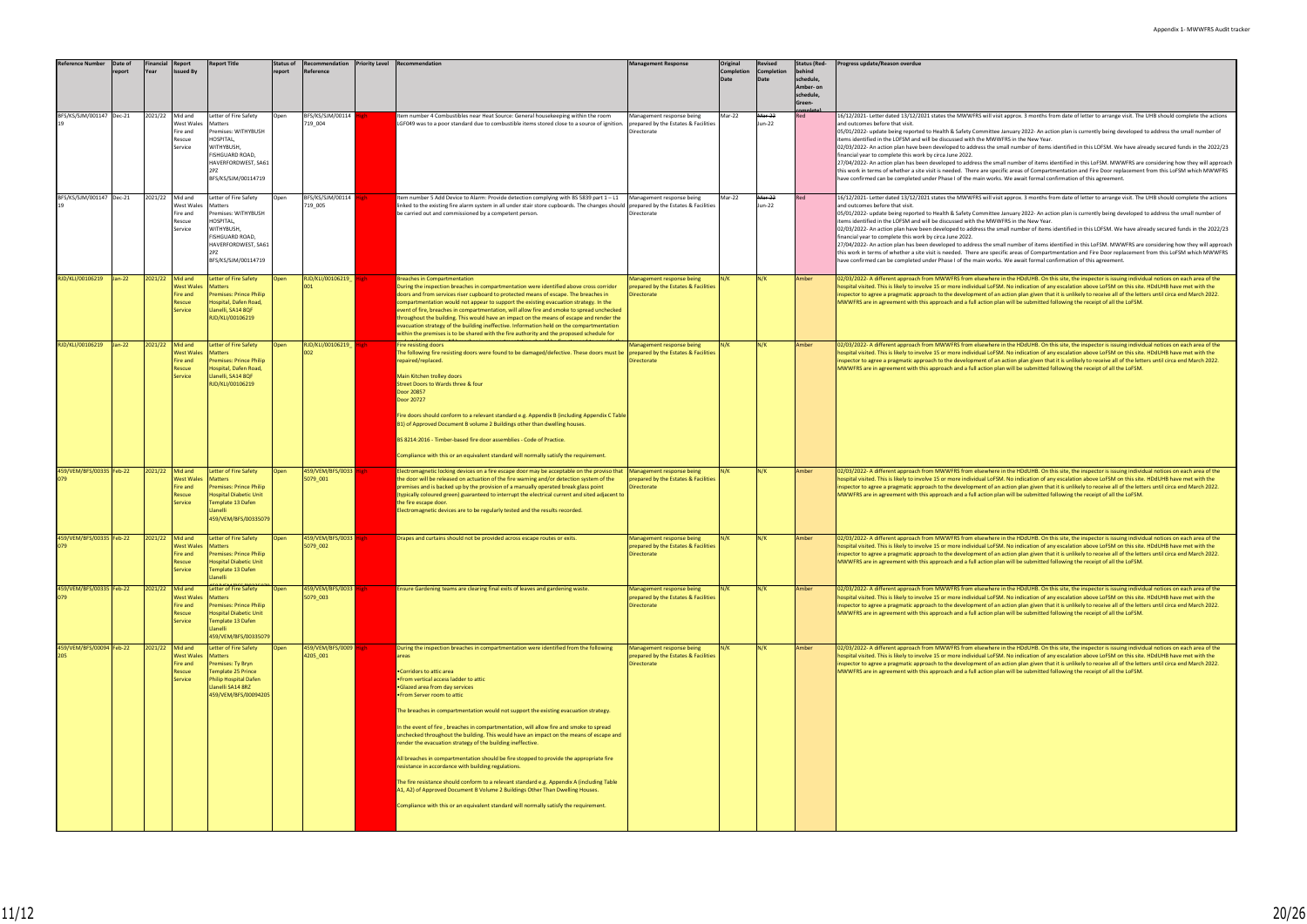| Reference Number | Date of report | Financial Year | Report Issued By | Report Title | Status of report | Recommendation Reference | Priority Level | Recommendation | Management Response | Original Completion Date | Revised Completion Date | Status (Red- behind schedule, Amber- on schedule, Green- complete) | Progress update/Reason overdue |
|---|---|---|---|---|---|---|---|---|---|---|---|---|---|
| BFS/KS/SJM/00114719 | Dec-21 | 2021/22 | Mid and West Wales Fire and Rescue Service | Letter of Fire Safety Matters Premises: WITHYBUSH HOSPITAL, WITHYBUSH, FISHGUARD ROAD, HAVERFORDWEST, SA61 2PZ BFS/KS/SJM/00114719 | Open | BFS/KS/SJM/00114719_004 | High | Item number 4 Combustibles near Heat Source: General housekeeping within the room LGF049 was to a poor standard due to combustible items stored close to a source of ignition. | Management response being prepared by the Estates & Facilities Directorate | Mar-22 | ~~Mar-22~~ Jun-22 | Red | 16/12/2021- Letter dated 13/12/2021 states the MWWFRS will visit approx. 3 months from date of letter to arrange visit. The UHB should complete the actions and outcomes before that visit. 05/01/2022- update being reported to Health & Safety Committee January 2022- An action plan is currently being developed to address the small number of items identified in the LOFSM and will be discussed with the MWWFRS in the New Year. 02/03/2022- An action plan have been developed to address the small number of items identified in this LOFSM. We have already secured funds in the 2022/23 financial year to complete this work by circa June 2022. 27/04/2022- An action plan has been developed to address the small number of items identified in this LoFSM. MWWFRS are considering how they will approach this work in terms of whether a site visit is needed. There are specific areas of Compartmentation and Fire Door replacement from this LoFSM which MWWFRS have confirmed can be completed under Phase I of the main works. We await formal confirmation of this agreement. |
| BFS/KS/SJM/00114719 | Dec-21 | 2021/22 | Mid and West Wales Fire and Rescue Service | Letter of Fire Safety Matters Premises: WITHYBUSH HOSPITAL, WITHYBUSH, FISHGUARD ROAD, HAVERFORDWEST, SA61 2PZ BFS/KS/SJM/00114719 | Open | BFS/KS/SJM/00114719_005 | High | Item number 5 Add Device to Alarm: Provide detection complying with BS 5839 part 1 – L1 linked to the existing fire alarm system in all under stair store cupboards. The changes should be carried out and commissioned by a competent person. | Management response being prepared by the Estates & Facilities Directorate | Mar-22 | ~~Mar-22~~ Jun-22 | Red | 16/12/2021- Letter dated 13/12/2021 states the MWWFRS will visit approx. 3 months from date of letter to arrange visit. The UHB should complete the actions and outcomes before that visit. 05/01/2022- update being reported to Health & Safety Committee January 2022- An action plan is currently being developed to address the small number of items identified in the LOFSM and will be discussed with the MWWFRS in the New Year. 02/03/2022- An action plan have been developed to address the small number of items identified in this LOFSM. We have already secured funds in the 2022/23 financial year to complete this work by circa June 2022. 27/04/2022- An action plan has been developed to address the small number of items identified in this LoFSM. MWWFRS are considering how they will approach this work in terms of whether a site visit is needed. There are specific areas of Compartmentation and Fire Door replacement from this LoFSM which MWWFRS have confirmed can be completed under Phase I of the main works. We await formal confirmation of this agreement. |
| RJD/KLI/00106219 | Jan-22 | 2021/22 | Mid and West Wales Fire and Rescue Service | Letter of Fire Safety Matters Premises: Prince Philip Hospital, Dafen Road, Llanelli, SA14 8QF RJD/KLI/00106219 | Open | RJD/KLI/00106219_001 | High | Breaches in Compartmentation During the inspection breaches in compartmentation were identified above cross corridor doors and from services riser cupboard to protected means of escape. The breaches in compartmentation would not appear to support the existing evacuation strategy. In the event of fire, breaches in compartmentation, will allow fire and smoke to spread unchecked throughout the building. This would have an impact on the means of escape and render the evacuation strategy of the building ineffective. Information held on the compartmentation within the premises is to be shared with the fire authority and the proposed schedule for | Management response being prepared by the Estates & Facilities Directorate | N/K | N/K | Amber | 02/03/2022- A different approach from MWWFRS from elsewhere in the HDdUHB. On this site, the inspector is issuing individual notices on each area of the hospital visited. This is likely to involve 15 or more individual LoFSM. No indication of any escalation above LoFSM on this site. HDdUHB have met with the inspector to agree a pragmatic approach to the development of an action plan given that it is unlikely to receive all of the letters until circa end March 2022. MWWFRS are in agreement with this approach and a full action plan will be submitted following the receipt of all the LoFSM. |
| RJD/KLI/00106219 | Jan-22 | 2021/22 | Mid and West Wales Fire and Rescue Service | Letter of Fire Safety Matters Premises: Prince Philip Hospital, Dafen Road, Llanelli, SA14 8QF RJD/KLI/00106219 | Open | RJD/KLI/00106219_002 | High | Fire resisting doors The following fire resisting doors were found to be damaged/defective. These doors must be repaired/replaced. Main Kitchen trolley doors Street Doors to Wards three & four Door 20857 Door 20727 Fire doors should conform to a relevant standard e.g. Appendix B (including Appendix C Table B1) of Approved Document B volume 2 Buildings other than dwelling houses. BS 8214:2016 - Timber-based fire door assemblies - Code of Practice. Compliance with this or an equivalent standard will normally satisfy the requirement. | Management response being prepared by the Estates & Facilities Directorate | N/K | N/K | Amber | 02/03/2022- A different approach from MWWFRS from elsewhere in the HDdUHB. On this site, the inspector is issuing individual notices on each area of the hospital visited. This is likely to involve 15 or more individual LoFSM. No indication of any escalation above LoFSM on this site. HDdUHB have met with the inspector to agree a pragmatic approach to the development of an action plan given that it is unlikely to receive all of the letters until circa end March 2022. MWWFRS are in agreement with this approach and a full action plan will be submitted following the receipt of all the LoFSM. |
| 459/VEM/BFS/00335079 | Feb-22 | 2021/22 | Mid and West Wales Fire and Rescue Service | Letter of Fire Safety Matters Premises: Prince Philip Hospital Diabetic Unit Template 13 Dafen Llanelli 459/VEM/BFS/00335079 | Open | 459/VEM/BFS/00335079_001 | High | Electromagnetic locking devices on a fire escape door may be acceptable on the proviso that the door will be released on actuation of the fire warning and/or detection system of the premises and is backed up by the provision of a manually operated break glass point (typically coloured green) guaranteed to interrupt the electrical current and sited adjacent to the fire escape door. Electromagnetic devices are to be regularly tested and the results recorded. | Management response being prepared by the Estates & Facilities Directorate | N/K | N/K | Amber | 02/03/2022- A different approach from MWWFRS from elsewhere in the HDdUHB. On this site, the inspector is issuing individual notices on each area of the hospital visited. This is likely to involve 15 or more individual LoFSM. No indication of any escalation above LoFSM on this site. HDdUHB have met with the inspector to agree a pragmatic approach to the development of an action plan given that it is unlikely to receive all of the letters until circa end March 2022. MWWFRS are in agreement with this approach and a full action plan will be submitted following the receipt of all the LoFSM. |
| 459/VEM/BFS/00335079 | Feb-22 | 2021/22 | Mid and West Wales Fire and Rescue Service | Letter of Fire Safety Matters Premises: Prince Philip Hospital Diabetic Unit Template 13 Dafen Llanelli | Open | 459/VEM/BFS/00335079_002 | High | Drapes and curtains should not be provided across escape routes or exits. | Management response being prepared by the Estates & Facilities Directorate | N/K | N/K | Amber | 02/03/2022- A different approach from MWWFRS from elsewhere in the HDdUHB. On this site, the inspector is issuing individual notices on each area of the hospital visited. This is likely to involve 15 or more individual LoFSM. No indication of any escalation above LoFSM on this site. HDdUHB have met with the inspector to agree a pragmatic approach to the development of an action plan given that it is unlikely to receive all of the letters until circa end March 2022. MWWFRS are in agreement with this approach and a full action plan will be submitted following the receipt of all the LoFSM. |
| 459/VEM/BFS/00335079 | Feb-22 | 2021/22 | Mid and West Wales Fire and Rescue Service | Letter of Fire Safety Matters Premises: Prince Philip Hospital Diabetic Unit Template 13 Dafen Llanelli 459/VEM/BFS/00335079 | Open | 459/VEM/BFS/00335079_003 | High | Ensure Gardening teams are clearing final exits of leaves and gardening waste. | Management response being prepared by the Estates & Facilities Directorate | N/K | N/K | Amber | 02/03/2022- A different approach from MWWFRS from elsewhere in the HDdUHB. On this site, the inspector is issuing individual notices on each area of the hospital visited. This is likely to involve 15 or more individual LoFSM. No indication of any escalation above LoFSM on this site. HDdUHB have met with the inspector to agree a pragmatic approach to the development of an action plan given that it is unlikely to receive all of the letters until circa end March 2022. MWWFRS are in agreement with this approach and a full action plan will be submitted following the receipt of all the LoFSM. |
| 459/VEM/BFS/00094205 | Feb-22 | 2021/22 | Mid and West Wales Fire and Rescue Service | Letter of Fire Safety Matters Premises: Ty Bryn Template 25 Prince Philip Hospital Dafen Llanelli SA14 8RZ 459/VEM/BFS/00094205 | Open | 459/VEM/BFS/00094205_001 | High | During the inspection breaches in compartmentation were identified from the following areas •Corridors to attic area •From vertical access ladder to attic •Glazed area from day services •From Server room to attic The breaches in compartmentation would not support the existing evacuation strategy. In the event of fire , breaches in compartmentation, will allow fire and smoke to spread unchecked throughout the building. This would have an impact on the means of escape and render the evacuation strategy of the building ineffective. All breaches in compartmentation should be fire stopped to provide the appropriate fire resistance in accordance with building regulations. The fire resistance should conform to a relevant standard e.g. Appendix A (including Table A1, A2) of Approved Document B Volume 2 Buildings Other Than Dwelling Houses. Compliance with this or an equivalent standard will normally satisfy the requirement. | Management response being prepared by the Estates & Facilities Directorate | N/K | N/K | Amber | 02/03/2022- A different approach from MWWFRS from elsewhere in the HDdUHB. On this site, the inspector is issuing individual notices on each area of the hospital visited. This is likely to involve 15 or more individual LoFSM. No indication of any escalation above LoFSM on this site. HDdUHB have met with the inspector to agree a pragmatic approach to the development of an action plan given that it is unlikely to receive all of the letters until circa end March 2022. MWWFRS are in agreement with this approach and a full action plan will be submitted following the receipt of all the LoFSM. |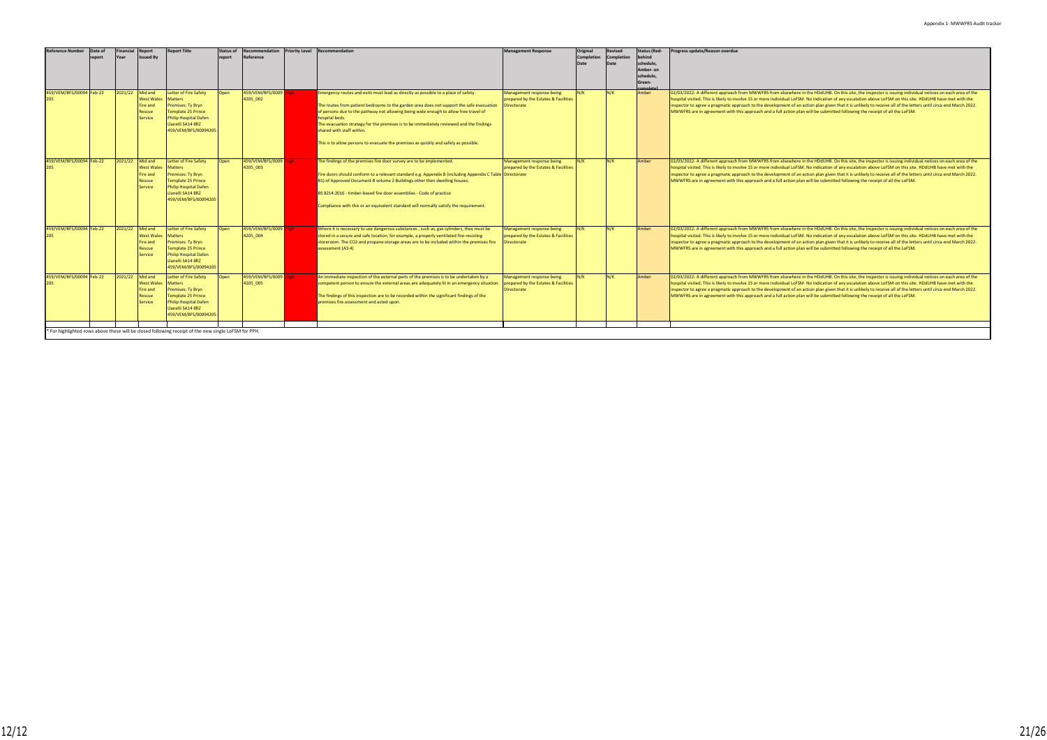| Reference Number | Date of report | Financial Year | Report Issued By | Report Title | Status of report | Recommendation Reference | Priority Level | Recommendation | Management Response | Original Completion Date | Revised Completion Date | Status (Red- behind schedule, Amber- on schedule, Green- complete) | Progress update/Reason overdue |
|---|---|---|---|---|---|---|---|---|---|---|---|---|---|
| 459/VEM/BFS/00094205 | Feb-22 | 2021/22 | Mid and West Wales Fire and Rescue Service | Letter of Fire Safety Matters Premises: Ty Bryn Template 25 Prince Philip Hospital Dafen Llanelli SA14 8RZ 459/VEM/BFS/00094205 | Open | 459/VEM/BFS/00094205_002 | High | Emergency routes and exits must lead as directly as possible to a place of safety. The routes from patient bedrooms to the garden area does not support the safe evacuation of persons due to the pathway not allowing being wide enough to allow free travel of hospital beds. The evacuation strategy for the premises is to be immediately reviewed and the findings shared with staff within. This is to allow persons to evacuate the premises as quickly and safely as possible. | Management response being prepared by the Estates & Facilities Directorate | N/K | N/K | Amber | 02/03/2022- A different approach from MWWFRS from elsewhere in the HDdUHB. On this site, the inspector is issuing individual notices on each area of the hospital visited. This is likely to involve 15 or more individual LoFSM. No indication of any escalation above LoFSM on this site. HDdUHB have met with the inspector to agree a pragmatic approach to the development of an action plan given that it is unlikely to receive all of the letters until circa end March 2022. MWWFRS are in agreement with this approach and a full action plan will be submitted following the receipt of all the LoFSM. |
| 459/VEM/BFS/00094205 | Feb-22 | 2021/22 | Mid and West Wales Fire and Rescue Service | Letter of Fire Safety Matters Premises: Ty Bryn Template 25 Prince Philip Hospital Dafen Llanelli SA14 8RZ 459/VEM/BFS/00094205 | Open | 459/VEM/BFS/00094205_003 | High | The findings of the premises fire door survey are to be implemented. Fire doors should conform to a relevant standard e.g. Appendix B (including Appendix C Table B1) of Approved Document B volume 2 Buildings other then dwelling houses. BS 8214:2016 - timber-based fire door assemblies - Code of practice Compliance with this or an equivalent standard will normally satisfy the requirement. | Management response being prepared by the Estates & Facilities Directorate | N/K | N/K | Amber | 02/03/2022- A different approach from MWWFRS from elsewhere in the HDdUHB. On this site, the inspector is issuing individual notices on each area of the hospital visited. This is likely to involve 15 or more individual LoFSM. No indication of any escalation above LoFSM on this site. HDdUHB have met with the inspector to agree a pragmatic approach to the development of an action plan given that it is unlikely to receive all of the letters until circa end March 2022. MWWFRS are in agreement with this approach and a full action plan will be submitted following the receipt of all the LoFSM. |
| 459/VEM/BFS/00094205 | Feb-22 | 2021/22 | Mid and West Wales Fire and Rescue Service | Letter of Fire Safety Matters Premises: Ty Bryn Template 25 Prince Philip Hospital Dafen Llanelli SA14 8RZ 459/VEM/BFS/00094205 | Open | 459/VEM/BFS/00094205_004 | High | Where it is necessary to use dangerous substances , such as, gas cylinders, they must be stored in a secure and safe location, for example, a properly ventilated fire-resisting storeroom. The $CO_2$ and propane storage areas are to be included within the premises fire assessment (A3.4) | Management response being prepared by the Estates & Facilities Directorate | N/K | N/K | Amber | 02/03/2022- A different approach from MWWFRS from elsewhere in the HDdUHB. On this site, the inspector is issuing individual notices on each area of the hospital visited. This is likely to involve 15 or more individual LoFSM. No indication of any escalation above LoFSM on this site. HDdUHB have met with the inspector to agree a pragmatic approach to the development of an action plan given that it is unlikely to receive all of the letters until circa end March 2022. MWWFRS are in agreement with this approach and a full action plan will be submitted following the receipt of all the LoFSM. |
| 459/VEM/BFS/00094205 | Feb-22 | 2021/22 | Mid and West Wales Fire and Rescue Service | Letter of Fire Safety Matters Premises: Ty Bryn Template 25 Prince Philip Hospital Dafen Llanelli SA14 8RZ 459/VEM/BFS/00094205 | Open | 459/VEM/BFS/00094205_005 | High | An immediate inspection of the external parts of the premises is to be undertaken by a competent person to ensure the external areas are adequately lit in an emergency situation. The findings of this inspection are to be recorded within the significant findings of the premises fire assessment and acted upon. | Management response being prepared by the Estates & Facilities Directorate | N/K | N/K | Amber | 02/03/2022- A different approach from MWWFRS from elsewhere in the HDdUHB. On this site, the inspector is issuing individual notices on each area of the hospital visited. This is likely to involve 15 or more individual LoFSM. No indication of any escalation above LoFSM on this site. HDdUHB have met with the inspector to agree a pragmatic approach to the development of an action plan given that it is unlikely to receive all of the letters until circa end March 2022. MWWFRS are in agreement with this approach and a full action plan will be submitted following the receipt of all the LoFSM. |

* For highlighted rows above these will be closed following receipt of the new single LoFSM for PPH.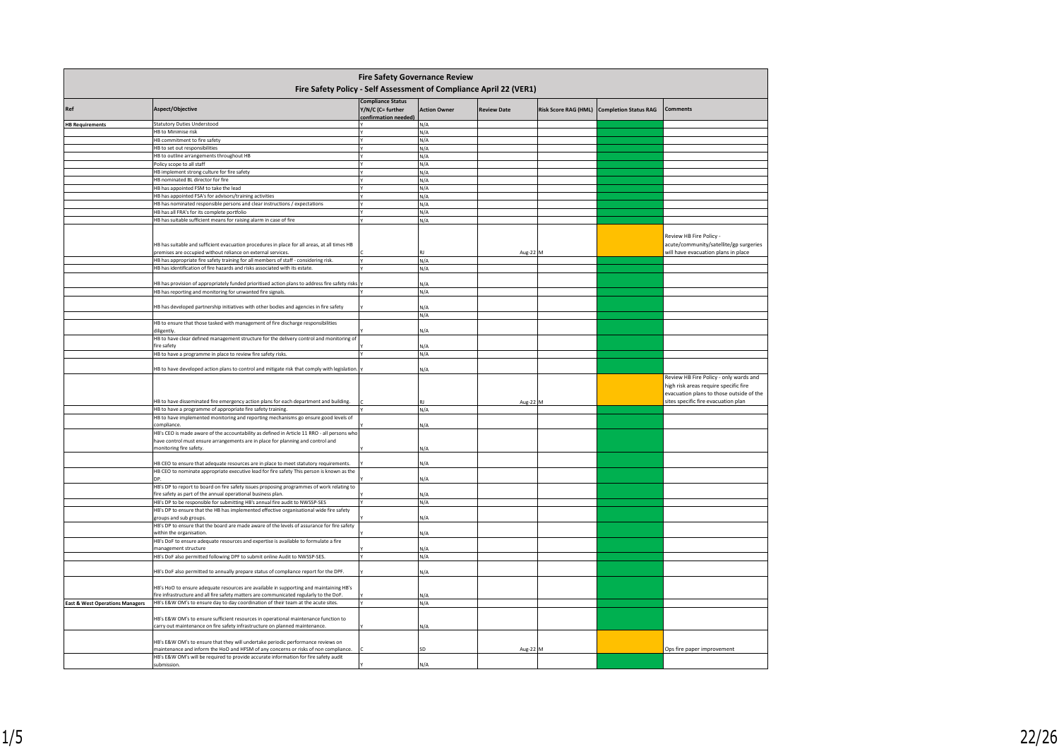# Fire Safety Governance Review

## Fire Safety Policy - Self Assessment of Compliance April 22 (VER1)

| Ref | Aspect/Objective | Compliance Status Y/N/C (C= further confirmation needed) | Action Owner | Review Date | Risk Score RAG (HML) | Completion Status RAG | Comments |
|---|---|---|---|---|---|---|---|
| HB Requirements | Statutory Duties Understood | Y | N/A | | | | |
| | HB to Minimise risk | Y | N/A | | | | |
| | HB commitment to fire safety | Y | N/A | | | | |
| | HB to set out responsibilities | Y | N/A | | | | |
| | HB to outline arrangements throughout HB | Y | N/A | | | | |
| | Policy scope to all staff | Y | N/A | | | | |
| | HB implement strong culture for fire safety | Y | N/A | | | | |
| | HB nominated BL director for fire | Y | N/A | | | | |
| | HB has appointed FSM to take the lead | Y | N/A | | | | |
| | HB has appointed FSA's for advisors/training activities | Y | N/A | | | | |
| | HB has nominated responsible persons and clear instructions / expectations | Y | N/A | | | | |
| | HB has all FRA's for its complete portfolio | Y | N/A | | | | |
| | HB has suitable sufficient means for raising alarm in case of fire | Y | N/A | | | | |
| | HB has suitable and sufficient evacuation procedures in place for all areas, at all times HB premises are occupied without reliance on external services. | C | RJ | Aug-22 | M | | Review HB Fire Policy - acute/community/satellite/gp surgeries will have evacuation plans in place |
| | HB has appropriate fire safety training for all members of staff - considering risk. | Y | N/A | | | | |
| | HB has identification of fire hazards and risks associated with its estate. | Y | N/A | | | | |
| | HB has provision of appropriately funded prioritised action plans to address fire safety risks | Y | N/A | | | | |
| | HB has reporting and monitoring for unwanted fire signals. | Y | N/A | | | | |
| | HB has developed partnership initiatives with other bodies and agencies in fire safety | Y | N/A | | | | |
| | | | N/A | | | | |
| | HB to ensure that those tasked with management of fire discharge responsibilities diligently. | Y | N/A | | | | |
| | HB to have clear defined management structure for the delivery control and monitoring of fire safety | Y | N/A | | | | |
| | HB to have a programme in place to review fire safety risks. | Y | N/A | | | | |
| | HB to have developed action plans to control and mitigate risk that comply with legislation. | Y | N/A | | | | |
| | HB to have disseminated fire emergency action plans for each department and building. | C | RJ | Aug-22 | M | | Review HB Fire Policy - only wards and high risk areas require specific fire evacuation plans to those outside of the sites specific fire evacuation plan |
| | HB to have a programme of appropriate fire safety training. | Y | N/A | | | | |
| | HB to have implemented monitoring and reporting mechanisms go ensure good levels of compliance. | Y | N/A | | | | |
| | HB's CEO is made aware of the accountability as defined in Article 11 RRO - all persons who have control must ensure arrangements are in place for planning and control and monitoring fire safety. | Y | N/A | | | | |
| | HB CEO to ensure that adequate resources are in place to meet statutory requirements. | Y | N/A | | | | |
| | HB CEO to nominate appropriate executive lead for fire safety This person is known as the DP. | Y | N/A | | | | |
| | HB's DP to report to board on fire safety issues proposing programmes of work relating to fire safety as part of the annual operational business plan. | Y | N/A | | | | |
| | HB's DP to be responsible for submitting HB's annual fire audit to NWSSP-SES | Y | N/A | | | | |
| | HB's DP to ensure that the HB has implemented effective organisational wide fire safety groups and sub groups. | Y | N/A | | | | |
| | HB's DP to ensure that the board are made aware of the levels of assurance for fire safety within the organisation. | Y | N/A | | | | |
| | HB's DoF to ensure adequate resources and expertise is available to formulate a fire management structure | Y | N/A | | | | |
| | HB's DoF also permitted following DPF to submit online Audit to NWSSP-SES. | Y | N/A | | | | |
| | HB's DoF also permitted to annually prepare status of compliance report for the DPF. | Y | N/A | | | | |
| | HB's HoO to ensure adequate resources are available in supporting and maintaining HB's fire infrastructure and all fire safety matters are communicated regularly to the DoF. | Y | N/A | | | | |
| East & West Operations Managers | HB's E&W OM's to ensure day to day coordination of their team at the acute sites. | Y | N/A | | | | |
| | HB's E&W OM's to ensure sufficient resources in operational maintenance function to carry out maintenance on fire safety infrastructure on planned maintenance. | Y | N/A | | | | |
| | HB's E&W OM's to ensure that they will undertake periodic performance reviews on maintenance and inform the HoO and HFSM of any concerns or risks of non compliance. | C | SD | Aug-22 | M | | Ops fire paper improvement |
| | HB's E&W OM's will be required to provide accurate information for fire safety audit submission. | Y | N/A | | | | |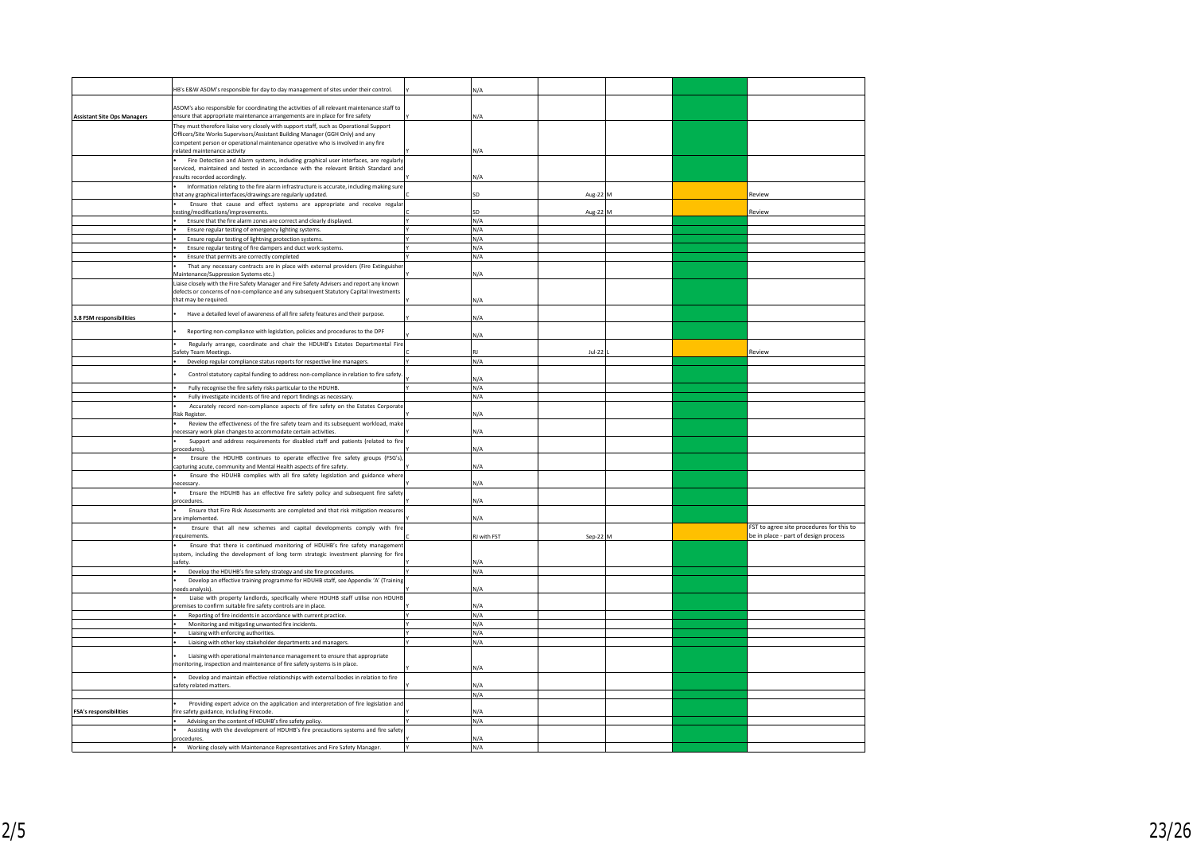| | | | | | | | |
|---|---|---|---|---|---|---|---|
| | HB's E&W ASOM's responsible for day to day management of sites under their control. | Y | N/A | | | | |
| Assistant Site Ops Managers | ASOM's also responsible for coordinating the activities of all relevant maintenance staff to ensure that appropriate maintenance arrangements are in place for fire safety | Y | N/A | | | | |
| | They must therefore liaise very closely with support staff, such as Operational Support Officers/Site Works Supervisors/Assistant Building Manager (GGH Only) and any competent person or operational maintenance operative who is involved in any fire related maintenance activity | Y | N/A | | | | |
| | • Fire Detection and Alarm systems, including graphical user interfaces, are regularly serviced, maintained and tested in accordance with the relevant British Standard and results recorded accordingly. | Y | N/A | | | | |
| | • Information relating to the fire alarm infrastructure is accurate, including making sure that any graphical interfaces/drawings are regularly updated. | C | SD | Aug-22 | M | | Review |
| | • Ensure that cause and effect systems are appropriate and receive regular testing/modifications/improvements. | C | SD | Aug-22 | M | | Review |
| | • Ensure that the fire alarm zones are correct and clearly displayed. | Y | N/A | | | | |
| | • Ensure regular testing of emergency lighting systems. | Y | N/A | | | | |
| | • Ensure regular testing of lightning protection systems. | Y | N/A | | | | |
| | • Ensure regular testing of fire dampers and duct work systems. | Y | N/A | | | | |
| | • Ensure that permits are correctly completed | Y | N/A | | | | |
| | • That any necessary contracts are in place with external providers (Fire Extinguisher Maintenance/Suppression Systems etc.) | Y | N/A | | | | |
| | Liaise closely with the Fire Safety Manager and Fire Safety Advisers and report any known defects or concerns of non-compliance and any subsequent Statutory Capital Investments that may be required. | Y | N/A | | | | |
| 3.8 FSM responsibilities | • Have a detailed level of awareness of all fire safety features and their purpose. | Y | N/A | | | | |
| | • Reporting non-compliance with legislation, policies and procedures to the DPF | Y | N/A | | | | |
| | • Regularly arrange, coordinate and chair the HDUHB's Estates Departmental Fire Safety Team Meetings. | C | RJ | Jul-22 | L | | Review |
| | • Develop regular compliance status reports for respective line managers. | Y | N/A | | | | |
| | • Control statutory capital funding to address non-compliance in relation to fire safety. | Y | N/A | | | | |
| | • Fully recognise the fire safety risks particular to the HDUHB. | Y | N/A | | | | |
| | • Fully investigate incidents of fire and report findings as necessary. | | N/A | | | | |
| | • Accurately record non-compliance aspects of fire safety on the Estates Corporate Risk Register. | Y | N/A | | | | |
| | • Review the effectiveness of the fire safety team and its subsequent workload, make necessary work plan changes to accommodate certain activities. | Y | N/A | | | | |
| | • Support and address requirements for disabled staff and patients (related to fire procedures). | Y | N/A | | | | |
| | • Ensure the HDUHB continues to operate effective fire safety groups (FSG's), capturing acute, community and Mental Health aspects of fire safety. | Y | N/A | | | | |
| | • Ensure the HDUHB complies with all fire safety legislation and guidance where necessary. | Y | N/A | | | | |
| | • Ensure the HDUHB has an effective fire safety policy and subsequent fire safety procedures. | Y | N/A | | | | |
| | • Ensure that Fire Risk Assessments are completed and that risk mitigation measures are implemented. | Y | N/A | | | | |
| | • Ensure that all new schemes and capital developments comply with fire requirements. | C | RJ with FST | Sep-22 | M | | FST to agree site procedures for this to be in place - part of design process |
| | • Ensure that there is continued monitoring of HDUHB's fire safety management system, including the development of long term strategic investment planning for fire safety. | Y | N/A | | | | |
| | • Develop the HDUHB's fire safety strategy and site fire procedures. | Y | N/A | | | | |
| | • Develop an effective training programme for HDUHB staff, see Appendix 'A' (Training needs analysis). | Y | N/A | | | | |
| | • Liaise with property landlords, specifically where HDUHB staff utilise non HDUHB premises to confirm suitable fire safety controls are in place. | Y | N/A | | | | |
| | • Reporting of fire incidents in accordance with current practice. | Y | N/A | | | | |
| | • Monitoring and mitigating unwanted fire incidents. | Y | N/A | | | | |
| | • Liaising with enforcing authorities. | Y | N/A | | | | |
| | • Liaising with other key stakeholder departments and managers. | Y | N/A | | | | |
| | • Liaising with operational maintenance management to ensure that appropriate monitoring, inspection and maintenance of fire safety systems is in place. | Y | N/A | | | | |
| | • Develop and maintain effective relationships with external bodies in relation to fire safety related matters. | Y | N/A | | | | |
| | | | N/A | | | | |
| FSA's responsibilities | • Providing expert advice on the application and interpretation of fire legislation and fire safety guidance, including Firecode. | Y | N/A | | | | |
| | • Advising on the content of HDUHB's fire safety policy. | Y | N/A | | | | |
| | • Assisting with the development of HDUHB's fire precautions systems and fire safety procedures. | Y | N/A | | | | |
| | • Working closely with Maintenance Representatives and Fire Safety Manager. | Y | N/A | | | | |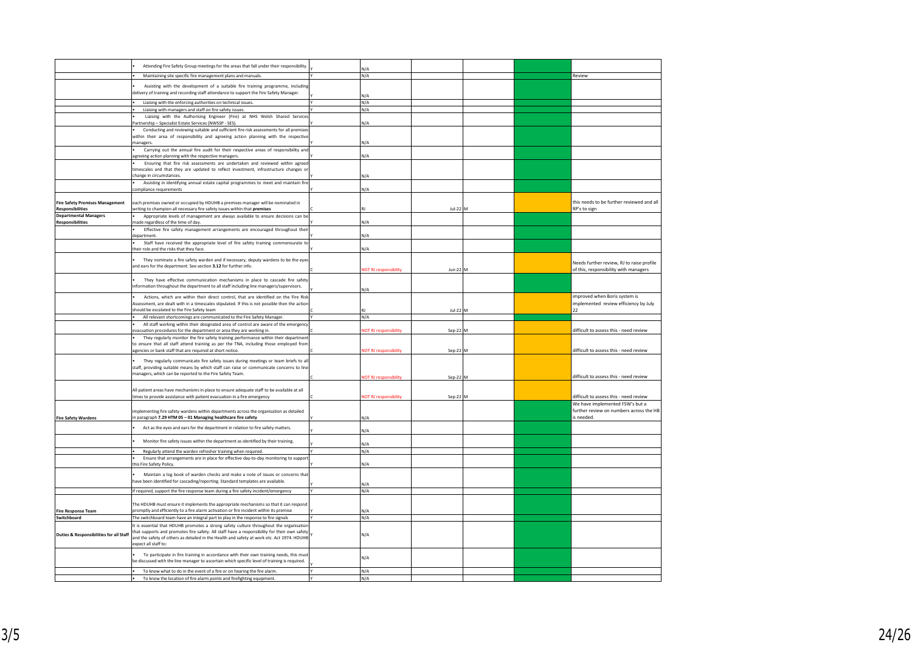| | | | | | | | |
|---|---|---|---|---|---|---|---|
| | • Attending Fire Safety Group meetings for the areas that fall under their responsibility. | Y | N/A | | | | |
| | • Maintaining site specific fire management plans and manuals. | Y | N/A | | | | Review |
| | • Assisting with the development of a suitable fire training programme, including delivery of training and recording staff attendance to support the Fire Safety Manager. | Y | N/A | | | | |
| | • Liaising with the enforcing authorities on technical issues. | Y | N/A | | | | |
| | • Liaising with managers and staff on fire safety issues. | Y | N/A | | | | |
| | • Liaising with the Authorising Engineer (Fire) at NHS Welsh Shared Services Partnership – Specialist Estate Services (NWSSP - SES). | Y | N/A | | | | |
| | • Conducting and reviewing suitable and sufficient fire risk assessments for all premises within their area of responsibility and agreeing action planning with the respective managers. | Y | N/A | | | | |
| | • Carrying out the annual fire audit for their respective areas of responsibility and agreeing action planning with the respective managers. | Y | N/A | | | | |
| | • Ensuring that fire risk assessments are undertaken and reviewed within agreed timescales and that they are updated to reflect investment, infrastructure changes or change in circumstances. | Y | N/A | | | | |
| | • Assisting in identifying annual estate capital programmes to meet and maintain fire compliance requirements | Y | N/A | | | | |
| **Fire Safety Premises Management Responsibilities** | each premises owned or occupied by HDUHB a premises manager will be nominated in writing to champion all necessary fire safety issues within that **premises** | C | RJ | Jul-22 | M | | this needs to be further reviewed and all RP's to sign |
| **Departmental Managers Responsibilities** | • Appropriate levels of management are always available to ensure decisions can be made regardless of the time of day. | Y | N/A | | | | |
| | • Effective fire safety management arrangements are encouraged throughout their department. | Y | N/A | | | | |
| | • Staff have received the appropriate level of fire safety training commensurate to their role and the risks that they face. | Y | N/A | | | | |
| | • They nominate a fire safety warden and if necessary, deputy wardens to be the eyes and ears for the department. See section **3.12** for further info. | C | NOT RJ responsibility | Jun-22 | M | | Needs further review, RJ to raise profile of this, responsibility with managers |
| | • They have effective communication mechanisms in place to cascade fire safety information throughout the department to all staff including line managers/supervisors. | Y | N/A | | | | |
| | • Actions, which are within their direct control, that are identified on the Fire Risk Assessment, are dealt with in a timescales stipulated. If this is not possible then the action should be escalated to the Fire Safety team | C | RJ | Jul-22 | M | | improved when Boris system is implemented review efficiency by July 22 |
| | • All relevant shortcomings are communicated to the Fire Safety Manager. | Y | N/A | | | | |
| | • All staff working within their designated area of control are aware of the emergency evacuation procedures for the department or area they are working in. | C | NOT RJ responsibility | Sep-22 | M | | difficult to assess this - need review |
| | • They regularly monitor the fire safety training performance within their department to ensure that all staff attend training as per the TNA, including those employed from agencies or bank staff that are required at short notice. | C | NOT RJ responsibility | Sep-22 | M | | difficult to assess this - need review |
| | • They regularly communicate fire safety issues during meetings or team briefs to all staff, providing suitable means by which staff can raise or communicate concerns to line managers, which can be reported to the Fire Safety Team. | C | NOT RJ responsibility | Sep-22 | M | | difficult to assess this - need review |
| | All patient areas have mechanisms in place to ensure adequate staff to be available at all times to provide assistance with patient evacuation in a fire emergency | C | NOT RJ responsibility | Sep-22 | M | | difficult to assess this - need review |
| **Fire Safety Wardens** | implementing fire safety wardens within departments across the organisation as detailed in paragraph **7.29 HTM 05 – 01 Managing healthcare fire safety** | Y | N/A | | | | We have implemented FSW's but a further review on numbers across the HB is needed. |
| | • Act as the eyes and ears for the department in relation to fire safety matters. | Y | N/A | | | | |
| | • Monitor fire safety issues within the department as identified by their training. | Y | N/A | | | | |
| | • Regularly attend the warden refresher training when required. | Y | N/A | | | | |
| | • Ensure that arrangements are in place for effective day-to-day monitoring to support this Fire Safety Policy. | Y | N/A | | | | |
| | • Maintain a log book of warden checks and make a note of issues or concerns that have been identified for cascading/reporting. Standard templates are available. | Y | N/A | | | | |
| | If required, support the fire response team during a fire safety incident/emergency | Y | N/A | | | | |
| **Fire Response Team** | The HDUHB must ensure it implements the appropriate mechanisms so that it can respond promptly and efficiently to a fire alarm activation or fire incident within its premise | Y | N/A | | | | |
| **Switchboard** | The switchboard team have an integral part to play in the response to fire signals | Y | N/A | | | | |
| **Duties & Responsibilities for all Staff** | It is essential that HDUHB promotes a strong safety culture throughout the organisation that supports and promotes fire safety. All staff have a responsibility for their own safety and the safety of others as detailed in the Health and safety at work etc. Act 1974. HDUHB expect all staff to: | Y | N/A | | | | |
| | • To participate in fire training in accordance with their own training needs, this must be discussed with the line manager to ascertain which specific level of training is required. | Y | N/A | | | | |
| | • To know what to do in the event of a fire or on hearing the fire alarm. | Y | N/A | | | | |
| | • To know the location of fire alarm points and firefighting equipment. | Y | N/A | | | | |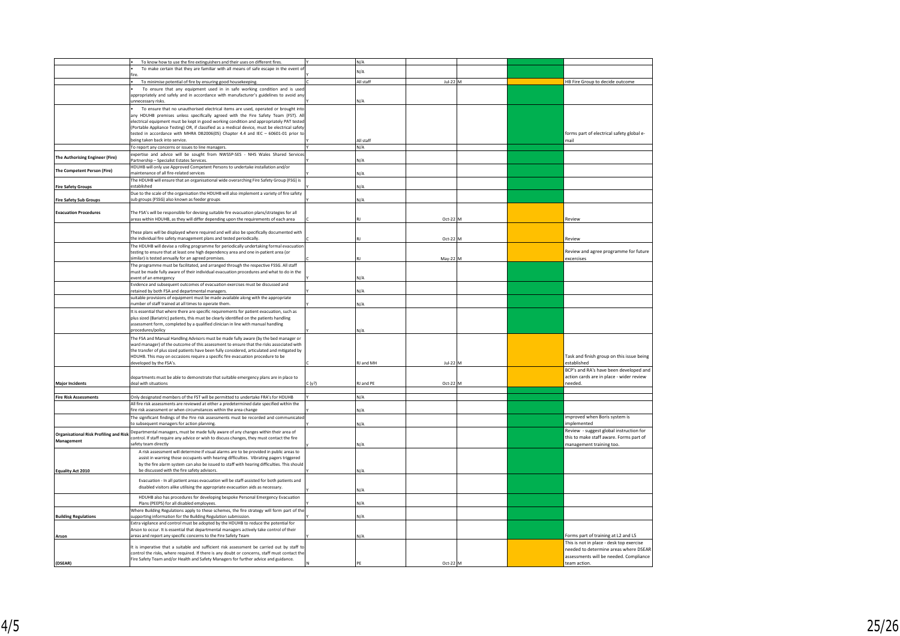| | | | | | | | | |
|---|---|---|---|---|---|---|---|---|
| | • To know how to use the fire extinguishers and their uses on different fires. | Y | | N/A | | | | |
| | • To make certain that they are familiar with all means of safe escape in the event of fire. | Y | | N/A | | | | |
| | • To minimise potential of fire by ensuring good housekeeping. | C | | All staff | Jul-22 | M | | HB Fire Group to decide outcome |
| | • To ensure that any equipment used in in safe working condition and is used appropriately and safely and in accordance with manufacturer's guidelines to avoid any unnecessary risks. | Y | | N/A | | | | |
| | • To ensure that no unauthorised electrical items are used, operated or brought into any HDUHB premises unless specifically agreed with the Fire Safety Team (FST). All electrical equipment must be kept in good working condition and appropriately PAT tested (Portable Appliance Testing) OR, if classified as a medical device, must be electrical safety tested in accordance with MHRA DB2006(05) Chapter 4.4 and IEC – 60601-01 prior to being taken back into service. | Y | | All staff | | | | forms part of electrical safety global e-mail |
| | To report any concerns or issues to line managers. | Y | | N/A | | | | |
| **The Authorising Engineer (Fire)** | expertise and advice will be sought from NWSSP-SES - NHS Wales Shared Services Partnership – Specialist Estates Services. | Y | | N/A | | | | |
| **The Competent Person (Fire)** | HDUHB will only use Approved Competent Persons to undertake installation and/or maintenance of all fire-related services | Y | | N/A | | | | |
| **Fire Safety Groups** | The HDUHB will ensure that an organisational wide overarching Fire Safety Group (FSG) is established | Y | | N/A | | | | |
| **Fire Safety Sub Groups** | Due to the scale of the organisation the HDUHB will also implement a variety of fire safety sub groups (FSSG) also known as feeder groups | Y | | N/A | | | | |
| **Evacuation Procedures** | The FSA's will be responsible for devising suitable fire evacuation plans/strategies for all areas within HDUHB, as they will differ depending upon the requirements of each area | C | | RJ | Oct-22 | M | | Review |
| | These plans will be displayed where required and will also be specifically documented with the individual fire safety management plans and tested periodically. | C | | RJ | Oct-22 | M | | Review |
| | The HDUHB will devise a rolling programme for periodically undertaking formal evacuation testing to ensure that at least one high dependency area and one in-patient area (or similar) is tested annually for an agreed premises. | C | | RJ | May-22 | M | | Review and agree programme for future excercises |
| | The programme must be facilitated, and arranged through the respective FSSG. All staff must be made fully aware of their individual evacuation procedures and what to do in the event of an emergency | Y | | N/A | | | | |
| | Evidence and subsequent outcomes of evacuation exercises must be discussed and retained by both FSA and departmental managers. | Y | | N/A | | | | |
| | suitable provisions of equipment must be made available along with the appropriate number of staff trained at all times to operate them. | Y | | N/A | | | | |
| | It is essential that where there are specific requirements for patient evacuation, such as plus sized (Bariatric) patients, this must be clearly identified on the patients handling assessment form, completed by a qualified clinician in line with manual handling procedures/policy | Y | | N/A | | | | |
| | The FSA and Manual Handling Advisors must be made fully aware (by the bed manager or ward manager) of the outcome of this assessment to ensure that the risks associated with the transfer of plus sized patients have been fully considered, articulated and mitigated by HDUHB. This may on occasions require a specific fire evacuation procedure to be developed by the FSA's. | C | | RJ and MH | Jul-22 | M | | Task and finish group on this issue being established |
| **Major Incidents** | departments must be able to demonstrate that suitable emergency plans are in place to deal with situations | C (y?) | | RJ and PE | Oct-22 | M | | BCP's and RA's have been developed and action cards are in place - wider review needed. |
| **Fire Risk Assessments** | Only designated members of the FST will be permitted to undertake FRA's for HDUHB | Y | | N/A | | | | |
| | All fire risk assessments are reviewed at either a predetermined date specified within the fire risk assessment or when circumstances within the area change | Y | | N/A | | | | |
| | The significant findings of the Fire risk assessments must be recorded and communicated to subsequent managers for action planning. | Y | | N/A | | | | improved when Boris system is implemented |
| **Organisational Risk Profiling and Risk Management** | Departmental managers, must be made fully aware of any changes within their area of control. If staff require any advice or wish to discuss changes, they must contact the fire safety team directly | Y | | N/A | | | | Review - suggest global instruction for this to make staff aware. Forms part of management training too. |
| **Equality Act 2010** | A risk assessment will determine if visual alarms are to be provided in public areas to assist in warning those occupants with hearing difficulties. Vibrating pagers triggered by the fire alarm system can also be issued to staff with hearing difficulties. This should be discussed with the fire safety advisors. | Y | | N/A | | | | |
| | Evacuation - In all patient areas evacuation will be staff-assisted for both patients and disabled visitors alike utilising the appropriate evacuation aids as necessary. | Y | | N/A | | | | |
| | HDUHB also has procedures for developing bespoke Personal Emergency Evacuation Plans (PEEPS) for all disabled employees. | Y | | N/A | | | | |
| **Building Regulations** | Where Building Regulations apply to these schemes, the fire strategy will form part of the supporting information for the Building Regulation submission. | Y | | N/A | | | | |
| **Arson** | Extra vigilance and control must be adopted by the HDUHB to reduce the potential for Arson to occur. It is essential that departmental managers actively take control of their areas and report any specific concerns to the Fire Safety Team | Y | | N/A | | | | Forms part of training at L2 and L5 |
| **(DSEAR)** | It is imperative that a suitable and sufficient risk assessment be carried out by staff to control the risks, where required. If there is any doubt or concerns, staff must contact the Fire Safety Team and/or Health and Safety Managers for further advice and guidance. | N | | PE | Oct-22 | M | | This is not in place - desk top exercise needed to determine areas where DSEAR assessments will be needed. Compliance team action. |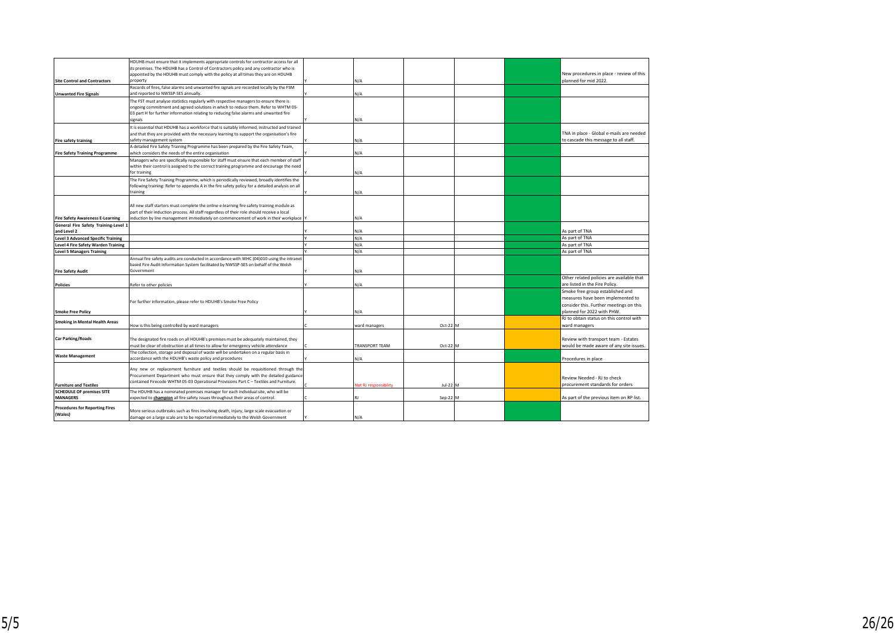| | | | | | | | | |
|---|---|---|---|---|---|---|---|---|
| Site Control and Contractors | HDUHB must ensure that it implements appropriate controls for contractor access for all its premises. The HDUHB has a Control of Contractors policy and any contractor who is appointed by the HDUHB must comply with the policy at all times they are on HDUHB property | Y | N/A | | | | | New procedures in place - review of this planned for mid 2022. |
| Unwanted Fire Signals | Records of fires, false alarms and unwanted fire signals are recorded locally by the FSM and reported to NWSSP-SES annually. | Y | N/A | | | | | |
| | The FST must analyse statistics regularly with respective managers to ensure there is ongoing commitment and agreed solutions in which to reduce them. Refer to WHTM 05-03 part H for further information relating to reducing false alarms and unwanted fire signals | Y | N/A | | | | | |
| Fire safety training | It is essential that HDUHB has a workforce that is suitably informed, instructed and trained and that they are provided with the necessary learning to support the organisation's fire safety management system | Y | N/A | | | | | TNA in place - Global e-mails are needed to cascade this message to all staff. |
| Fire Safety Training Programme | A detailed Fire Safety Training Programme has been prepared by the Fire Safety Team, which considers the needs of the entire organisation | Y | N/A | | | | | |
| | Managers who are specifically responsible for staff must ensure that each member of staff within their control is assigned to the correct training programme and encourage the need for training | Y | N/A | | | | | |
| | The Fire Safety Training Programme, which is periodically reviewed, broadly identifies the following training: Refer to appendix A in the fire safety policy for a detailed analysis on all training | Y | N/A | | | | | |
| Fire Safety Awareness E-Learning | All new staff starters must complete the online e-learning fire safety training module as part of their induction process. All staff regardless of their role should receive a local induction by line management immediately on commencement of work in their workplace | Y | N/A | | | | | |
| General Fire Safety Training-Level 1 and Level 2 | | Y | N/A | | | | | As part of TNA |
| Level 3 Advanced Specific Training | | Y | N/A | | | | | As part of TNA |
| Level 4 Fire Safety Warden Training | | Y | N/A | | | | | As part of TNA |
| Level 5 Managers Training | | Y | N/A | | | | | As part of TNA |
| Fire Safety Audit | Annual fire safety audits are conducted in accordance with WHC (04)010 using the intranet based Fire Audit Information System facilitated by NWSSP-SES on behalf of the Welsh Government | Y | N/A | | | | | |
| Policies | Refer to other policies | Y | N/A | | | | | Other related policies are available that are listed in the Fire Policy. |
| Smoke Free Policy | For further information, please refer to HDUHB's Smoke Free Policy | Y | N/A | | | | | Smoke free group established and measures have been implemented to consider this. Further meetings on this planned for 2022 with PHW. |
| Smoking in Mental Health Areas | How is this being controlled by ward managers | C | ward managers | Oct-22 | M | | | RJ to obtain status on this control with ward managers |
| Car Parking/Roads | The designated fire roads on all HDUHB's premises must be adequately maintained, they must be clear of obstruction at all times to allow for emergency vehicle attendance | C | TRANSPORT TEAM | Oct-22 | M | | | Review with transport team - Estates would be made aware of any site issues. |
| Waste Management | The collection, storage and disposal of waste will be undertaken on a regular basis in accordance with the HDUHB's waste policy and procedures | Y | N/A | | | | | Procedures in place |
| Furniture and Textiles | Any new or replacement furniture and textiles should be requisitioned through the Procurement Department who must ensure that they comply with the detailed guidance contained Firecode WHTM 05-03 Operational Provisions Part C – Textiles and Furniture. | C | Not RJ responsibility | Jul-22 | M | | | Review Needed - RJ to check procurement standards for orders |
| SCHEDULE OF premises SITE MANAGERS | The HDUHB has a nominated premises manager for each individual site, who will be expected to **champion** all fire safety issues throughout their areas of control. | C | RJ | Sep-22 | M | | | As part of the previous item on RP list. |
| Procedures for Reporting Fires (Wales) | More serious outbreaks such as fires involving death, injury, large scale evacuation or damage on a large scale are to be reported immediately to the Welsh Government | Y | N/A | | | | | |